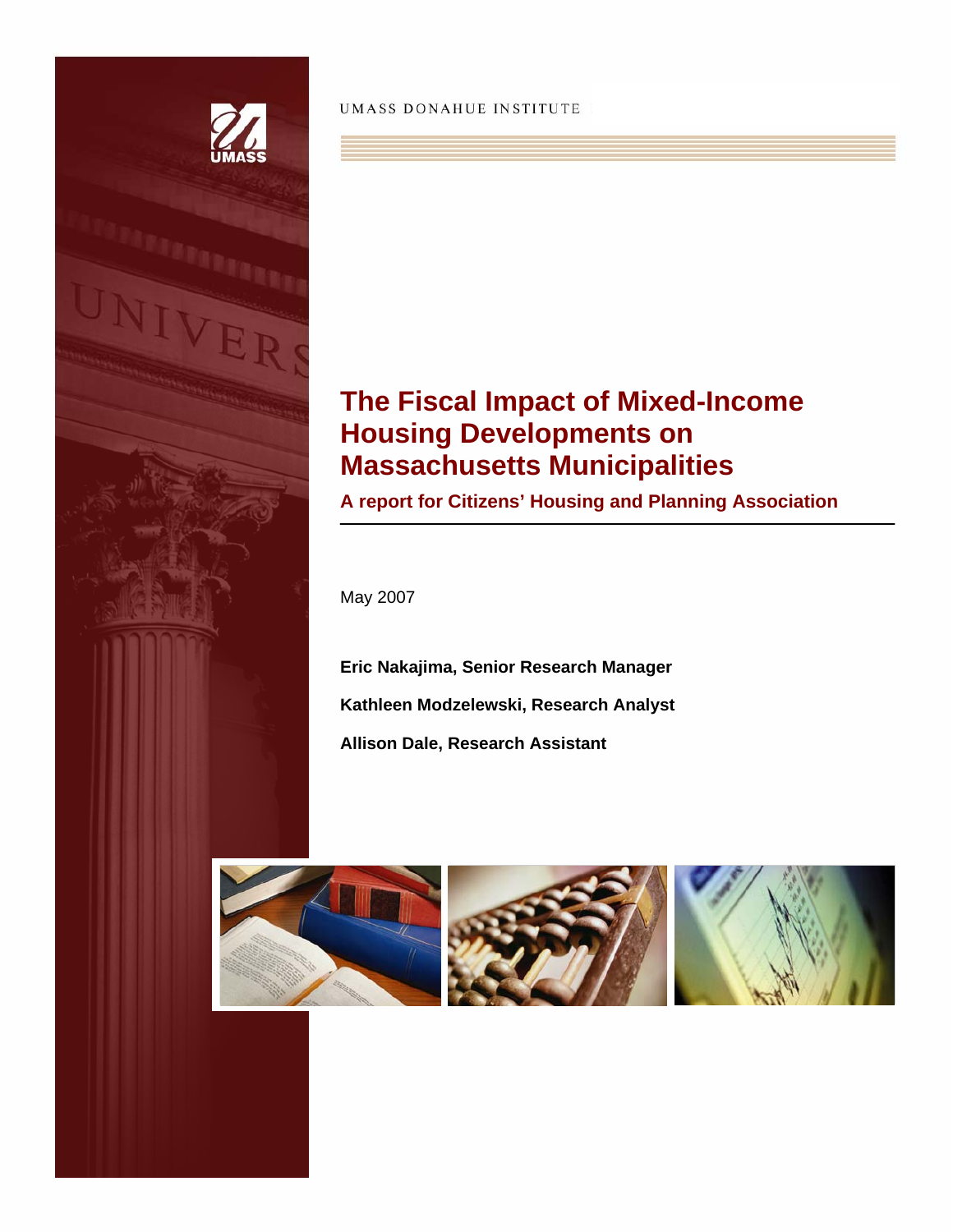UMASS DONAHUE INSTITUTE

# The Fiscal Impact of Mixed-Income Housing Developments on Massachusetts Municipalities

## A report for Citizens' Housing and Planning Association

May 2007

**Eric Nakajima, Senior Research Manager**

**Kathleen Modzelewski, Research Analyst**

**Allison Dale, Research Assistant**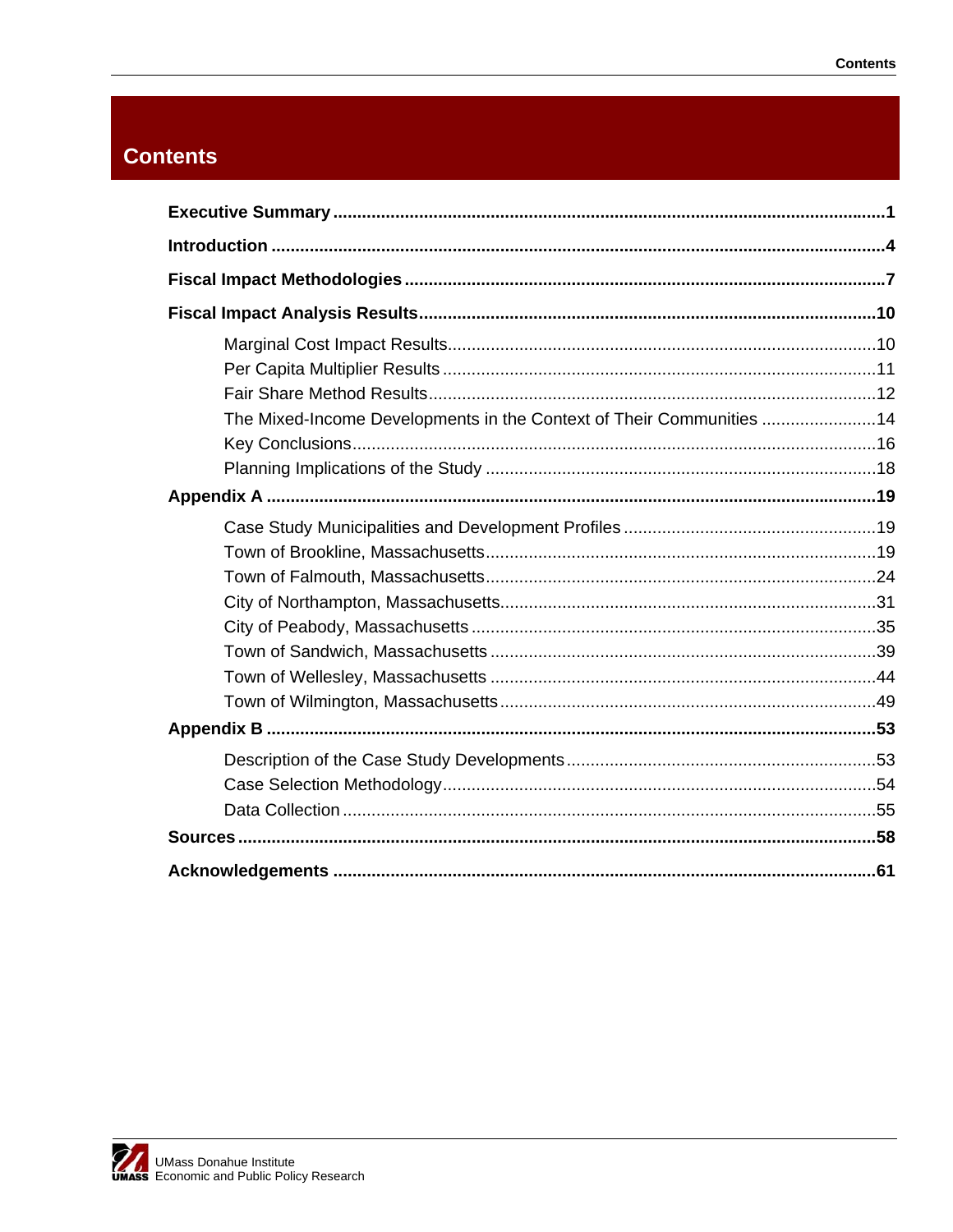# Contents

**Executive Summary** .......... **1**

**Introduction** .......... **4**

**Fiscal Impact Methodologies** .......... **7**

**Fiscal Impact Analysis Results** .......... **10**

- Marginal Cost Impact Results .......... 10
- Per Capita Multiplier Results .......... 11
- Fair Share Method Results .......... 12
- The Mixed-Income Developments in the Context of Their Communities .......... 14
- Key Conclusions .......... 16
- Planning Implications of the Study .......... 18

**Appendix A** .......... **19**

- Case Study Municipalities and Development Profiles .......... 19
- Town of Brookline, Massachusetts .......... 19
- Town of Falmouth, Massachusetts .......... 24
- City of Northampton, Massachusetts .......... 31
- City of Peabody, Massachusetts .......... 35
- Town of Sandwich, Massachusetts .......... 39
- Town of Wellesley, Massachusetts .......... 44
- Town of Wilmington, Massachusetts .......... 49

**Appendix B** .......... **53**

- Description of the Case Study Developments .......... 53
- Case Selection Methodology .......... 54
- Data Collection .......... 55

**Sources** .......... **58**

**Acknowledgements** .......... **61**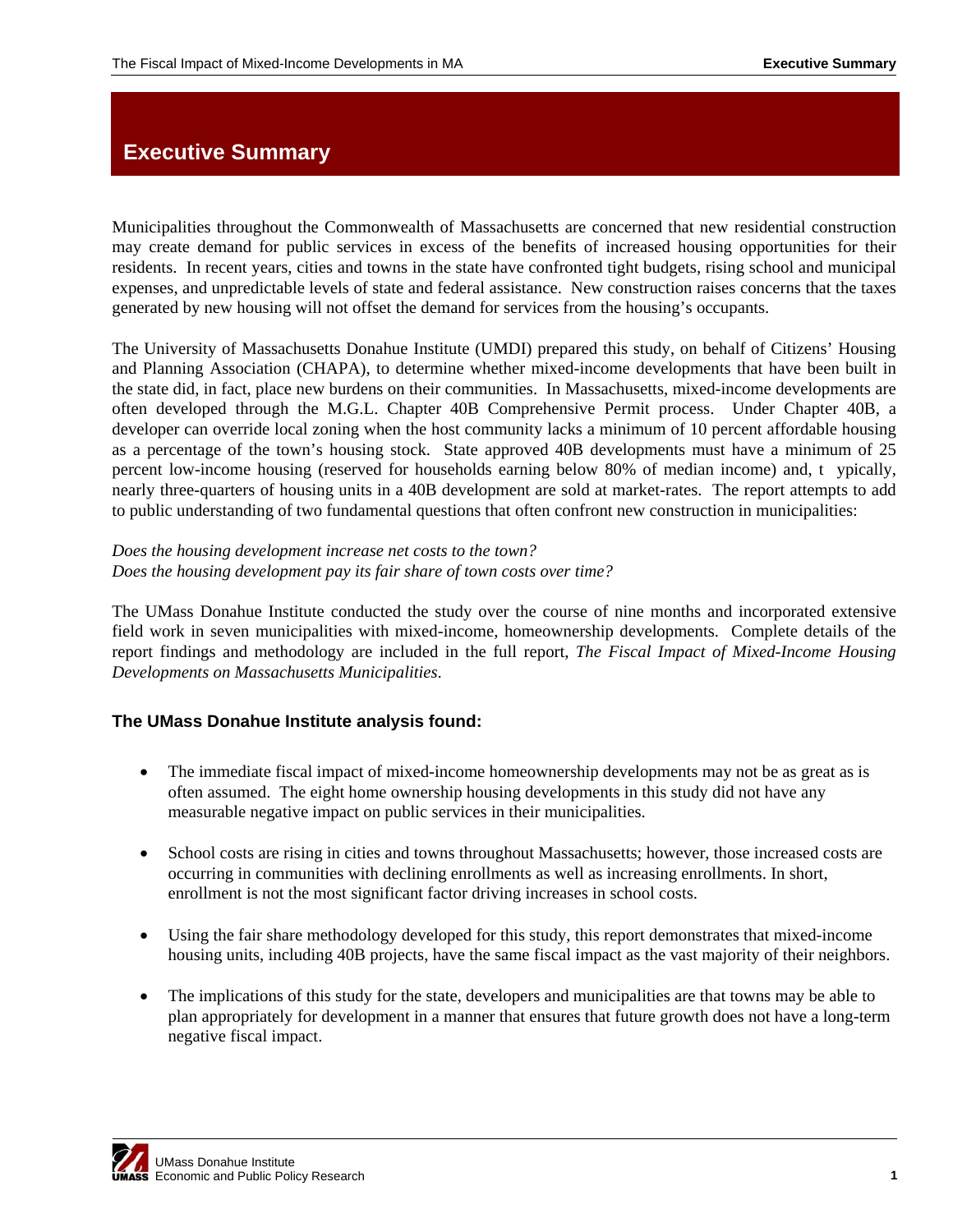# Executive Summary

Municipalities throughout the Commonwealth of Massachusetts are concerned that new residential construction may create demand for public services in excess of the benefits of increased housing opportunities for their residents. In recent years, cities and towns in the state have confronted tight budgets, rising school and municipal expenses, and unpredictable levels of state and federal assistance. New construction raises concerns that the taxes generated by new housing will not offset the demand for services from the housing's occupants.

The University of Massachusetts Donahue Institute (UMDI) prepared this study, on behalf of Citizens' Housing and Planning Association (CHAPA), to determine whether mixed-income developments that have been built in the state did, in fact, place new burdens on their communities. In Massachusetts, mixed-income developments are often developed through the M.G.L. Chapter 40B Comprehensive Permit process. Under Chapter 40B, a developer can override local zoning when the host community lacks a minimum of 10 percent affordable housing as a percentage of the town's housing stock. State approved 40B developments must have a minimum of 25 percent low-income housing (reserved for households earning below 80% of median income) and, t ypically, nearly three-quarters of housing units in a 40B development are sold at market-rates. The report attempts to add to public understanding of two fundamental questions that often confront new construction in municipalities:

*Does the housing development increase net costs to the town?*
*Does the housing development pay its fair share of town costs over time?*

The UMass Donahue Institute conducted the study over the course of nine months and incorporated extensive field work in seven municipalities with mixed-income, homeownership developments. Complete details of the report findings and methodology are included in the full report, *The Fiscal Impact of Mixed-Income Housing Developments on Massachusetts Municipalities*.

### The UMass Donahue Institute analysis found:

- The immediate fiscal impact of mixed-income homeownership developments may not be as great as is often assumed. The eight home ownership housing developments in this study did not have any measurable negative impact on public services in their municipalities.

- School costs are rising in cities and towns throughout Massachusetts; however, those increased costs are occurring in communities with declining enrollments as well as increasing enrollments. In short, enrollment is not the most significant factor driving increases in school costs.

- Using the fair share methodology developed for this study, this report demonstrates that mixed-income housing units, including 40B projects, have the same fiscal impact as the vast majority of their neighbors.

- The implications of this study for the state, developers and municipalities are that towns may be able to plan appropriately for development in a manner that ensures that future growth does not have a long-term negative fiscal impact.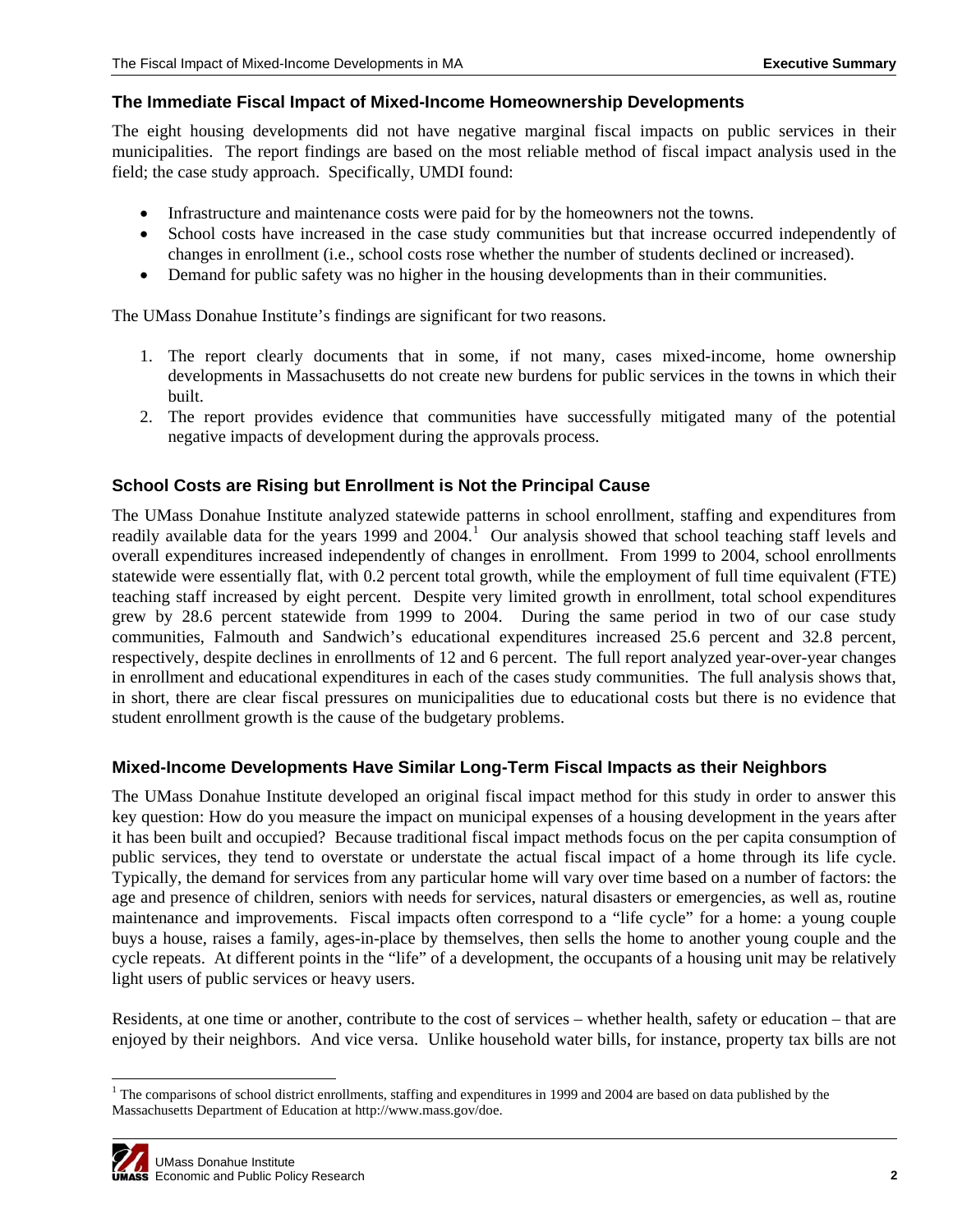### The Immediate Fiscal Impact of Mixed-Income Homeownership Developments

The eight housing developments did not have negative marginal fiscal impacts on public services in their municipalities. The report findings are based on the most reliable method of fiscal impact analysis used in the field; the case study approach. Specifically, UMDI found:

- Infrastructure and maintenance costs were paid for by the homeowners not the towns.
- School costs have increased in the case study communities but that increase occurred independently of changes in enrollment (i.e., school costs rose whether the number of students declined or increased).
- Demand for public safety was no higher in the housing developments than in their communities.

The UMass Donahue Institute's findings are significant for two reasons.

1. The report clearly documents that in some, if not many, cases mixed-income, home ownership developments in Massachusetts do not create new burdens for public services in the towns in which their built.
2. The report provides evidence that communities have successfully mitigated many of the potential negative impacts of development during the approvals process.

### School Costs are Rising but Enrollment is Not the Principal Cause

The UMass Donahue Institute analyzed statewide patterns in school enrollment, staffing and expenditures from readily available data for the years 1999 and 2004.[1] Our analysis showed that school teaching staff levels and overall expenditures increased independently of changes in enrollment. From 1999 to 2004, school enrollments statewide were essentially flat, with 0.2 percent total growth, while the employment of full time equivalent (FTE) teaching staff increased by eight percent. Despite very limited growth in enrollment, total school expenditures grew by 28.6 percent statewide from 1999 to 2004. During the same period in two of our case study communities, Falmouth and Sandwich's educational expenditures increased 25.6 percent and 32.8 percent, respectively, despite declines in enrollments of 12 and 6 percent. The full report analyzed year-over-year changes in enrollment and educational expenditures in each of the cases study communities. The full analysis shows that, in short, there are clear fiscal pressures on municipalities due to educational costs but there is no evidence that student enrollment growth is the cause of the budgetary problems.

### Mixed-Income Developments Have Similar Long-Term Fiscal Impacts as their Neighbors

The UMass Donahue Institute developed an original fiscal impact method for this study in order to answer this key question: How do you measure the impact on municipal expenses of a housing development in the years after it has been built and occupied? Because traditional fiscal impact methods focus on the per capita consumption of public services, they tend to overstate or understate the actual fiscal impact of a home through its life cycle. Typically, the demand for services from any particular home will vary over time based on a number of factors: the age and presence of children, seniors with needs for services, natural disasters or emergencies, as well as, routine maintenance and improvements. Fiscal impacts often correspond to a "life cycle" for a home: a young couple buys a house, raises a family, ages-in-place by themselves, then sells the home to another young couple and the cycle repeats. At different points in the "life" of a development, the occupants of a housing unit may be relatively light users of public services or heavy users.

Residents, at one time or another, contribute to the cost of services – whether health, safety or education – that are enjoyed by their neighbors. And vice versa. Unlike household water bills, for instance, property tax bills are not

[1] The comparisons of school district enrollments, staffing and expenditures in 1999 and 2004 are based on data published by the Massachusetts Department of Education at http://www.mass.gov/doe.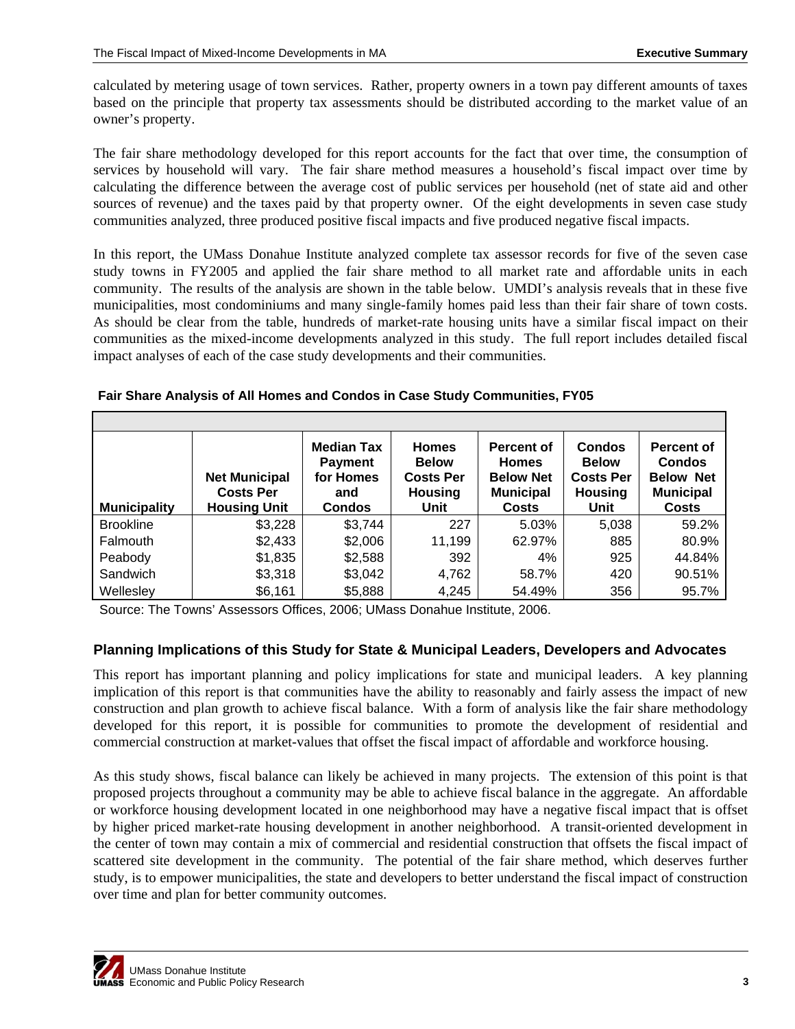calculated by metering usage of town services. Rather, property owners in a town pay different amounts of taxes based on the principle that property tax assessments should be distributed according to the market value of an owner's property.

The fair share methodology developed for this report accounts for the fact that over time, the consumption of services by household will vary. The fair share method measures a household's fiscal impact over time by calculating the difference between the average cost of public services per household (net of state aid and other sources of revenue) and the taxes paid by that property owner. Of the eight developments in seven case study communities analyzed, three produced positive fiscal impacts and five produced negative fiscal impacts.

In this report, the UMass Donahue Institute analyzed complete tax assessor records for five of the seven case study towns in FY2005 and applied the fair share method to all market rate and affordable units in each community. The results of the analysis are shown in the table below. UMDI's analysis reveals that in these five municipalities, most condominiums and many single-family homes paid less than their fair share of town costs. As should be clear from the table, hundreds of market-rate housing units have a similar fiscal impact on their communities as the mixed-income developments analyzed in this study. The full report includes detailed fiscal impact analyses of each of the case study developments and their communities.

**Fair Share Analysis of All Homes and Condos in Case Study Communities, FY05**

| Municipality | Net Municipal Costs Per Housing Unit | Median Tax Payment for Homes and Condos | Homes Below Costs Per Housing Unit | Percent of Homes Below Net Municipal Costs | Condos Below Costs Per Housing Unit | Percent of Condos Below Net Municipal Costs |
|---|---|---|---|---|---|---|
| Brookline | $3,228 | $3,744 | 227 | 5.03% | 5,038 | 59.2% |
| Falmouth | $2,433 | $2,006 | 11,199 | 62.97% | 885 | 80.9% |
| Peabody | $1,835 | $2,588 | 392 | 4% | 925 | 44.84% |
| Sandwich | $3,318 | $3,042 | 4,762 | 58.7% | 420 | 90.51% |
| Wellesley | $6,161 | $5,888 | 4,245 | 54.49% | 356 | 95.7% |

Source: The Towns' Assessors Offices, 2006; UMass Donahue Institute, 2006.

### Planning Implications of this Study for State & Municipal Leaders, Developers and Advocates

This report has important planning and policy implications for state and municipal leaders. A key planning implication of this report is that communities have the ability to reasonably and fairly assess the impact of new construction and plan growth to achieve fiscal balance. With a form of analysis like the fair share methodology developed for this report, it is possible for communities to promote the development of residential and commercial construction at market-values that offset the fiscal impact of affordable and workforce housing.

As this study shows, fiscal balance can likely be achieved in many projects. The extension of this point is that proposed projects throughout a community may be able to achieve fiscal balance in the aggregate. An affordable or workforce housing development located in one neighborhood may have a negative fiscal impact that is offset by higher priced market-rate housing development in another neighborhood. A transit-oriented development in the center of town may contain a mix of commercial and residential construction that offsets the fiscal impact of scattered site development in the community. The potential of the fair share method, which deserves further study, is to empower municipalities, the state and developers to better understand the fiscal impact of construction over time and plan for better community outcomes.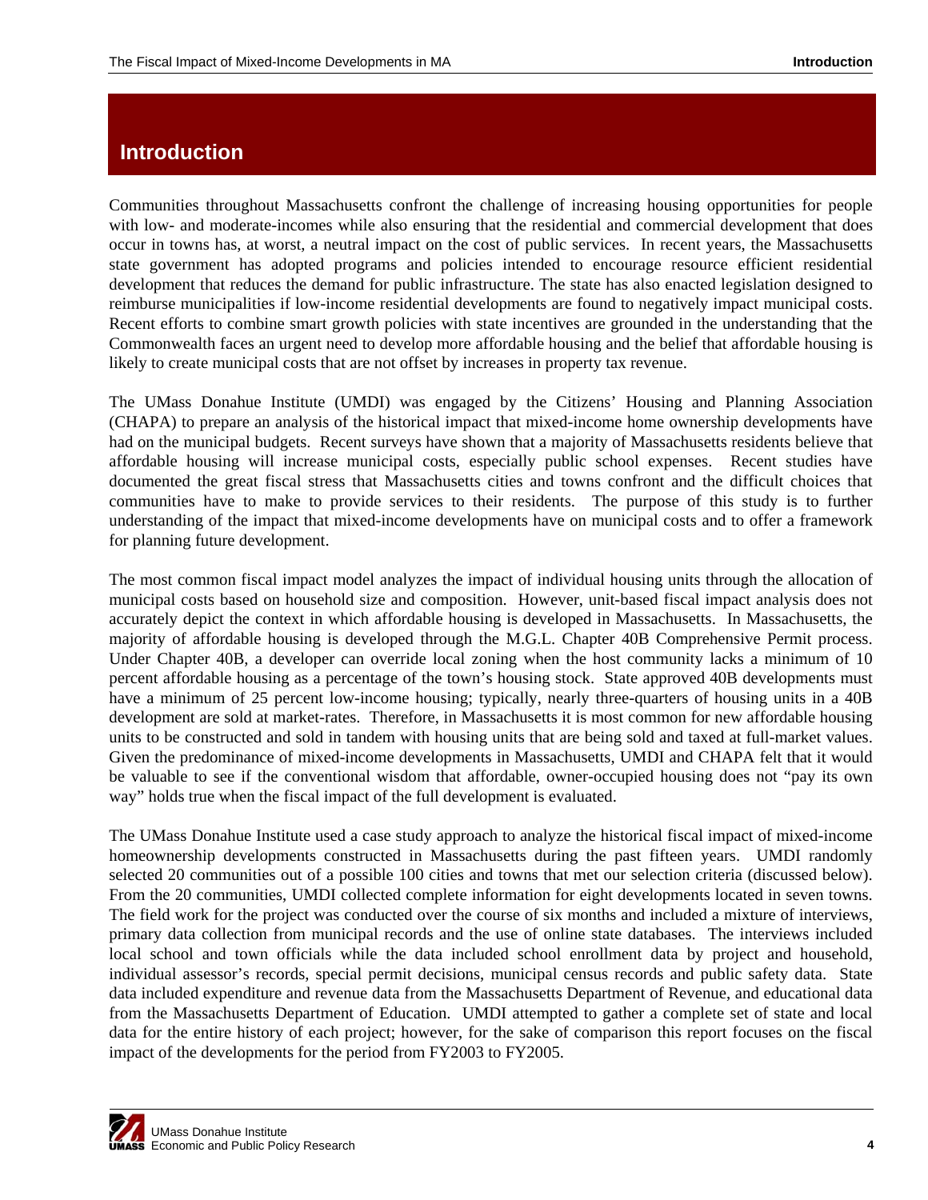# Introduction

Communities throughout Massachusetts confront the challenge of increasing housing opportunities for people with low- and moderate-incomes while also ensuring that the residential and commercial development that does occur in towns has, at worst, a neutral impact on the cost of public services. In recent years, the Massachusetts state government has adopted programs and policies intended to encourage resource efficient residential development that reduces the demand for public infrastructure. The state has also enacted legislation designed to reimburse municipalities if low-income residential developments are found to negatively impact municipal costs. Recent efforts to combine smart growth policies with state incentives are grounded in the understanding that the Commonwealth faces an urgent need to develop more affordable housing and the belief that affordable housing is likely to create municipal costs that are not offset by increases in property tax revenue.

The UMass Donahue Institute (UMDI) was engaged by the Citizens' Housing and Planning Association (CHAPA) to prepare an analysis of the historical impact that mixed-income home ownership developments have had on the municipal budgets. Recent surveys have shown that a majority of Massachusetts residents believe that affordable housing will increase municipal costs, especially public school expenses. Recent studies have documented the great fiscal stress that Massachusetts cities and towns confront and the difficult choices that communities have to make to provide services to their residents. The purpose of this study is to further understanding of the impact that mixed-income developments have on municipal costs and to offer a framework for planning future development.

The most common fiscal impact model analyzes the impact of individual housing units through the allocation of municipal costs based on household size and composition. However, unit-based fiscal impact analysis does not accurately depict the context in which affordable housing is developed in Massachusetts. In Massachusetts, the majority of affordable housing is developed through the M.G.L. Chapter 40B Comprehensive Permit process. Under Chapter 40B, a developer can override local zoning when the host community lacks a minimum of 10 percent affordable housing as a percentage of the town's housing stock. State approved 40B developments must have a minimum of 25 percent low-income housing; typically, nearly three-quarters of housing units in a 40B development are sold at market-rates. Therefore, in Massachusetts it is most common for new affordable housing units to be constructed and sold in tandem with housing units that are being sold and taxed at full-market values. Given the predominance of mixed-income developments in Massachusetts, UMDI and CHAPA felt that it would be valuable to see if the conventional wisdom that affordable, owner-occupied housing does not "pay its own way" holds true when the fiscal impact of the full development is evaluated.

The UMass Donahue Institute used a case study approach to analyze the historical fiscal impact of mixed-income homeownership developments constructed in Massachusetts during the past fifteen years. UMDI randomly selected 20 communities out of a possible 100 cities and towns that met our selection criteria (discussed below). From the 20 communities, UMDI collected complete information for eight developments located in seven towns. The field work for the project was conducted over the course of six months and included a mixture of interviews, primary data collection from municipal records and the use of online state databases. The interviews included local school and town officials while the data included school enrollment data by project and household, individual assessor's records, special permit decisions, municipal census records and public safety data. State data included expenditure and revenue data from the Massachusetts Department of Revenue, and educational data from the Massachusetts Department of Education. UMDI attempted to gather a complete set of state and local data for the entire history of each project; however, for the sake of comparison this report focuses on the fiscal impact of the developments for the period from FY2003 to FY2005.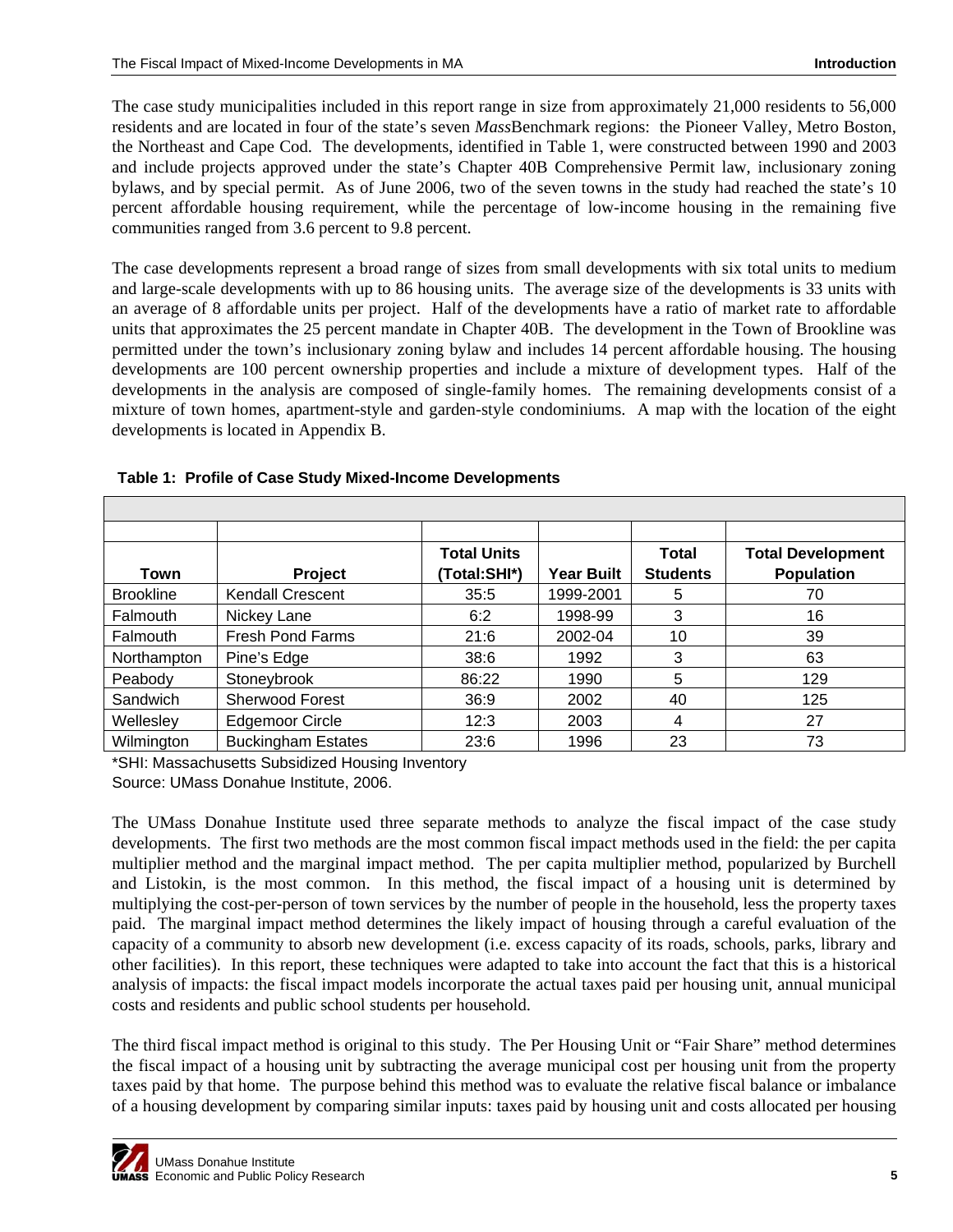The case study municipalities included in this report range in size from approximately 21,000 residents to 56,000 residents and are located in four of the state's seven *Mass*Benchmark regions: the Pioneer Valley, Metro Boston, the Northeast and Cape Cod. The developments, identified in Table 1, were constructed between 1990 and 2003 and include projects approved under the state's Chapter 40B Comprehensive Permit law, inclusionary zoning bylaws, and by special permit. As of June 2006, two of the seven towns in the study had reached the state's 10 percent affordable housing requirement, while the percentage of low-income housing in the remaining five communities ranged from 3.6 percent to 9.8 percent.

The case developments represent a broad range of sizes from small developments with six total units to medium and large-scale developments with up to 86 housing units. The average size of the developments is 33 units with an average of 8 affordable units per project. Half of the developments have a ratio of market rate to affordable units that approximates the 25 percent mandate in Chapter 40B. The development in the Town of Brookline was permitted under the town's inclusionary zoning bylaw and includes 14 percent affordable housing. The housing developments are 100 percent ownership properties and include a mixture of development types. Half of the developments in the analysis are composed of single-family homes. The remaining developments consist of a mixture of town homes, apartment-style and garden-style condominiums. A map with the location of the eight developments is located in Appendix B.

**Table 1: Profile of Case Study Mixed-Income Developments**

| Town | Project | Total Units (Total:SHI*) | Year Built | Total Students | Total Development Population |
|---|---|---|---|---|---|
| Brookline | Kendall Crescent | 35:5 | 1999-2001 | 5 | 70 |
| Falmouth | Nickey Lane | 6:2 | 1998-99 | 3 | 16 |
| Falmouth | Fresh Pond Farms | 21:6 | 2002-04 | 10 | 39 |
| Northampton | Pine's Edge | 38:6 | 1992 | 3 | 63 |
| Peabody | Stoneybrook | 86:22 | 1990 | 5 | 129 |
| Sandwich | Sherwood Forest | 36:9 | 2002 | 40 | 125 |
| Wellesley | Edgemoor Circle | 12:3 | 2003 | 4 | 27 |
| Wilmington | Buckingham Estates | 23:6 | 1996 | 23 | 73 |

*SHI: Massachusetts Subsidized Housing Inventory
Source: UMass Donahue Institute, 2006.

The UMass Donahue Institute used three separate methods to analyze the fiscal impact of the case study developments. The first two methods are the most common fiscal impact methods used in the field: the per capita multiplier method and the marginal impact method. The per capita multiplier method, popularized by Burchell and Listokin, is the most common. In this method, the fiscal impact of a housing unit is determined by multiplying the cost-per-person of town services by the number of people in the household, less the property taxes paid. The marginal impact method determines the likely impact of housing through a careful evaluation of the capacity of a community to absorb new development (i.e. excess capacity of its roads, schools, parks, library and other facilities). In this report, these techniques were adapted to take into account the fact that this is a historical analysis of impacts: the fiscal impact models incorporate the actual taxes paid per housing unit, annual municipal costs and residents and public school students per household.

The third fiscal impact method is original to this study. The Per Housing Unit or "Fair Share" method determines the fiscal impact of a housing unit by subtracting the average municipal cost per housing unit from the property taxes paid by that home. The purpose behind this method was to evaluate the relative fiscal balance or imbalance of a housing development by comparing similar inputs: taxes paid by housing unit and costs allocated per housing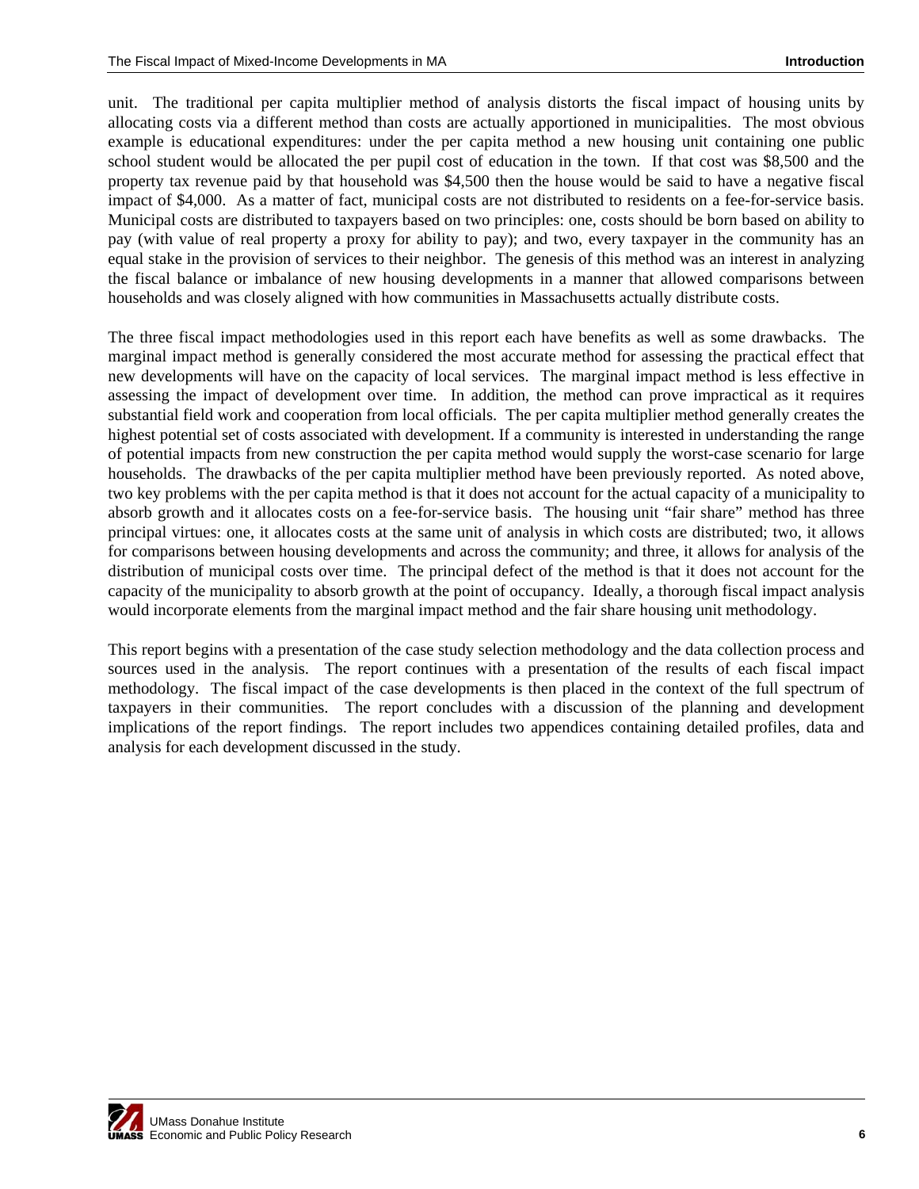unit. The traditional per capita multiplier method of analysis distorts the fiscal impact of housing units by allocating costs via a different method than costs are actually apportioned in municipalities. The most obvious example is educational expenditures: under the per capita method a new housing unit containing one public school student would be allocated the per pupil cost of education in the town. If that cost was $8,500 and the property tax revenue paid by that household was $4,500 then the house would be said to have a negative fiscal impact of $4,000. As a matter of fact, municipal costs are not distributed to residents on a fee-for-service basis. Municipal costs are distributed to taxpayers based on two principles: one, costs should be born based on ability to pay (with value of real property a proxy for ability to pay); and two, every taxpayer in the community has an equal stake in the provision of services to their neighbor. The genesis of this method was an interest in analyzing the fiscal balance or imbalance of new housing developments in a manner that allowed comparisons between households and was closely aligned with how communities in Massachusetts actually distribute costs.

The three fiscal impact methodologies used in this report each have benefits as well as some drawbacks. The marginal impact method is generally considered the most accurate method for assessing the practical effect that new developments will have on the capacity of local services. The marginal impact method is less effective in assessing the impact of development over time. In addition, the method can prove impractical as it requires substantial field work and cooperation from local officials. The per capita multiplier method generally creates the highest potential set of costs associated with development. If a community is interested in understanding the range of potential impacts from new construction the per capita method would supply the worst-case scenario for large households. The drawbacks of the per capita multiplier method have been previously reported. As noted above, two key problems with the per capita method is that it does not account for the actual capacity of a municipality to absorb growth and it allocates costs on a fee-for-service basis. The housing unit "fair share" method has three principal virtues: one, it allocates costs at the same unit of analysis in which costs are distributed; two, it allows for comparisons between housing developments and across the community; and three, it allows for analysis of the distribution of municipal costs over time. The principal defect of the method is that it does not account for the capacity of the municipality to absorb growth at the point of occupancy. Ideally, a thorough fiscal impact analysis would incorporate elements from the marginal impact method and the fair share housing unit methodology.

This report begins with a presentation of the case study selection methodology and the data collection process and sources used in the analysis. The report continues with a presentation of the results of each fiscal impact methodology. The fiscal impact of the case developments is then placed in the context of the full spectrum of taxpayers in their communities. The report concludes with a discussion of the planning and development implications of the report findings. The report includes two appendices containing detailed profiles, data and analysis for each development discussed in the study.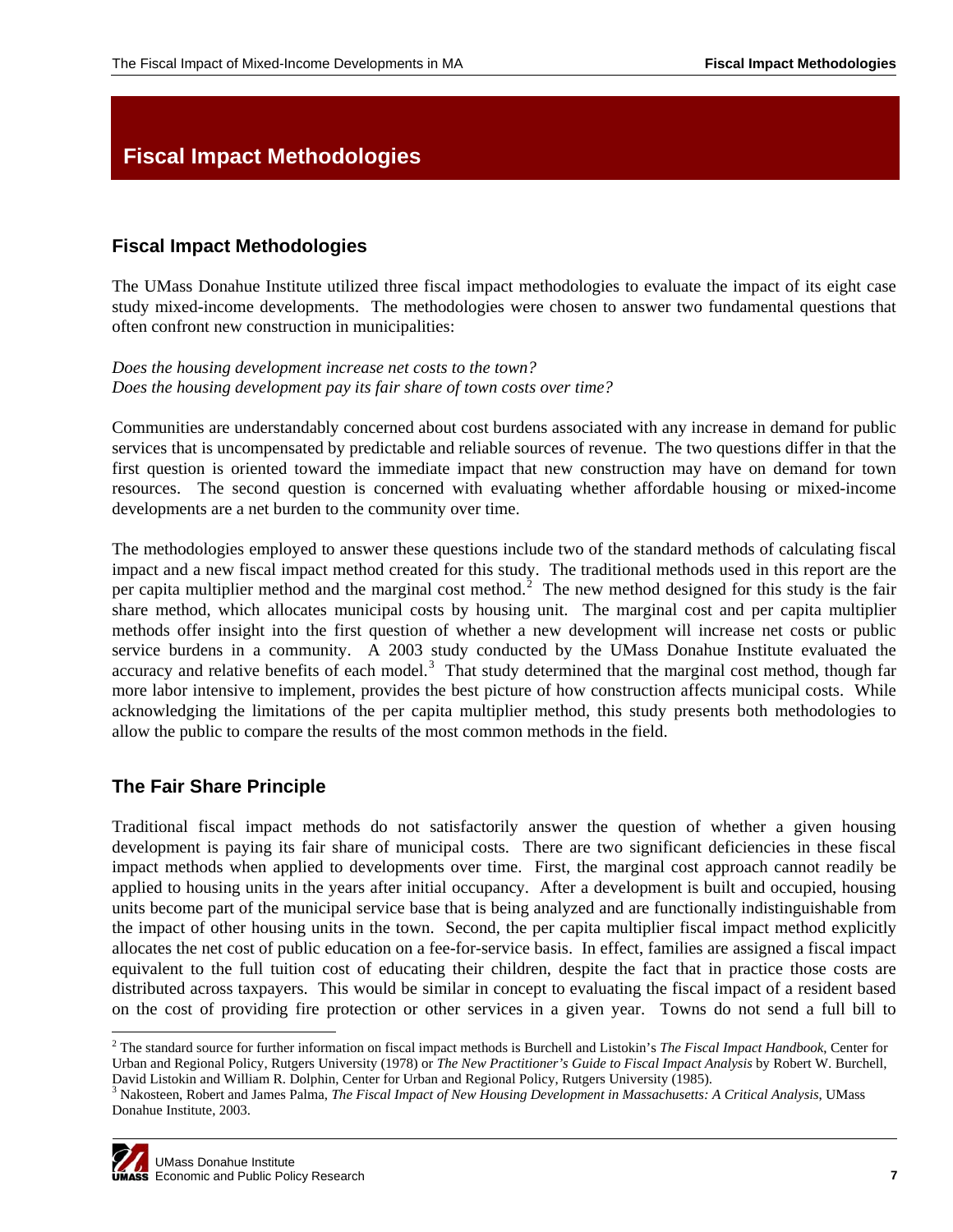# Fiscal Impact Methodologies

## Fiscal Impact Methodologies

The UMass Donahue Institute utilized three fiscal impact methodologies to evaluate the impact of its eight case study mixed-income developments. The methodologies were chosen to answer two fundamental questions that often confront new construction in municipalities:

*Does the housing development increase net costs to the town?*
*Does the housing development pay its fair share of town costs over time?*

Communities are understandably concerned about cost burdens associated with any increase in demand for public services that is uncompensated by predictable and reliable sources of revenue. The two questions differ in that the first question is oriented toward the immediate impact that new construction may have on demand for town resources. The second question is concerned with evaluating whether affordable housing or mixed-income developments are a net burden to the community over time.

The methodologies employed to answer these questions include two of the standard methods of calculating fiscal impact and a new fiscal impact method created for this study. The traditional methods used in this report are the per capita multiplier method and the marginal cost method.[2] The new method designed for this study is the fair share method, which allocates municipal costs by housing unit. The marginal cost and per capita multiplier methods offer insight into the first question of whether a new development will increase net costs or public service burdens in a community. A 2003 study conducted by the UMass Donahue Institute evaluated the accuracy and relative benefits of each model.[3] That study determined that the marginal cost method, though far more labor intensive to implement, provides the best picture of how construction affects municipal costs. While acknowledging the limitations of the per capita multiplier method, this study presents both methodologies to allow the public to compare the results of the most common methods in the field.

## The Fair Share Principle

Traditional fiscal impact methods do not satisfactorily answer the question of whether a given housing development is paying its fair share of municipal costs. There are two significant deficiencies in these fiscal impact methods when applied to developments over time. First, the marginal cost approach cannot readily be applied to housing units in the years after initial occupancy. After a development is built and occupied, housing units become part of the municipal service base that is being analyzed and are functionally indistinguishable from the impact of other housing units in the town. Second, the per capita multiplier fiscal impact method explicitly allocates the net cost of public education on a fee-for-service basis. In effect, families are assigned a fiscal impact equivalent to the full tuition cost of educating their children, despite the fact that in practice those costs are distributed across taxpayers. This would be similar in concept to evaluating the fiscal impact of a resident based on the cost of providing fire protection or other services in a given year. Towns do not send a full bill to

[2] The standard source for further information on fiscal impact methods is Burchell and Listokin's *The Fiscal Impact Handbook*, Center for Urban and Regional Policy, Rutgers University (1978) or *The New Practitioner's Guide to Fiscal Impact Analysis* by Robert W. Burchell, David Listokin and William R. Dolphin, Center for Urban and Regional Policy, Rutgers University (1985).

[3] Nakosteen, Robert and James Palma, *The Fiscal Impact of New Housing Development in Massachusetts: A Critical Analysis*, UMass Donahue Institute, 2003.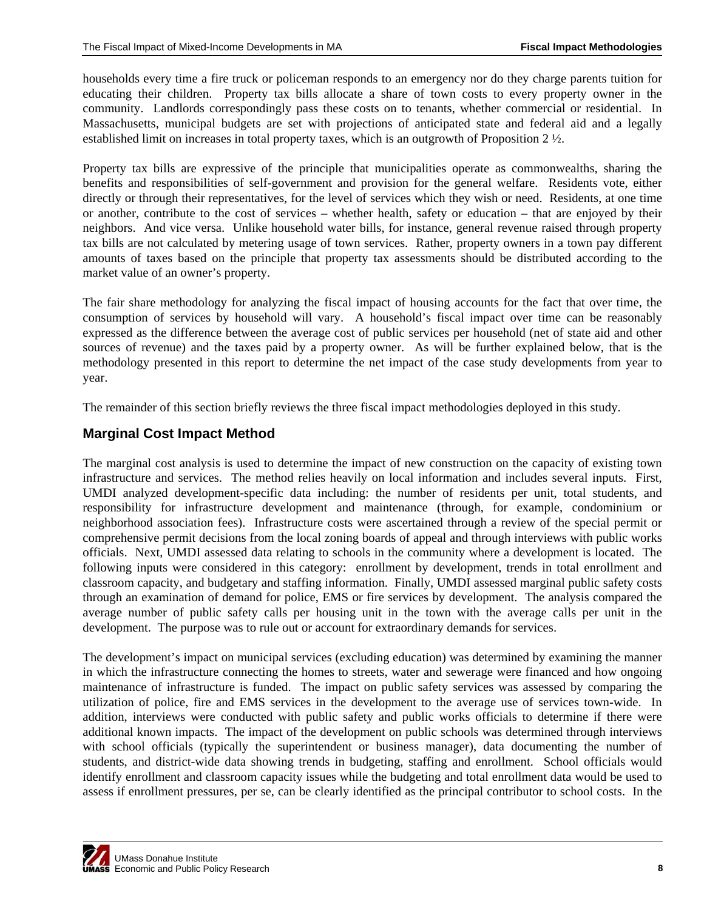households every time a fire truck or policeman responds to an emergency nor do they charge parents tuition for educating their children. Property tax bills allocate a share of town costs to every property owner in the community. Landlords correspondingly pass these costs on to tenants, whether commercial or residential. In Massachusetts, municipal budgets are set with projections of anticipated state and federal aid and a legally established limit on increases in total property taxes, which is an outgrowth of Proposition 2 ½.

Property tax bills are expressive of the principle that municipalities operate as commonwealths, sharing the benefits and responsibilities of self-government and provision for the general welfare. Residents vote, either directly or through their representatives, for the level of services which they wish or need. Residents, at one time or another, contribute to the cost of services – whether health, safety or education – that are enjoyed by their neighbors. And vice versa. Unlike household water bills, for instance, general revenue raised through property tax bills are not calculated by metering usage of town services. Rather, property owners in a town pay different amounts of taxes based on the principle that property tax assessments should be distributed according to the market value of an owner's property.

The fair share methodology for analyzing the fiscal impact of housing accounts for the fact that over time, the consumption of services by household will vary. A household's fiscal impact over time can be reasonably expressed as the difference between the average cost of public services per household (net of state aid and other sources of revenue) and the taxes paid by a property owner. As will be further explained below, that is the methodology presented in this report to determine the net impact of the case study developments from year to year.

The remainder of this section briefly reviews the three fiscal impact methodologies deployed in this study.

## Marginal Cost Impact Method

The marginal cost analysis is used to determine the impact of new construction on the capacity of existing town infrastructure and services. The method relies heavily on local information and includes several inputs. First, UMDI analyzed development-specific data including: the number of residents per unit, total students, and responsibility for infrastructure development and maintenance (through, for example, condominium or neighborhood association fees). Infrastructure costs were ascertained through a review of the special permit or comprehensive permit decisions from the local zoning boards of appeal and through interviews with public works officials. Next, UMDI assessed data relating to schools in the community where a development is located. The following inputs were considered in this category: enrollment by development, trends in total enrollment and classroom capacity, and budgetary and staffing information. Finally, UMDI assessed marginal public safety costs through an examination of demand for police, EMS or fire services by development. The analysis compared the average number of public safety calls per housing unit in the town with the average calls per unit in the development. The purpose was to rule out or account for extraordinary demands for services.

The development's impact on municipal services (excluding education) was determined by examining the manner in which the infrastructure connecting the homes to streets, water and sewerage were financed and how ongoing maintenance of infrastructure is funded. The impact on public safety services was assessed by comparing the utilization of police, fire and EMS services in the development to the average use of services town-wide. In addition, interviews were conducted with public safety and public works officials to determine if there were additional known impacts. The impact of the development on public schools was determined through interviews with school officials (typically the superintendent or business manager), data documenting the number of students, and district-wide data showing trends in budgeting, staffing and enrollment. School officials would identify enrollment and classroom capacity issues while the budgeting and total enrollment data would be used to assess if enrollment pressures, per se, can be clearly identified as the principal contributor to school costs. In the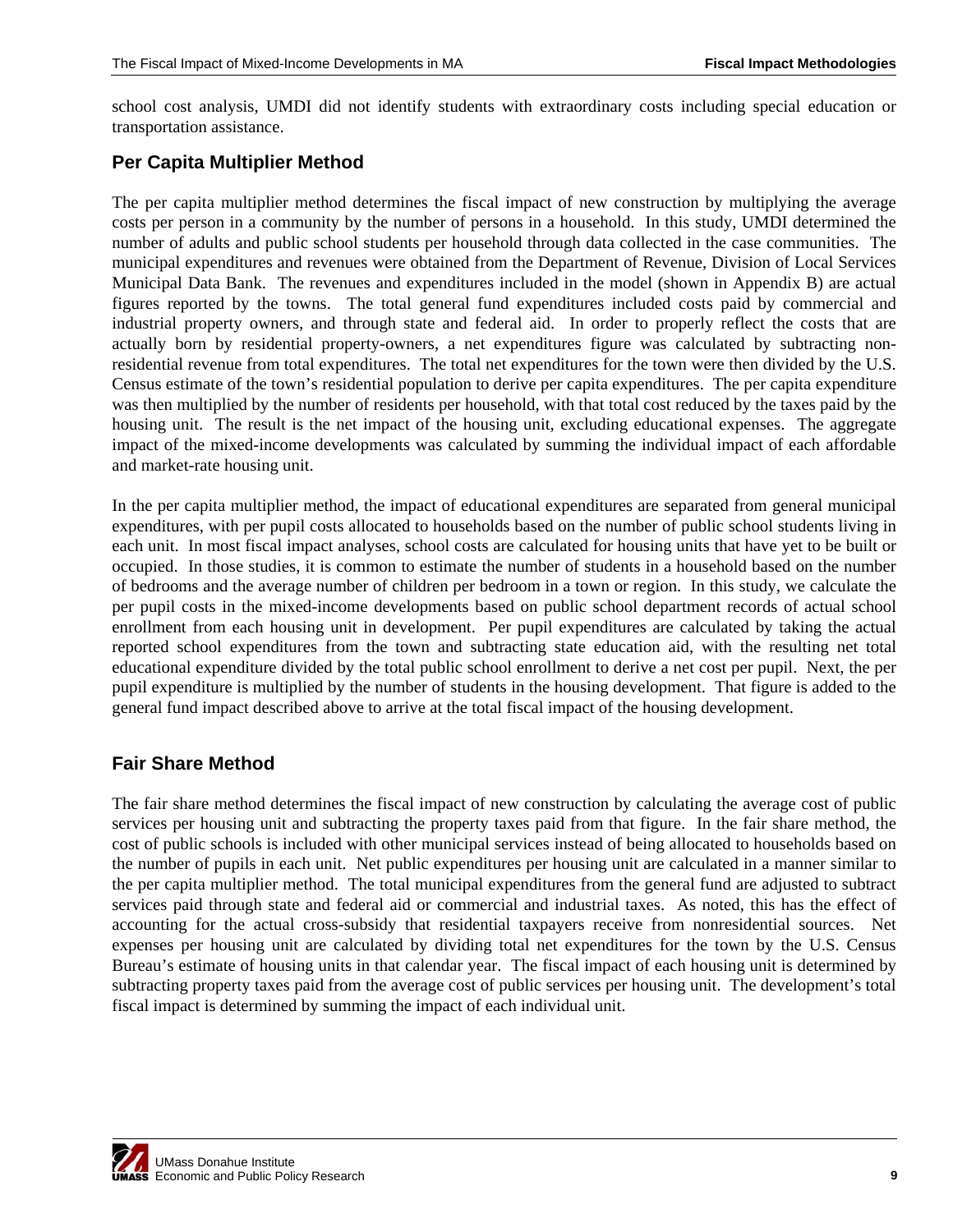school cost analysis, UMDI did not identify students with extraordinary costs including special education or transportation assistance.

## Per Capita Multiplier Method

The per capita multiplier method determines the fiscal impact of new construction by multiplying the average costs per person in a community by the number of persons in a household. In this study, UMDI determined the number of adults and public school students per household through data collected in the case communities. The municipal expenditures and revenues were obtained from the Department of Revenue, Division of Local Services Municipal Data Bank. The revenues and expenditures included in the model (shown in Appendix B) are actual figures reported by the towns. The total general fund expenditures included costs paid by commercial and industrial property owners, and through state and federal aid. In order to properly reflect the costs that are actually born by residential property-owners, a net expenditures figure was calculated by subtracting non-residential revenue from total expenditures. The total net expenditures for the town were then divided by the U.S. Census estimate of the town's residential population to derive per capita expenditures. The per capita expenditure was then multiplied by the number of residents per household, with that total cost reduced by the taxes paid by the housing unit. The result is the net impact of the housing unit, excluding educational expenses. The aggregate impact of the mixed-income developments was calculated by summing the individual impact of each affordable and market-rate housing unit.

In the per capita multiplier method, the impact of educational expenditures are separated from general municipal expenditures, with per pupil costs allocated to households based on the number of public school students living in each unit. In most fiscal impact analyses, school costs are calculated for housing units that have yet to be built or occupied. In those studies, it is common to estimate the number of students in a household based on the number of bedrooms and the average number of children per bedroom in a town or region. In this study, we calculate the per pupil costs in the mixed-income developments based on public school department records of actual school enrollment from each housing unit in development. Per pupil expenditures are calculated by taking the actual reported school expenditures from the town and subtracting state education aid, with the resulting net total educational expenditure divided by the total public school enrollment to derive a net cost per pupil. Next, the per pupil expenditure is multiplied by the number of students in the housing development. That figure is added to the general fund impact described above to arrive at the total fiscal impact of the housing development.

## Fair Share Method

The fair share method determines the fiscal impact of new construction by calculating the average cost of public services per housing unit and subtracting the property taxes paid from that figure. In the fair share method, the cost of public schools is included with other municipal services instead of being allocated to households based on the number of pupils in each unit. Net public expenditures per housing unit are calculated in a manner similar to the per capita multiplier method. The total municipal expenditures from the general fund are adjusted to subtract services paid through state and federal aid or commercial and industrial taxes. As noted, this has the effect of accounting for the actual cross-subsidy that residential taxpayers receive from nonresidential sources. Net expenses per housing unit are calculated by dividing total net expenditures for the town by the U.S. Census Bureau's estimate of housing units in that calendar year. The fiscal impact of each housing unit is determined by subtracting property taxes paid from the average cost of public services per housing unit. The development's total fiscal impact is determined by summing the impact of each individual unit.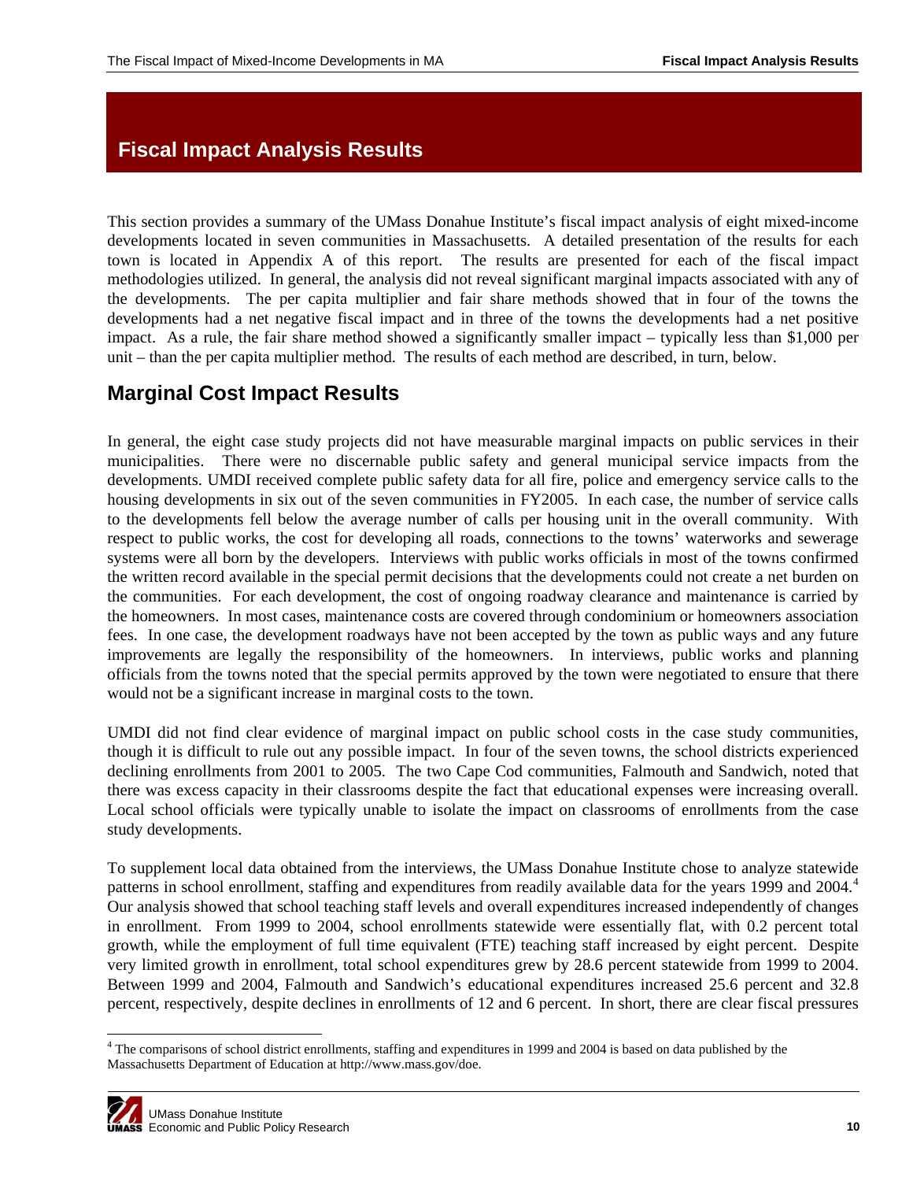# Fiscal Impact Analysis Results

This section provides a summary of the UMass Donahue Institute's fiscal impact analysis of eight mixed-income developments located in seven communities in Massachusetts. A detailed presentation of the results for each town is located in Appendix A of this report. The results are presented for each of the fiscal impact methodologies utilized. In general, the analysis did not reveal significant marginal impacts associated with any of the developments. The per capita multiplier and fair share methods showed that in four of the towns the developments had a net negative fiscal impact and in three of the towns the developments had a net positive impact. As a rule, the fair share method showed a significantly smaller impact – typically less than $1,000 per unit – than the per capita multiplier method. The results of each method are described, in turn, below.

## Marginal Cost Impact Results

In general, the eight case study projects did not have measurable marginal impacts on public services in their municipalities. There were no discernable public safety and general municipal service impacts from the developments. UMDI received complete public safety data for all fire, police and emergency service calls to the housing developments in six out of the seven communities in FY2005. In each case, the number of service calls to the developments fell below the average number of calls per housing unit in the overall community. With respect to public works, the cost for developing all roads, connections to the towns' waterworks and sewerage systems were all born by the developers. Interviews with public works officials in most of the towns confirmed the written record available in the special permit decisions that the developments could not create a net burden on the communities. For each development, the cost of ongoing roadway clearance and maintenance is carried by the homeowners. In most cases, maintenance costs are covered through condominium or homeowners association fees. In one case, the development roadways have not been accepted by the town as public ways and any future improvements are legally the responsibility of the homeowners. In interviews, public works and planning officials from the towns noted that the special permits approved by the town were negotiated to ensure that there would not be a significant increase in marginal costs to the town.

UMDI did not find clear evidence of marginal impact on public school costs in the case study communities, though it is difficult to rule out any possible impact. In four of the seven towns, the school districts experienced declining enrollments from 2001 to 2005. The two Cape Cod communities, Falmouth and Sandwich, noted that there was excess capacity in their classrooms despite the fact that educational expenses were increasing overall. Local school officials were typically unable to isolate the impact on classrooms of enrollments from the case study developments.

To supplement local data obtained from the interviews, the UMass Donahue Institute chose to analyze statewide patterns in school enrollment, staffing and expenditures from readily available data for the years 1999 and 2004.[4] Our analysis showed that school teaching staff levels and overall expenditures increased independently of changes in enrollment. From 1999 to 2004, school enrollments statewide were essentially flat, with 0.2 percent total growth, while the employment of full time equivalent (FTE) teaching staff increased by eight percent. Despite very limited growth in enrollment, total school expenditures grew by 28.6 percent statewide from 1999 to 2004. Between 1999 and 2004, Falmouth and Sandwich's educational expenditures increased 25.6 percent and 32.8 percent, respectively, despite declines in enrollments of 12 and 6 percent. In short, there are clear fiscal pressures

[4] The comparisons of school district enrollments, staffing and expenditures in 1999 and 2004 is based on data published by the Massachusetts Department of Education at http://www.mass.gov/doe.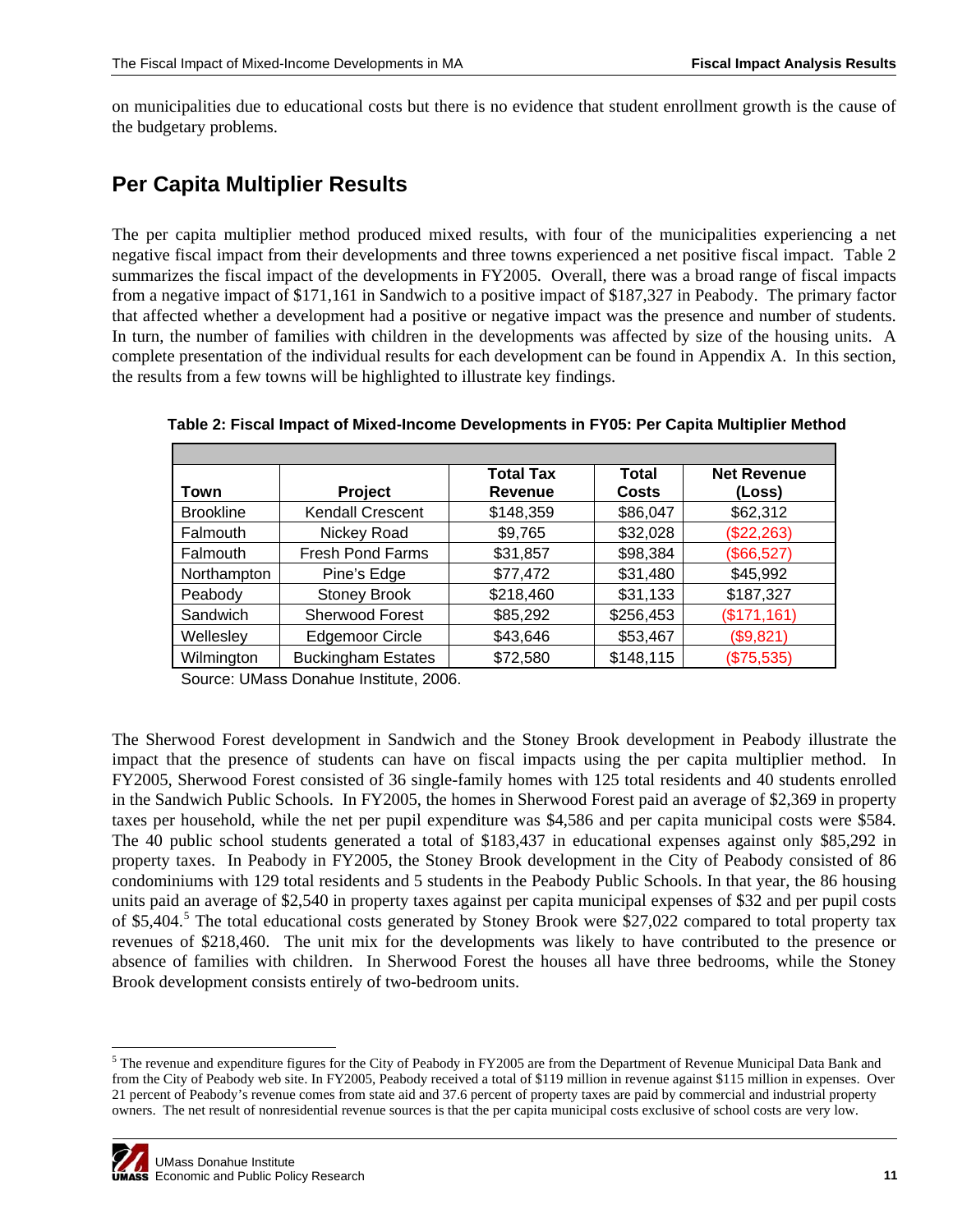on municipalities due to educational costs but there is no evidence that student enrollment growth is the cause of the budgetary problems.

## Per Capita Multiplier Results

The per capita multiplier method produced mixed results, with four of the municipalities experiencing a net negative fiscal impact from their developments and three towns experienced a net positive fiscal impact. Table 2 summarizes the fiscal impact of the developments in FY2005. Overall, there was a broad range of fiscal impacts from a negative impact of $171,161 in Sandwich to a positive impact of $187,327 in Peabody. The primary factor that affected whether a development had a positive or negative impact was the presence and number of students. In turn, the number of families with children in the developments was affected by size of the housing units. A complete presentation of the individual results for each development can be found in Appendix A. In this section, the results from a few towns will be highlighted to illustrate key findings.

**Table 2: Fiscal Impact of Mixed-Income Developments in FY05: Per Capita Multiplier Method**

| Town | Project | Total Tax Revenue | Total Costs | Net Revenue (Loss) |
|---|---|---|---|---|
| Brookline | Kendall Crescent | $148,359 | $86,047 | $62,312 |
| Falmouth | Nickey Road | $9,765 | $32,028 | ($22,263) |
| Falmouth | Fresh Pond Farms | $31,857 | $98,384 | ($66,527) |
| Northampton | Pine's Edge | $77,472 | $31,480 | $45,992 |
| Peabody | Stoney Brook | $218,460 | $31,133 | $187,327 |
| Sandwich | Sherwood Forest | $85,292 | $256,453 | ($171,161) |
| Wellesley | Edgemoor Circle | $43,646 | $53,467 | ($9,821) |
| Wilmington | Buckingham Estates | $72,580 | $148,115 | ($75,535) |

Source: UMass Donahue Institute, 2006.

The Sherwood Forest development in Sandwich and the Stoney Brook development in Peabody illustrate the impact that the presence of students can have on fiscal impacts using the per capita multiplier method. In FY2005, Sherwood Forest consisted of 36 single-family homes with 125 total residents and 40 students enrolled in the Sandwich Public Schools. In FY2005, the homes in Sherwood Forest paid an average of $2,369 in property taxes per household, while the net per pupil expenditure was $4,586 and per capita municipal costs were $584. The 40 public school students generated a total of $183,437 in educational expenses against only $85,292 in property taxes. In Peabody in FY2005, the Stoney Brook development in the City of Peabody consisted of 86 condominiums with 129 total residents and 5 students in the Peabody Public Schools. In that year, the 86 housing units paid an average of $2,540 in property taxes against per capita municipal expenses of $32 and per pupil costs of $5,404.[5] The total educational costs generated by Stoney Brook were $27,022 compared to total property tax revenues of $218,460. The unit mix for the developments was likely to have contributed to the presence or absence of families with children. In Sherwood Forest the houses all have three bedrooms, while the Stoney Brook development consists entirely of two-bedroom units.

[5] The revenue and expenditure figures for the City of Peabody in FY2005 are from the Department of Revenue Municipal Data Bank and from the City of Peabody web site. In FY2005, Peabody received a total of $119 million in revenue against $115 million in expenses. Over 21 percent of Peabody's revenue comes from state aid and 37.6 percent of property taxes are paid by commercial and industrial property owners. The net result of nonresidential revenue sources is that the per capita municipal costs exclusive of school costs are very low.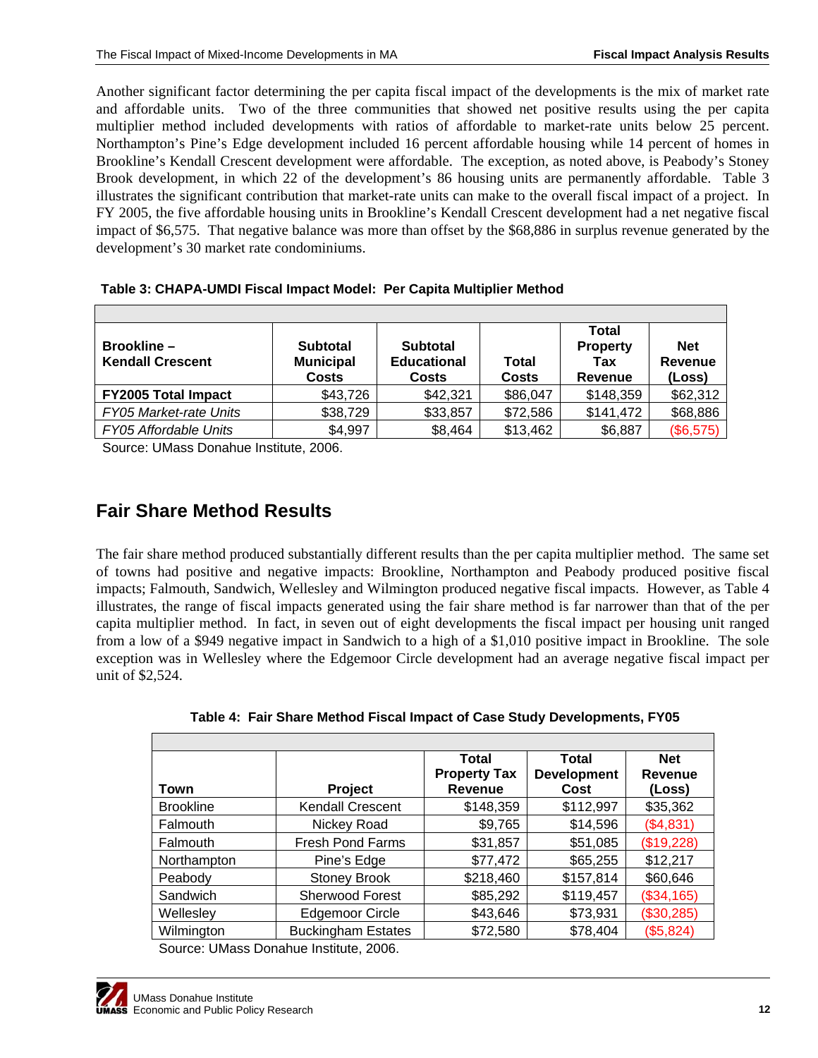Another significant factor determining the per capita fiscal impact of the developments is the mix of market rate and affordable units. Two of the three communities that showed net positive results using the per capita multiplier method included developments with ratios of affordable to market-rate units below 25 percent. Northampton's Pine's Edge development included 16 percent affordable housing while 14 percent of homes in Brookline's Kendall Crescent development were affordable. The exception, as noted above, is Peabody's Stoney Brook development, in which 22 of the development's 86 housing units are permanently affordable. Table 3 illustrates the significant contribution that market-rate units can make to the overall fiscal impact of a project. In FY 2005, the five affordable housing units in Brookline's Kendall Crescent development had a net negative fiscal impact of $6,575. That negative balance was more than offset by the $68,886 in surplus revenue generated by the development's 30 market rate condominiums.

**Table 3: CHAPA-UMDI Fiscal Impact Model: Per Capita Multiplier Method**

| Brookline – Kendall Crescent | Subtotal Municipal Costs | Subtotal Educational Costs | Total Costs | Total Property Tax Revenue | Net Revenue (Loss) |
|---|---|---|---|---|---|
| **FY2005 Total Impact** | $43,726 | $42,321 | $86,047 | $148,359 | $62,312 |
| *FY05 Market-rate Units* | $38,729 | $33,857 | $72,586 | $141,472 | $68,886 |
| *FY05 Affordable Units* | $4,997 | $8,464 | $13,462 | $6,887 | ($6,575) |

Source: UMass Donahue Institute, 2006.

## Fair Share Method Results

The fair share method produced substantially different results than the per capita multiplier method. The same set of towns had positive and negative impacts: Brookline, Northampton and Peabody produced positive fiscal impacts; Falmouth, Sandwich, Wellesley and Wilmington produced negative fiscal impacts. However, as Table 4 illustrates, the range of fiscal impacts generated using the fair share method is far narrower than that of the per capita multiplier method. In fact, in seven out of eight developments the fiscal impact per housing unit ranged from a low of a $949 negative impact in Sandwich to a high of a $1,010 positive impact in Brookline. The sole exception was in Wellesley where the Edgemoor Circle development had an average negative fiscal impact per unit of $2,524.

**Table 4: Fair Share Method Fiscal Impact of Case Study Developments, FY05**

| Town | Project | Total Property Tax Revenue | Total Development Cost | Net Revenue (Loss) |
|---|---|---|---|---|
| Brookline | Kendall Crescent | $148,359 | $112,997 | $35,362 |
| Falmouth | Nickey Road | $9,765 | $14,596 | ($4,831) |
| Falmouth | Fresh Pond Farms | $31,857 | $51,085 | ($19,228) |
| Northampton | Pine's Edge | $77,472 | $65,255 | $12,217 |
| Peabody | Stoney Brook | $218,460 | $157,814 | $60,646 |
| Sandwich | Sherwood Forest | $85,292 | $119,457 | ($34,165) |
| Wellesley | Edgemoor Circle | $43,646 | $73,931 | ($30,285) |
| Wilmington | Buckingham Estates | $72,580 | $78,404 | ($5,824) |

Source: UMass Donahue Institute, 2006.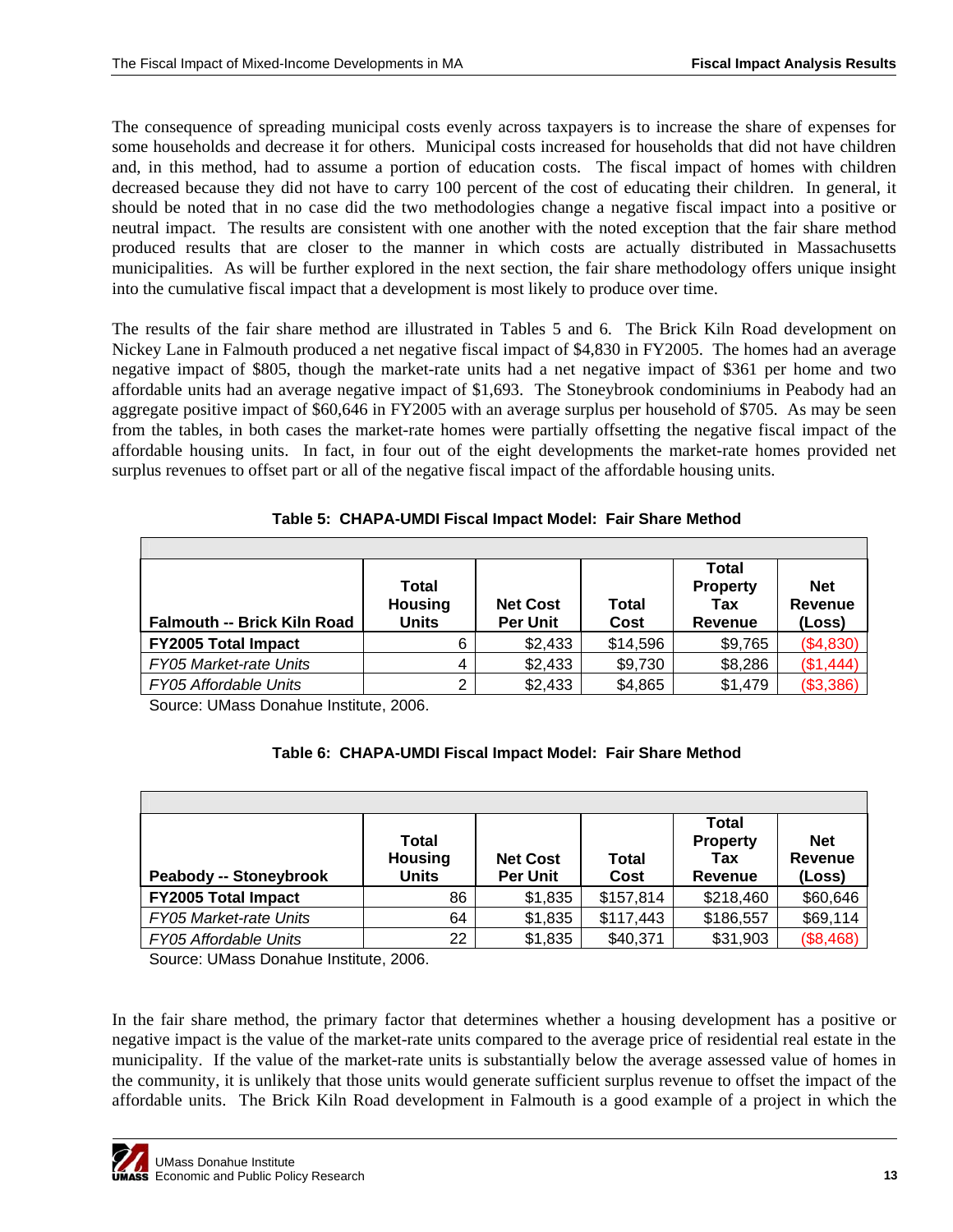The consequence of spreading municipal costs evenly across taxpayers is to increase the share of expenses for some households and decrease it for others. Municipal costs increased for households that did not have children and, in this method, had to assume a portion of education costs. The fiscal impact of homes with children decreased because they did not have to carry 100 percent of the cost of educating their children. In general, it should be noted that in no case did the two methodologies change a negative fiscal impact into a positive or neutral impact. The results are consistent with one another with the noted exception that the fair share method produced results that are closer to the manner in which costs are actually distributed in Massachusetts municipalities. As will be further explored in the next section, the fair share methodology offers unique insight into the cumulative fiscal impact that a development is most likely to produce over time.

The results of the fair share method are illustrated in Tables 5 and 6. The Brick Kiln Road development on Nickey Lane in Falmouth produced a net negative fiscal impact of $4,830 in FY2005. The homes had an average negative impact of $805, though the market-rate units had a net negative impact of $361 per home and two affordable units had an average negative impact of $1,693. The Stoneybrook condominiums in Peabody had an aggregate positive impact of $60,646 in FY2005 with an average surplus per household of $705. As may be seen from the tables, in both cases the market-rate homes were partially offsetting the negative fiscal impact of the affordable housing units. In fact, in four out of the eight developments the market-rate homes provided net surplus revenues to offset part or all of the negative fiscal impact of the affordable housing units.

**Table 5: CHAPA-UMDI Fiscal Impact Model: Fair Share Method**

| Falmouth -- Brick Kiln Road | Total Housing Units | Net Cost Per Unit | Total Cost | Total Property Tax Revenue | Net Revenue (Loss) |
|---|---|---|---|---|---|
| **FY2005 Total Impact** | 6 | $2,433 | $14,596 | $9,765 | ($4,830) |
| *FY05 Market-rate Units* | 4 | $2,433 | $9,730 | $8,286 | ($1,444) |
| *FY05 Affordable Units* | 2 | $2,433 | $4,865 | $1,479 | ($3,386) |

Source: UMass Donahue Institute, 2006.

**Table 6: CHAPA-UMDI Fiscal Impact Model: Fair Share Method**

| Peabody -- Stoneybrook | Total Housing Units | Net Cost Per Unit | Total Cost | Total Property Tax Revenue | Net Revenue (Loss) |
|---|---|---|---|---|---|
| **FY2005 Total Impact** | 86 | $1,835 | $157,814 | $218,460 | $60,646 |
| *FY05 Market-rate Units* | 64 | $1,835 | $117,443 | $186,557 | $69,114 |
| *FY05 Affordable Units* | 22 | $1,835 | $40,371 | $31,903 | ($8,468) |

Source: UMass Donahue Institute, 2006.

In the fair share method, the primary factor that determines whether a housing development has a positive or negative impact is the value of the market-rate units compared to the average price of residential real estate in the municipality. If the value of the market-rate units is substantially below the average assessed value of homes in the community, it is unlikely that those units would generate sufficient surplus revenue to offset the impact of the affordable units. The Brick Kiln Road development in Falmouth is a good example of a project in which the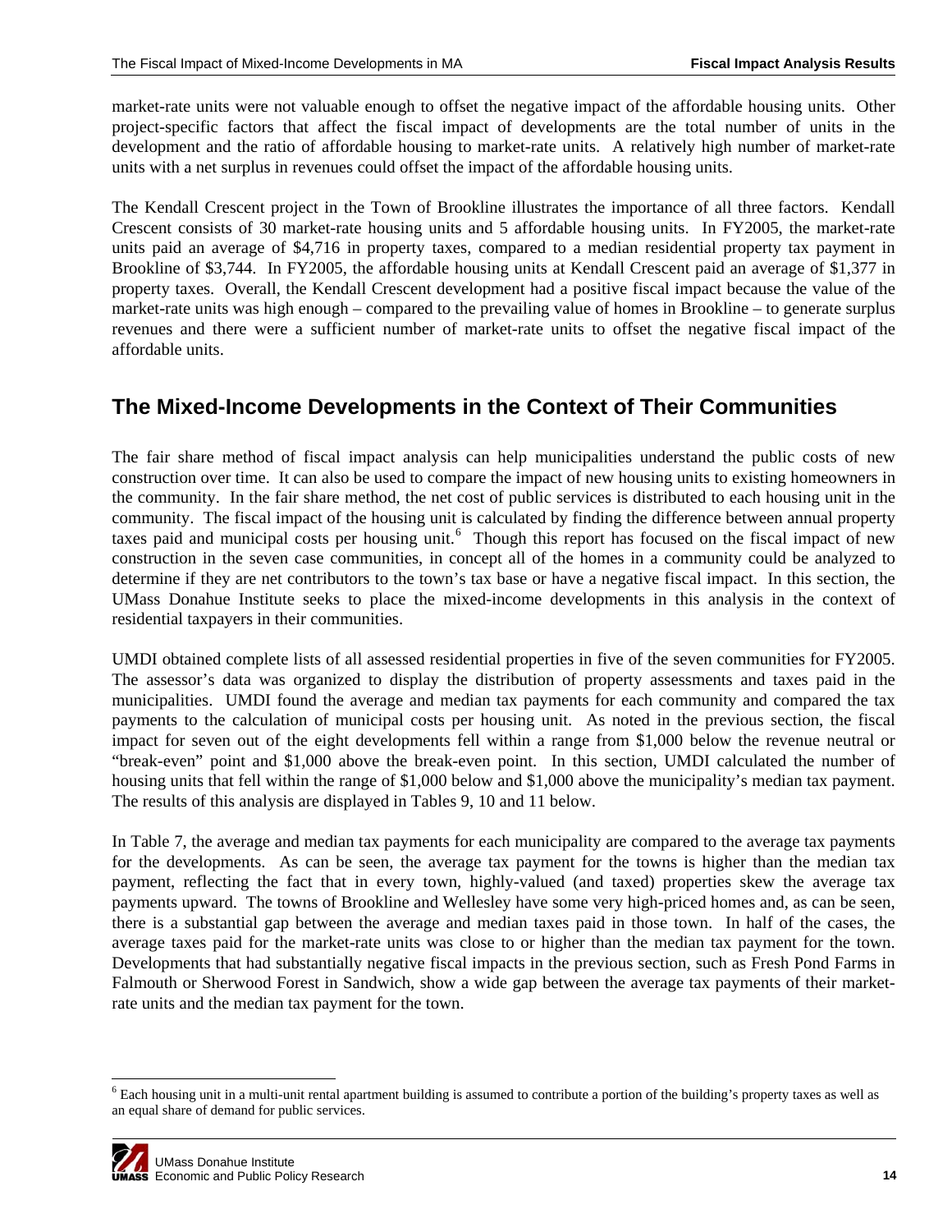market-rate units were not valuable enough to offset the negative impact of the affordable housing units. Other project-specific factors that affect the fiscal impact of developments are the total number of units in the development and the ratio of affordable housing to market-rate units. A relatively high number of market-rate units with a net surplus in revenues could offset the impact of the affordable housing units.

The Kendall Crescent project in the Town of Brookline illustrates the importance of all three factors. Kendall Crescent consists of 30 market-rate housing units and 5 affordable housing units. In FY2005, the market-rate units paid an average of $4,716 in property taxes, compared to a median residential property tax payment in Brookline of $3,744. In FY2005, the affordable housing units at Kendall Crescent paid an average of $1,377 in property taxes. Overall, the Kendall Crescent development had a positive fiscal impact because the value of the market-rate units was high enough – compared to the prevailing value of homes in Brookline – to generate surplus revenues and there were a sufficient number of market-rate units to offset the negative fiscal impact of the affordable units.

## The Mixed-Income Developments in the Context of Their Communities

The fair share method of fiscal impact analysis can help municipalities understand the public costs of new construction over time. It can also be used to compare the impact of new housing units to existing homeowners in the community. In the fair share method, the net cost of public services is distributed to each housing unit in the community. The fiscal impact of the housing unit is calculated by finding the difference between annual property taxes paid and municipal costs per housing unit.[6] Though this report has focused on the fiscal impact of new construction in the seven case communities, in concept all of the homes in a community could be analyzed to determine if they are net contributors to the town's tax base or have a negative fiscal impact. In this section, the UMass Donahue Institute seeks to place the mixed-income developments in this analysis in the context of residential taxpayers in their communities.

UMDI obtained complete lists of all assessed residential properties in five of the seven communities for FY2005. The assessor's data was organized to display the distribution of property assessments and taxes paid in the municipalities. UMDI found the average and median tax payments for each community and compared the tax payments to the calculation of municipal costs per housing unit. As noted in the previous section, the fiscal impact for seven out of the eight developments fell within a range from $1,000 below the revenue neutral or "break-even" point and $1,000 above the break-even point. In this section, UMDI calculated the number of housing units that fell within the range of $1,000 below and $1,000 above the municipality's median tax payment. The results of this analysis are displayed in Tables 9, 10 and 11 below.

In Table 7, the average and median tax payments for each municipality are compared to the average tax payments for the developments. As can be seen, the average tax payment for the towns is higher than the median tax payment, reflecting the fact that in every town, highly-valued (and taxed) properties skew the average tax payments upward. The towns of Brookline and Wellesley have some very high-priced homes and, as can be seen, there is a substantial gap between the average and median taxes paid in those town. In half of the cases, the average taxes paid for the market-rate units was close to or higher than the median tax payment for the town. Developments that had substantially negative fiscal impacts in the previous section, such as Fresh Pond Farms in Falmouth or Sherwood Forest in Sandwich, show a wide gap between the average tax payments of their market-rate units and the median tax payment for the town.

[6] Each housing unit in a multi-unit rental apartment building is assumed to contribute a portion of the building's property taxes as well as an equal share of demand for public services.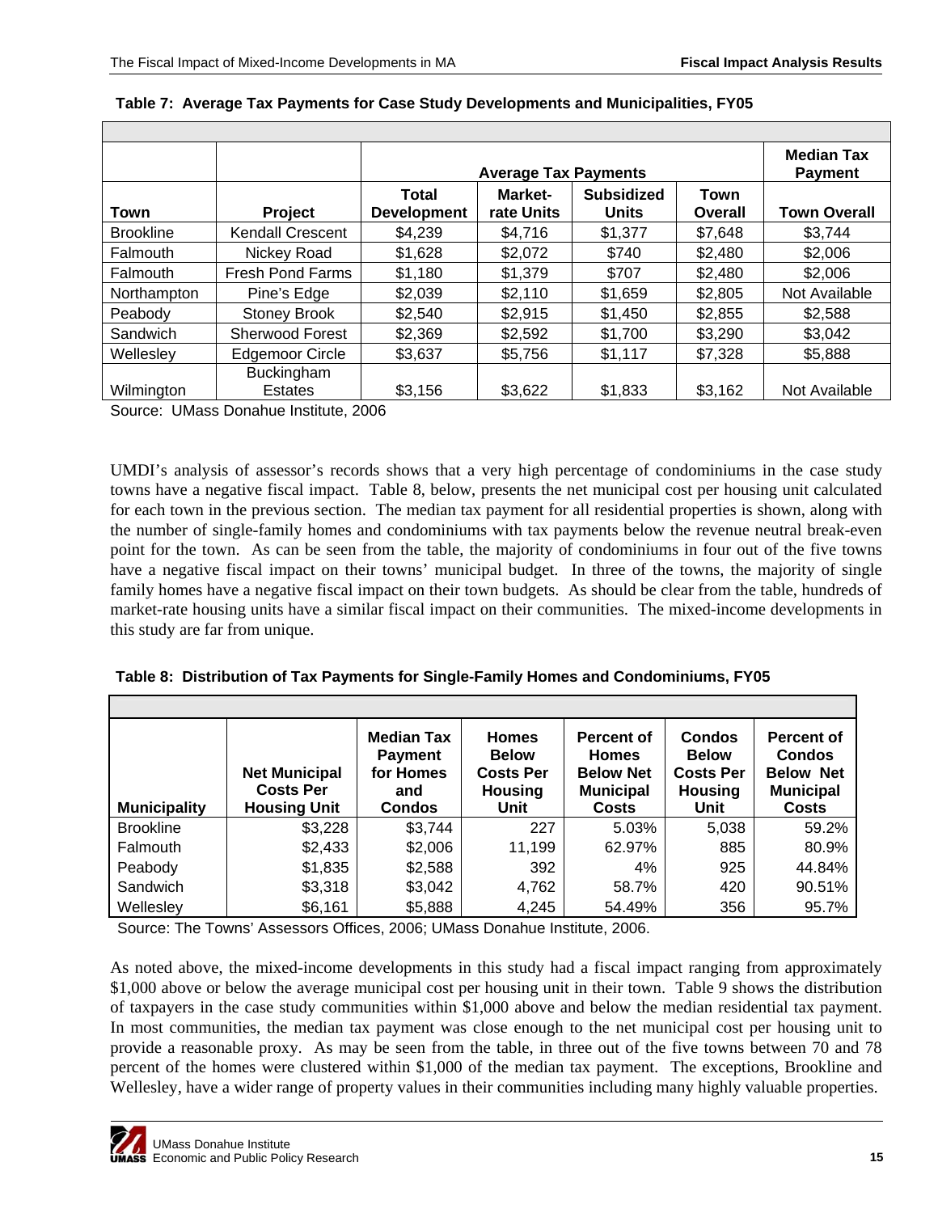**Table 7: Average Tax Payments for Case Study Developments and Municipalities, FY05**

| | | Average Tax Payments | | | | Median Tax Payment |
|---|---|---|---|---|---|---|
| Town | Project | Total Development | Market-rate Units | Subsidized Units | Town Overall | Town Overall |
| Brookline | Kendall Crescent | $4,239 | $4,716 | $1,377 | $7,648 | $3,744 |
| Falmouth | Nickey Road | $1,628 | $2,072 | $740 | $2,480 | $2,006 |
| Falmouth | Fresh Pond Farms | $1,180 | $1,379 | $707 | $2,480 | $2,006 |
| Northampton | Pine's Edge | $2,039 | $2,110 | $1,659 | $2,805 | Not Available |
| Peabody | Stoney Brook | $2,540 | $2,915 | $1,450 | $2,855 | $2,588 |
| Sandwich | Sherwood Forest | $2,369 | $2,592 | $1,700 | $3,290 | $3,042 |
| Wellesley | Edgemoor Circle | $3,637 | $5,756 | $1,117 | $7,328 | $5,888 |
| Wilmington | Buckingham Estates | $3,156 | $3,622 | $1,833 | $3,162 | Not Available |

Source: UMass Donahue Institute, 2006

UMDI's analysis of assessor's records shows that a very high percentage of condominiums in the case study towns have a negative fiscal impact. Table 8, below, presents the net municipal cost per housing unit calculated for each town in the previous section. The median tax payment for all residential properties is shown, along with the number of single-family homes and condominiums with tax payments below the revenue neutral break-even point for the town. As can be seen from the table, the majority of condominiums in four out of the five towns have a negative fiscal impact on their towns' municipal budget. In three of the towns, the majority of single family homes have a negative fiscal impact on their town budgets. As should be clear from the table, hundreds of market-rate housing units have a similar fiscal impact on their communities. The mixed-income developments in this study are far from unique.

**Table 8: Distribution of Tax Payments for Single-Family Homes and Condominiums, FY05**

| Municipality | Net Municipal Costs Per Housing Unit | Median Tax Payment for Homes and Condos | Homes Below Costs Per Housing Unit | Percent of Homes Below Net Municipal Costs | Condos Below Costs Per Housing Unit | Percent of Condos Below Net Municipal Costs |
|---|---|---|---|---|---|---|
| Brookline | $3,228 | $3,744 | 227 | 5.03% | 5,038 | 59.2% |
| Falmouth | $2,433 | $2,006 | 11,199 | 62.97% | 885 | 80.9% |
| Peabody | $1,835 | $2,588 | 392 | 4% | 925 | 44.84% |
| Sandwich | $3,318 | $3,042 | 4,762 | 58.7% | 420 | 90.51% |
| Wellesley | $6,161 | $5,888 | 4,245 | 54.49% | 356 | 95.7% |

Source: The Towns' Assessors Offices, 2006; UMass Donahue Institute, 2006.

As noted above, the mixed-income developments in this study had a fiscal impact ranging from approximately $1,000 above or below the average municipal cost per housing unit in their town. Table 9 shows the distribution of taxpayers in the case study communities within $1,000 above and below the median residential tax payment. In most communities, the median tax payment was close enough to the net municipal cost per housing unit to provide a reasonable proxy. As may be seen from the table, in three out of the five towns between 70 and 78 percent of the homes were clustered within $1,000 of the median tax payment. The exceptions, Brookline and Wellesley, have a wider range of property values in their communities including many highly valuable properties.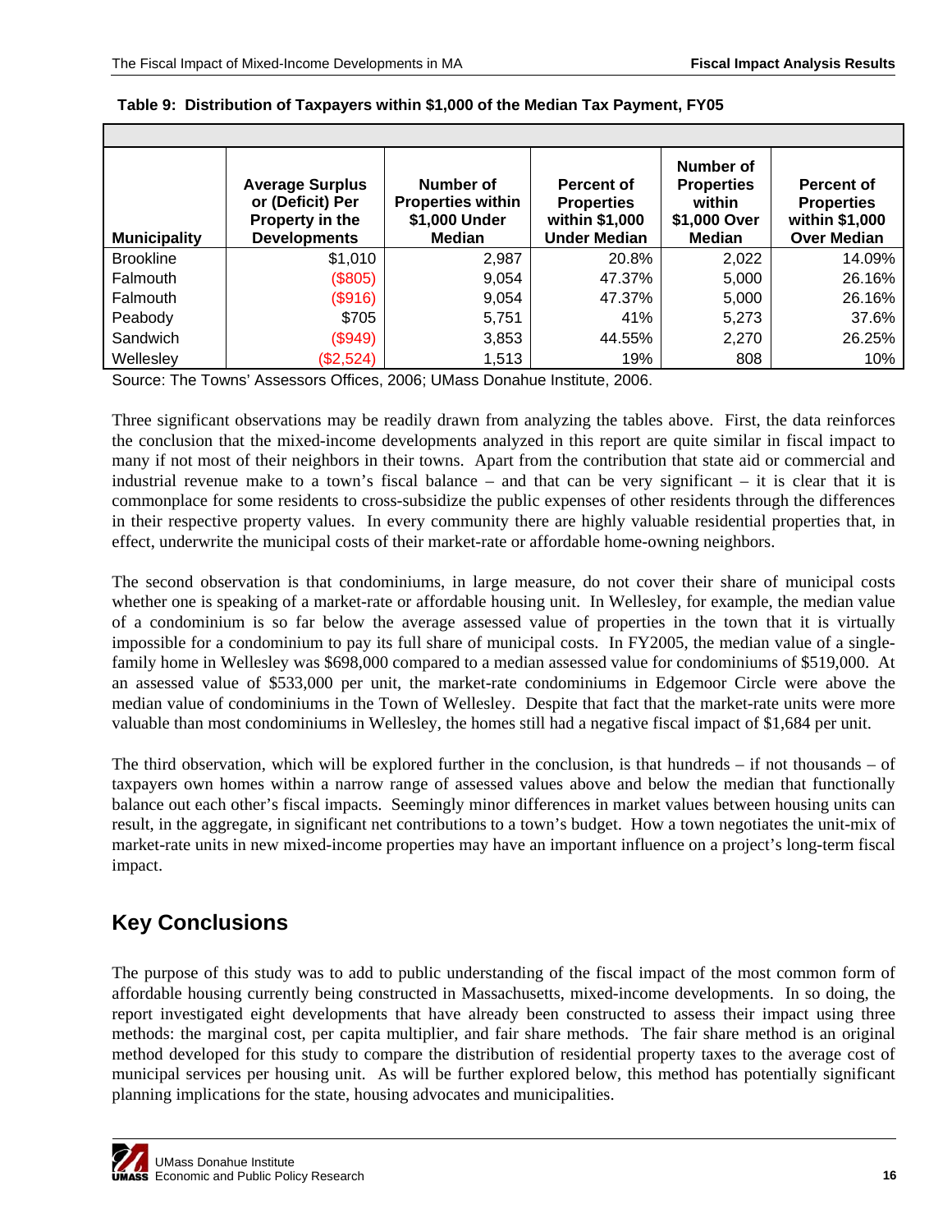**Table 9: Distribution of Taxpayers within $1,000 of the Median Tax Payment, FY05**

| Municipality | Average Surplus or (Deficit) Per Property in the Developments | Number of Properties within $1,000 Under Median | Percent of Properties within $1,000 Under Median | Number of Properties within $1,000 Over Median | Percent of Properties within $1,000 Over Median |
|---|---|---|---|---|---|
| Brookline | $1,010 | 2,987 | 20.8% | 2,022 | 14.09% |
| Falmouth | ($805) | 9,054 | 47.37% | 5,000 | 26.16% |
| Falmouth | ($916) | 9,054 | 47.37% | 5,000 | 26.16% |
| Peabody | $705 | 5,751 | 41% | 5,273 | 37.6% |
| Sandwich | ($949) | 3,853 | 44.55% | 2,270 | 26.25% |
| Wellesley | ($2,524) | 1,513 | 19% | 808 | 10% |

Source: The Towns' Assessors Offices, 2006; UMass Donahue Institute, 2006.

Three significant observations may be readily drawn from analyzing the tables above. First, the data reinforces the conclusion that the mixed-income developments analyzed in this report are quite similar in fiscal impact to many if not most of their neighbors in their towns. Apart from the contribution that state aid or commercial and industrial revenue make to a town's fiscal balance – and that can be very significant – it is clear that it is commonplace for some residents to cross-subsidize the public expenses of other residents through the differences in their respective property values. In every community there are highly valuable residential properties that, in effect, underwrite the municipal costs of their market-rate or affordable home-owning neighbors.

The second observation is that condominiums, in large measure, do not cover their share of municipal costs whether one is speaking of a market-rate or affordable housing unit. In Wellesley, for example, the median value of a condominium is so far below the average assessed value of properties in the town that it is virtually impossible for a condominium to pay its full share of municipal costs. In FY2005, the median value of a single-family home in Wellesley was $698,000 compared to a median assessed value for condominiums of $519,000. At an assessed value of $533,000 per unit, the market-rate condominiums in Edgemoor Circle were above the median value of condominiums in the Town of Wellesley. Despite that fact that the market-rate units were more valuable than most condominiums in Wellesley, the homes still had a negative fiscal impact of $1,684 per unit.

The third observation, which will be explored further in the conclusion, is that hundreds – if not thousands – of taxpayers own homes within a narrow range of assessed values above and below the median that functionally balance out each other's fiscal impacts. Seemingly minor differences in market values between housing units can result, in the aggregate, in significant net contributions to a town's budget. How a town negotiates the unit-mix of market-rate units in new mixed-income properties may have an important influence on a project's long-term fiscal impact.

## Key Conclusions

The purpose of this study was to add to public understanding of the fiscal impact of the most common form of affordable housing currently being constructed in Massachusetts, mixed-income developments. In so doing, the report investigated eight developments that have already been constructed to assess their impact using three methods: the marginal cost, per capita multiplier, and fair share methods. The fair share method is an original method developed for this study to compare the distribution of residential property taxes to the average cost of municipal services per housing unit. As will be further explored below, this method has potentially significant planning implications for the state, housing advocates and municipalities.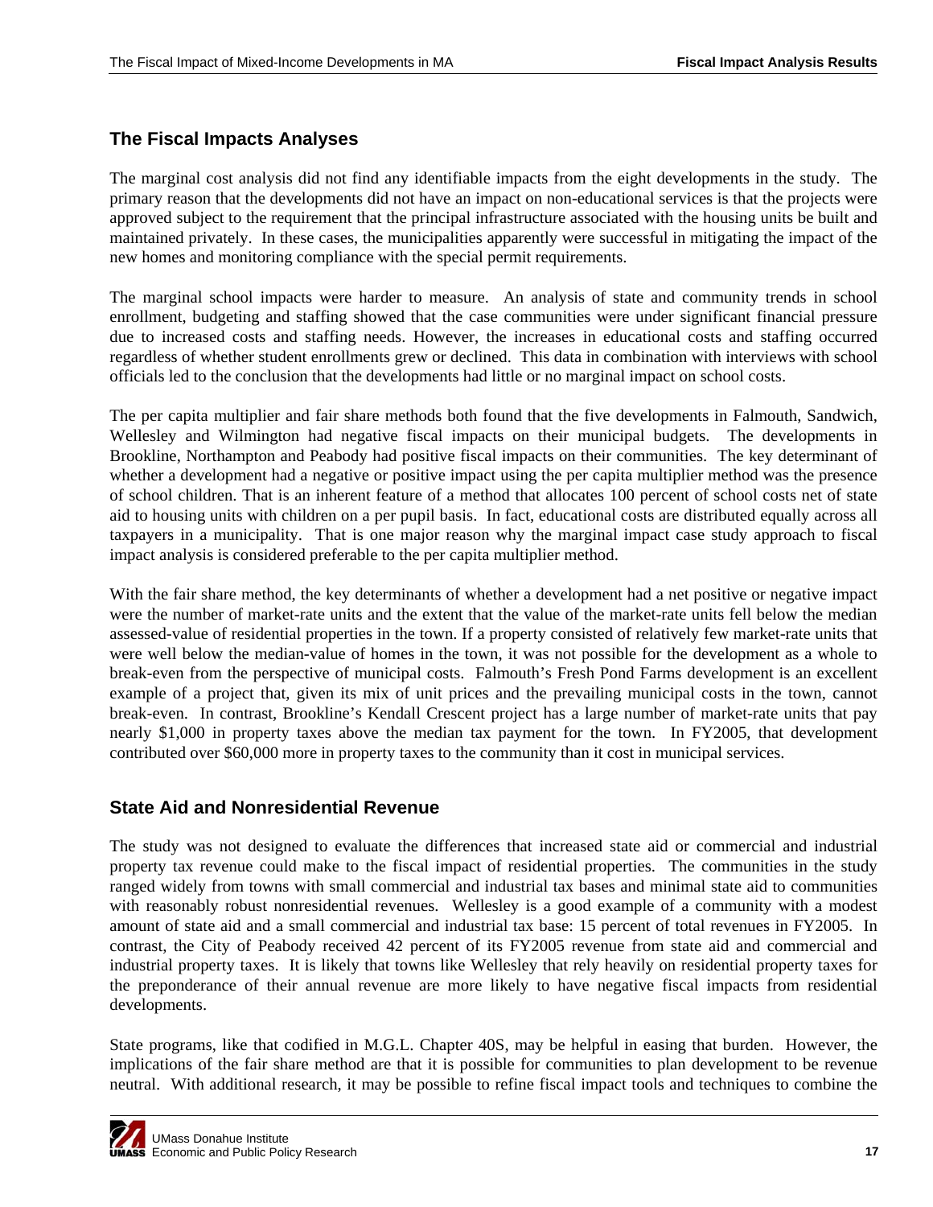## The Fiscal Impacts Analyses

The marginal cost analysis did not find any identifiable impacts from the eight developments in the study. The primary reason that the developments did not have an impact on non-educational services is that the projects were approved subject to the requirement that the principal infrastructure associated with the housing units be built and maintained privately. In these cases, the municipalities apparently were successful in mitigating the impact of the new homes and monitoring compliance with the special permit requirements.

The marginal school impacts were harder to measure. An analysis of state and community trends in school enrollment, budgeting and staffing showed that the case communities were under significant financial pressure due to increased costs and staffing needs. However, the increases in educational costs and staffing occurred regardless of whether student enrollments grew or declined. This data in combination with interviews with school officials led to the conclusion that the developments had little or no marginal impact on school costs.

The per capita multiplier and fair share methods both found that the five developments in Falmouth, Sandwich, Wellesley and Wilmington had negative fiscal impacts on their municipal budgets. The developments in Brookline, Northampton and Peabody had positive fiscal impacts on their communities. The key determinant of whether a development had a negative or positive impact using the per capita multiplier method was the presence of school children. That is an inherent feature of a method that allocates 100 percent of school costs net of state aid to housing units with children on a per pupil basis. In fact, educational costs are distributed equally across all taxpayers in a municipality. That is one major reason why the marginal impact case study approach to fiscal impact analysis is considered preferable to the per capita multiplier method.

With the fair share method, the key determinants of whether a development had a net positive or negative impact were the number of market-rate units and the extent that the value of the market-rate units fell below the median assessed-value of residential properties in the town. If a property consisted of relatively few market-rate units that were well below the median-value of homes in the town, it was not possible for the development as a whole to break-even from the perspective of municipal costs. Falmouth's Fresh Pond Farms development is an excellent example of a project that, given its mix of unit prices and the prevailing municipal costs in the town, cannot break-even. In contrast, Brookline's Kendall Crescent project has a large number of market-rate units that pay nearly $1,000 in property taxes above the median tax payment for the town. In FY2005, that development contributed over $60,000 more in property taxes to the community than it cost in municipal services.

## State Aid and Nonresidential Revenue

The study was not designed to evaluate the differences that increased state aid or commercial and industrial property tax revenue could make to the fiscal impact of residential properties. The communities in the study ranged widely from towns with small commercial and industrial tax bases and minimal state aid to communities with reasonably robust nonresidential revenues. Wellesley is a good example of a community with a modest amount of state aid and a small commercial and industrial tax base: 15 percent of total revenues in FY2005. In contrast, the City of Peabody received 42 percent of its FY2005 revenue from state aid and commercial and industrial property taxes. It is likely that towns like Wellesley that rely heavily on residential property taxes for the preponderance of their annual revenue are more likely to have negative fiscal impacts from residential developments.

State programs, like that codified in M.G.L. Chapter 40S, may be helpful in easing that burden. However, the implications of the fair share method are that it is possible for communities to plan development to be revenue neutral. With additional research, it may be possible to refine fiscal impact tools and techniques to combine the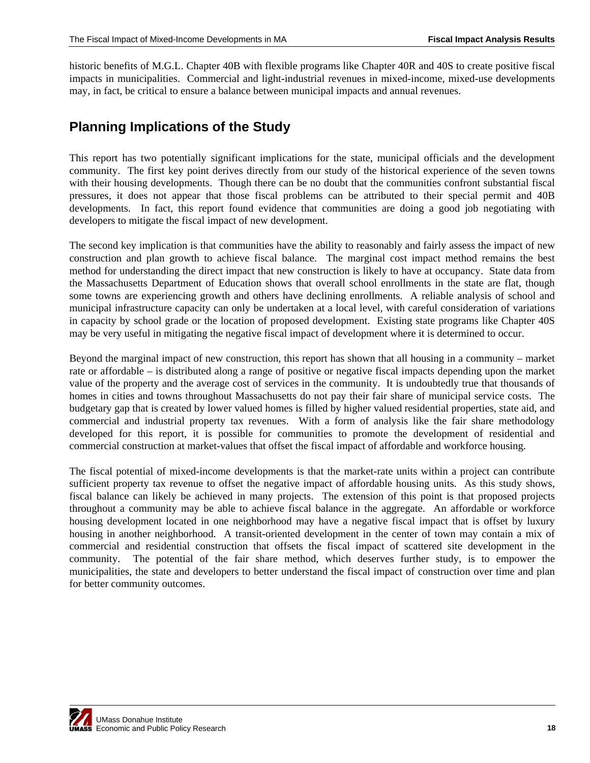historic benefits of M.G.L. Chapter 40B with flexible programs like Chapter 40R and 40S to create positive fiscal impacts in municipalities. Commercial and light-industrial revenues in mixed-income, mixed-use developments may, in fact, be critical to ensure a balance between municipal impacts and annual revenues.

## Planning Implications of the Study

This report has two potentially significant implications for the state, municipal officials and the development community. The first key point derives directly from our study of the historical experience of the seven towns with their housing developments. Though there can be no doubt that the communities confront substantial fiscal pressures, it does not appear that those fiscal problems can be attributed to their special permit and 40B developments. In fact, this report found evidence that communities are doing a good job negotiating with developers to mitigate the fiscal impact of new development.

The second key implication is that communities have the ability to reasonably and fairly assess the impact of new construction and plan growth to achieve fiscal balance. The marginal cost impact method remains the best method for understanding the direct impact that new construction is likely to have at occupancy. State data from the Massachusetts Department of Education shows that overall school enrollments in the state are flat, though some towns are experiencing growth and others have declining enrollments. A reliable analysis of school and municipal infrastructure capacity can only be undertaken at a local level, with careful consideration of variations in capacity by school grade or the location of proposed development. Existing state programs like Chapter 40S may be very useful in mitigating the negative fiscal impact of development where it is determined to occur.

Beyond the marginal impact of new construction, this report has shown that all housing in a community – market rate or affordable – is distributed along a range of positive or negative fiscal impacts depending upon the market value of the property and the average cost of services in the community. It is undoubtedly true that thousands of homes in cities and towns throughout Massachusetts do not pay their fair share of municipal service costs. The budgetary gap that is created by lower valued homes is filled by higher valued residential properties, state aid, and commercial and industrial property tax revenues. With a form of analysis like the fair share methodology developed for this report, it is possible for communities to promote the development of residential and commercial construction at market-values that offset the fiscal impact of affordable and workforce housing.

The fiscal potential of mixed-income developments is that the market-rate units within a project can contribute sufficient property tax revenue to offset the negative impact of affordable housing units. As this study shows, fiscal balance can likely be achieved in many projects. The extension of this point is that proposed projects throughout a community may be able to achieve fiscal balance in the aggregate. An affordable or workforce housing development located in one neighborhood may have a negative fiscal impact that is offset by luxury housing in another neighborhood. A transit-oriented development in the center of town may contain a mix of commercial and residential construction that offsets the fiscal impact of scattered site development in the community. The potential of the fair share method, which deserves further study, is to empower the municipalities, the state and developers to better understand the fiscal impact of construction over time and plan for better community outcomes.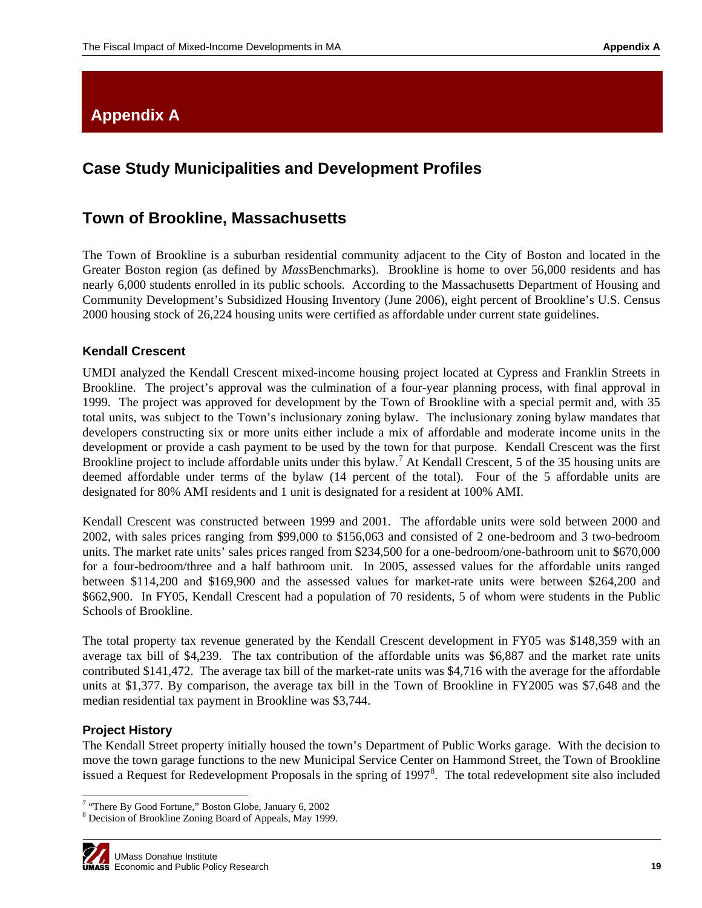# Appendix A

## Case Study Municipalities and Development Profiles

## Town of Brookline, Massachusetts

The Town of Brookline is a suburban residential community adjacent to the City of Boston and located in the Greater Boston region (as defined by *Mass*Benchmarks). Brookline is home to over 56,000 residents and has nearly 6,000 students enrolled in its public schools. According to the Massachusetts Department of Housing and Community Development's Subsidized Housing Inventory (June 2006), eight percent of Brookline's U.S. Census 2000 housing stock of 26,224 housing units were certified as affordable under current state guidelines.

### Kendall Crescent

UMDI analyzed the Kendall Crescent mixed-income housing project located at Cypress and Franklin Streets in Brookline. The project's approval was the culmination of a four-year planning process, with final approval in 1999. The project was approved for development by the Town of Brookline with a special permit and, with 35 total units, was subject to the Town's inclusionary zoning bylaw. The inclusionary zoning bylaw mandates that developers constructing six or more units either include a mix of affordable and moderate income units in the development or provide a cash payment to be used by the town for that purpose. Kendall Crescent was the first Brookline project to include affordable units under this bylaw.[7] At Kendall Crescent, 5 of the 35 housing units are deemed affordable under terms of the bylaw (14 percent of the total). Four of the 5 affordable units are designated for 80% AMI residents and 1 unit is designated for a resident at 100% AMI.

Kendall Crescent was constructed between 1999 and 2001. The affordable units were sold between 2000 and 2002, with sales prices ranging from $99,000 to $156,063 and consisted of 2 one-bedroom and 3 two-bedroom units. The market rate units' sales prices ranged from $234,500 for a one-bedroom/one-bathroom unit to $670,000 for a four-bedroom/three and a half bathroom unit. In 2005, assessed values for the affordable units ranged between $114,200 and $169,900 and the assessed values for market-rate units were between $264,200 and $662,900. In FY05, Kendall Crescent had a population of 70 residents, 5 of whom were students in the Public Schools of Brookline.

The total property tax revenue generated by the Kendall Crescent development in FY05 was $148,359 with an average tax bill of $4,239. The tax contribution of the affordable units was $6,887 and the market rate units contributed $141,472. The average tax bill of the market-rate units was $4,716 with the average for the affordable units at $1,377. By comparison, the average tax bill in the Town of Brookline in FY2005 was $7,648 and the median residential tax payment in Brookline was $3,744.

### Project History

The Kendall Street property initially housed the town's Department of Public Works garage. With the decision to move the town garage functions to the new Municipal Service Center on Hammond Street, the Town of Brookline issued a Request for Redevelopment Proposals in the spring of 1997[8]. The total redevelopment site also included

---

[7] "There By Good Fortune," Boston Globe, January 6, 2002

[8] Decision of Brookline Zoning Board of Appeals, May 1999.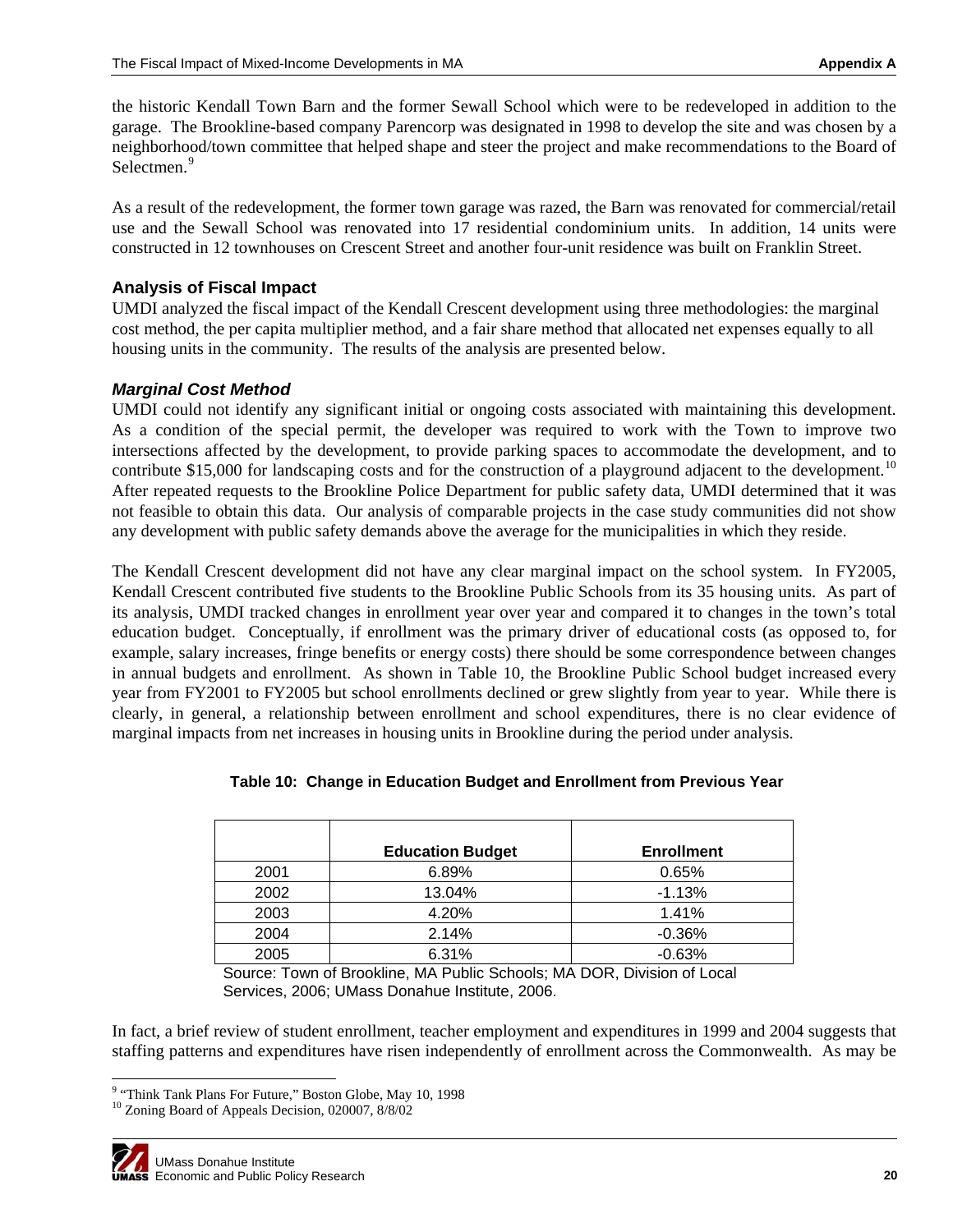the historic Kendall Town Barn and the former Sewall School which were to be redeveloped in addition to the garage. The Brookline-based company Parencorp was designated in 1998 to develop the site and was chosen by a neighborhood/town committee that helped shape and steer the project and make recommendations to the Board of Selectmen.[9]

As a result of the redevelopment, the former town garage was razed, the Barn was renovated for commercial/retail use and the Sewall School was renovated into 17 residential condominium units. In addition, 14 units were constructed in 12 townhouses on Crescent Street and another four-unit residence was built on Franklin Street.

### Analysis of Fiscal Impact

UMDI analyzed the fiscal impact of the Kendall Crescent development using three methodologies: the marginal cost method, the per capita multiplier method, and a fair share method that allocated net expenses equally to all housing units in the community. The results of the analysis are presented below.

#### *Marginal Cost Method*

UMDI could not identify any significant initial or ongoing costs associated with maintaining this development. As a condition of the special permit, the developer was required to work with the Town to improve two intersections affected by the development, to provide parking spaces to accommodate the development, and to contribute $15,000 for landscaping costs and for the construction of a playground adjacent to the development.[10] After repeated requests to the Brookline Police Department for public safety data, UMDI determined that it was not feasible to obtain this data. Our analysis of comparable projects in the case study communities did not show any development with public safety demands above the average for the municipalities in which they reside.

The Kendall Crescent development did not have any clear marginal impact on the school system. In FY2005, Kendall Crescent contributed five students to the Brookline Public Schools from its 35 housing units. As part of its analysis, UMDI tracked changes in enrollment year over year and compared it to changes in the town's total education budget. Conceptually, if enrollment was the primary driver of educational costs (as opposed to, for example, salary increases, fringe benefits or energy costs) there should be some correspondence between changes in annual budgets and enrollment. As shown in Table 10, the Brookline Public School budget increased every year from FY2001 to FY2005 but school enrollments declined or grew slightly from year to year. While there is clearly, in general, a relationship between enrollment and school expenditures, there is no clear evidence of marginal impacts from net increases in housing units in Brookline during the period under analysis.

**Table 10: Change in Education Budget and Enrollment from Previous Year**

| | Education Budget | Enrollment |
|---|---|---|
| 2001 | 6.89% | 0.65% |
| 2002 | 13.04% | -1.13% |
| 2003 | 4.20% | 1.41% |
| 2004 | 2.14% | -0.36% |
| 2005 | 6.31% | -0.63% |

Source: Town of Brookline, MA Public Schools; MA DOR, Division of Local Services, 2006; UMass Donahue Institute, 2006.

In fact, a brief review of student enrollment, teacher employment and expenditures in 1999 and 2004 suggests that staffing patterns and expenditures have risen independently of enrollment across the Commonwealth. As may be

[9] "Think Tank Plans For Future," Boston Globe, May 10, 1998

[10] Zoning Board of Appeals Decision, 020007, 8/8/02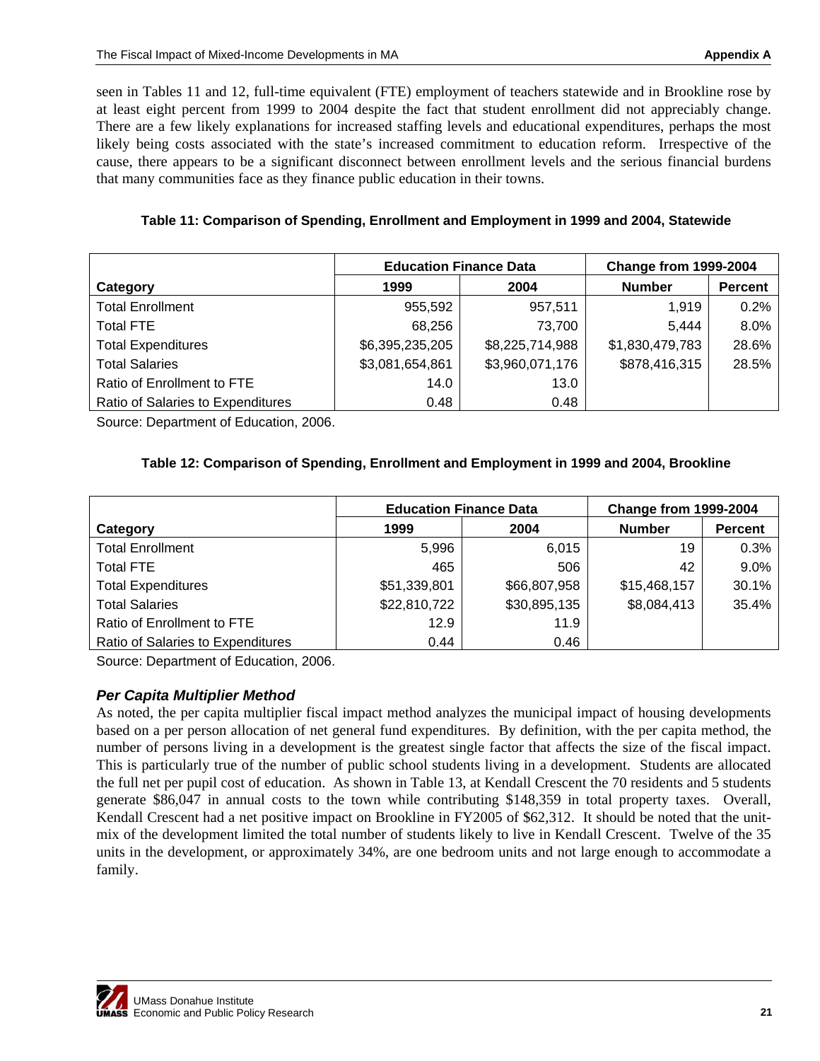seen in Tables 11 and 12, full-time equivalent (FTE) employment of teachers statewide and in Brookline rose by at least eight percent from 1999 to 2004 despite the fact that student enrollment did not appreciably change. There are a few likely explanations for increased staffing levels and educational expenditures, perhaps the most likely being costs associated with the state's increased commitment to education reform. Irrespective of the cause, there appears to be a significant disconnect between enrollment levels and the serious financial burdens that many communities face as they finance public education in their towns.

**Table 11: Comparison of Spending, Enrollment and Employment in 1999 and 2004, Statewide**

| | Education Finance Data | | Change from 1999-2004 | |
|---|---|---|---|---|
| **Category** | **1999** | **2004** | **Number** | **Percent** |
| Total Enrollment | 955,592 | 957,511 | 1,919 | 0.2% |
| Total FTE | 68,256 | 73,700 | 5,444 | 8.0% |
| Total Expenditures | $6,395,235,205 | $8,225,714,988 | $1,830,479,783 | 28.6% |
| Total Salaries | $3,081,654,861 | $3,960,071,176 | $878,416,315 | 28.5% |
| Ratio of Enrollment to FTE | 14.0 | 13.0 | | |
| Ratio of Salaries to Expenditures | 0.48 | 0.48 | | |

Source: Department of Education, 2006.

**Table 12: Comparison of Spending, Enrollment and Employment in 1999 and 2004, Brookline**

| | Education Finance Data | | Change from 1999-2004 | |
|---|---|---|---|---|
| **Category** | **1999** | **2004** | **Number** | **Percent** |
| Total Enrollment | 5,996 | 6,015 | 19 | 0.3% |
| Total FTE | 465 | 506 | 42 | 9.0% |
| Total Expenditures | $51,339,801 | $66,807,958 | $15,468,157 | 30.1% |
| Total Salaries | $22,810,722 | $30,895,135 | $8,084,413 | 35.4% |
| Ratio of Enrollment to FTE | 12.9 | 11.9 | | |
| Ratio of Salaries to Expenditures | 0.44 | 0.46 | | |

Source: Department of Education, 2006.

### *Per Capita Multiplier Method*

As noted, the per capita multiplier fiscal impact method analyzes the municipal impact of housing developments based on a per person allocation of net general fund expenditures. By definition, with the per capita method, the number of persons living in a development is the greatest single factor that affects the size of the fiscal impact. This is particularly true of the number of public school students living in a development. Students are allocated the full net per pupil cost of education. As shown in Table 13, at Kendall Crescent the 70 residents and 5 students generate $86,047 in annual costs to the town while contributing $148,359 in total property taxes. Overall, Kendall Crescent had a net positive impact on Brookline in FY2005 of $62,312. It should be noted that the unit-mix of the development limited the total number of students likely to live in Kendall Crescent. Twelve of the 35 units in the development, or approximately 34%, are one bedroom units and not large enough to accommodate a family.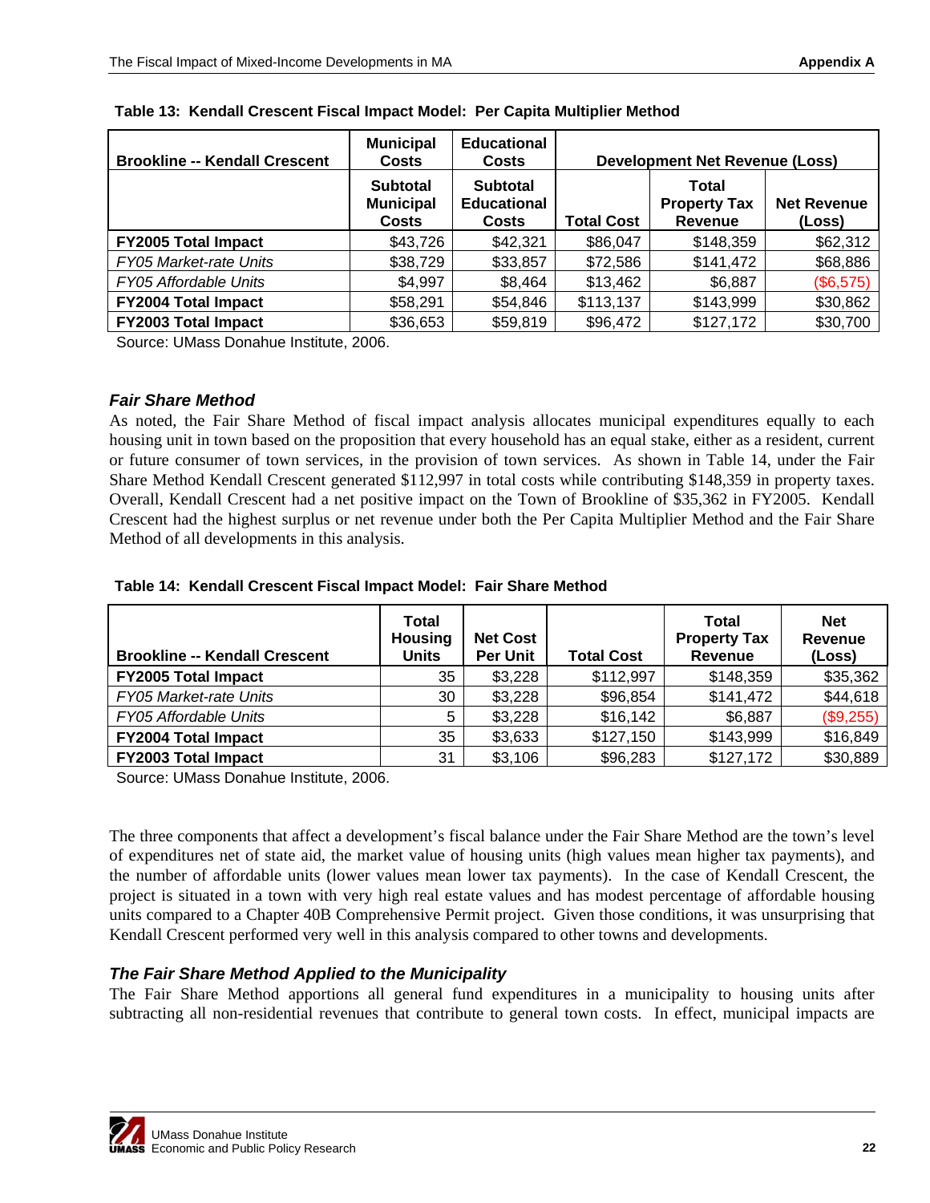**Table 13: Kendall Crescent Fiscal Impact Model: Per Capita Multiplier Method**

| Brookline -- Kendall Crescent | Municipal Costs | Educational Costs | Development Net Revenue (Loss) | | |
|---|---|---|---|---|---|
| | Subtotal Municipal Costs | Subtotal Educational Costs | Total Cost | Total Property Tax Revenue | Net Revenue (Loss) |
| **FY2005 Total Impact** | $43,726 | $42,321 | $86,047 | $148,359 | $62,312 |
| *FY05 Market-rate Units* | $38,729 | $33,857 | $72,586 | $141,472 | $68,886 |
| *FY05 Affordable Units* | $4,997 | $8,464 | $13,462 | $6,887 | ($6,575) |
| **FY2004 Total Impact** | $58,291 | $54,846 | $113,137 | $143,999 | $30,862 |
| **FY2003 Total Impact** | $36,653 | $59,819 | $96,472 | $127,172 | $30,700 |

Source: UMass Donahue Institute, 2006.

### *Fair Share Method*

As noted, the Fair Share Method of fiscal impact analysis allocates municipal expenditures equally to each housing unit in town based on the proposition that every household has an equal stake, either as a resident, current or future consumer of town services, in the provision of town services. As shown in Table 14, under the Fair Share Method Kendall Crescent generated $112,997 in total costs while contributing $148,359 in property taxes. Overall, Kendall Crescent had a net positive impact on the Town of Brookline of $35,362 in FY2005. Kendall Crescent had the highest surplus or net revenue under both the Per Capita Multiplier Method and the Fair Share Method of all developments in this analysis.

**Table 14: Kendall Crescent Fiscal Impact Model: Fair Share Method**

| Brookline -- Kendall Crescent | Total Housing Units | Net Cost Per Unit | Total Cost | Total Property Tax Revenue | Net Revenue (Loss) |
|---|---|---|---|---|---|
| **FY2005 Total Impact** | 35 | $3,228 | $112,997 | $148,359 | $35,362 |
| *FY05 Market-rate Units* | 30 | $3,228 | $96,854 | $141,472 | $44,618 |
| *FY05 Affordable Units* | 5 | $3,228 | $16,142 | $6,887 | ($9,255) |
| **FY2004 Total Impact** | 35 | $3,633 | $127,150 | $143,999 | $16,849 |
| **FY2003 Total Impact** | 31 | $3,106 | $96,283 | $127,172 | $30,889 |

Source: UMass Donahue Institute, 2006.

The three components that affect a development's fiscal balance under the Fair Share Method are the town's level of expenditures net of state aid, the market value of housing units (high values mean higher tax payments), and the number of affordable units (lower values mean lower tax payments). In the case of Kendall Crescent, the project is situated in a town with very high real estate values and has modest percentage of affordable housing units compared to a Chapter 40B Comprehensive Permit project. Given those conditions, it was unsurprising that Kendall Crescent performed very well in this analysis compared to other towns and developments.

### *The Fair Share Method Applied to the Municipality*

The Fair Share Method apportions all general fund expenditures in a municipality to housing units after subtracting all non-residential revenues that contribute to general town costs. In effect, municipal impacts are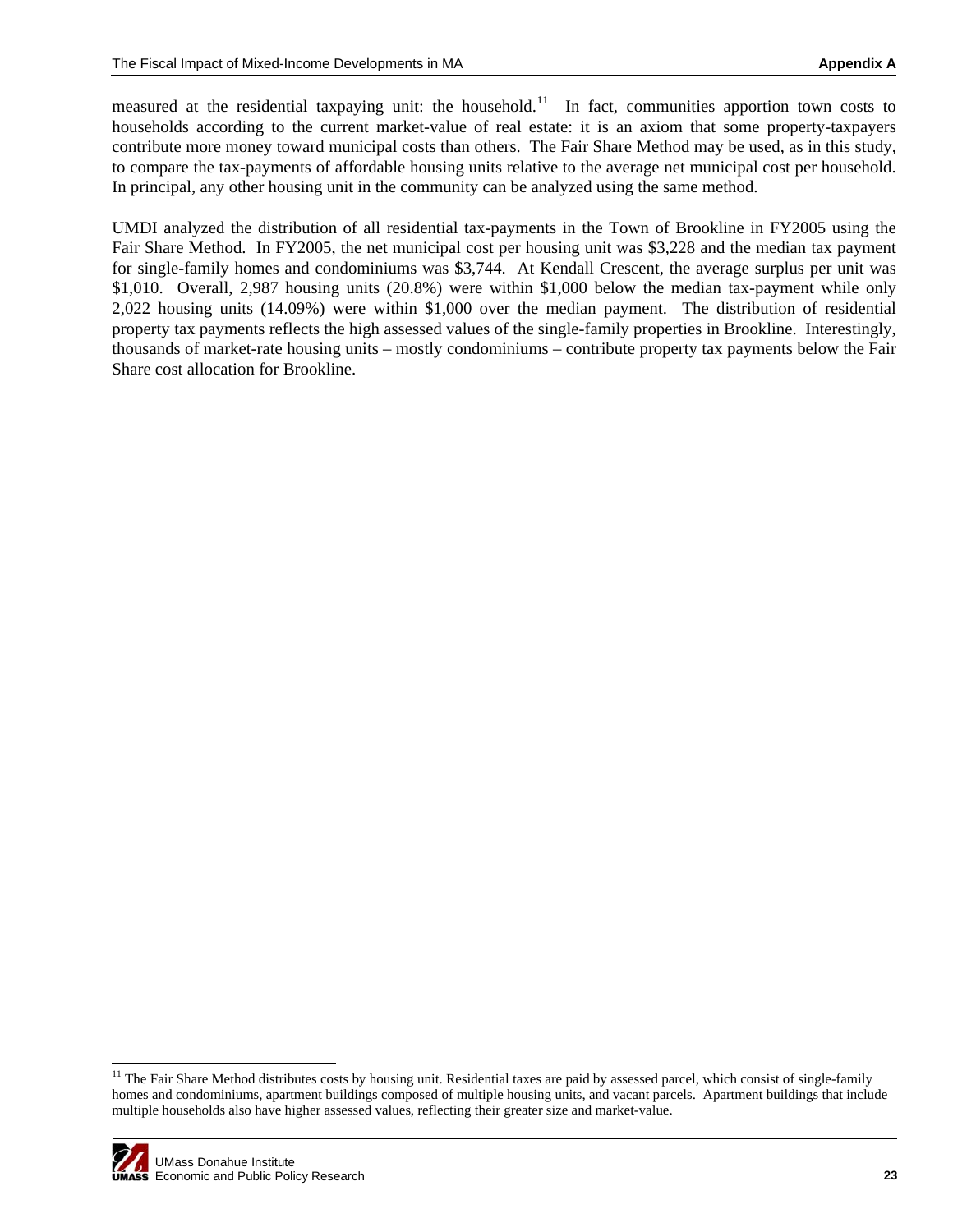measured at the residential taxpaying unit: the household.[11] In fact, communities apportion town costs to households according to the current market-value of real estate: it is an axiom that some property-taxpayers contribute more money toward municipal costs than others. The Fair Share Method may be used, as in this study, to compare the tax-payments of affordable housing units relative to the average net municipal cost per household. In principal, any other housing unit in the community can be analyzed using the same method.

UMDI analyzed the distribution of all residential tax-payments in the Town of Brookline in FY2005 using the Fair Share Method. In FY2005, the net municipal cost per housing unit was $3,228 and the median tax payment for single-family homes and condominiums was $3,744. At Kendall Crescent, the average surplus per unit was $1,010. Overall, 2,987 housing units (20.8%) were within $1,000 below the median tax-payment while only 2,022 housing units (14.09%) were within $1,000 over the median payment. The distribution of residential property tax payments reflects the high assessed values of the single-family properties in Brookline. Interestingly, thousands of market-rate housing units – mostly condominiums – contribute property tax payments below the Fair Share cost allocation for Brookline.

[11] The Fair Share Method distributes costs by housing unit. Residential taxes are paid by assessed parcel, which consist of single-family homes and condominiums, apartment buildings composed of multiple housing units, and vacant parcels. Apartment buildings that include multiple households also have higher assessed values, reflecting their greater size and market-value.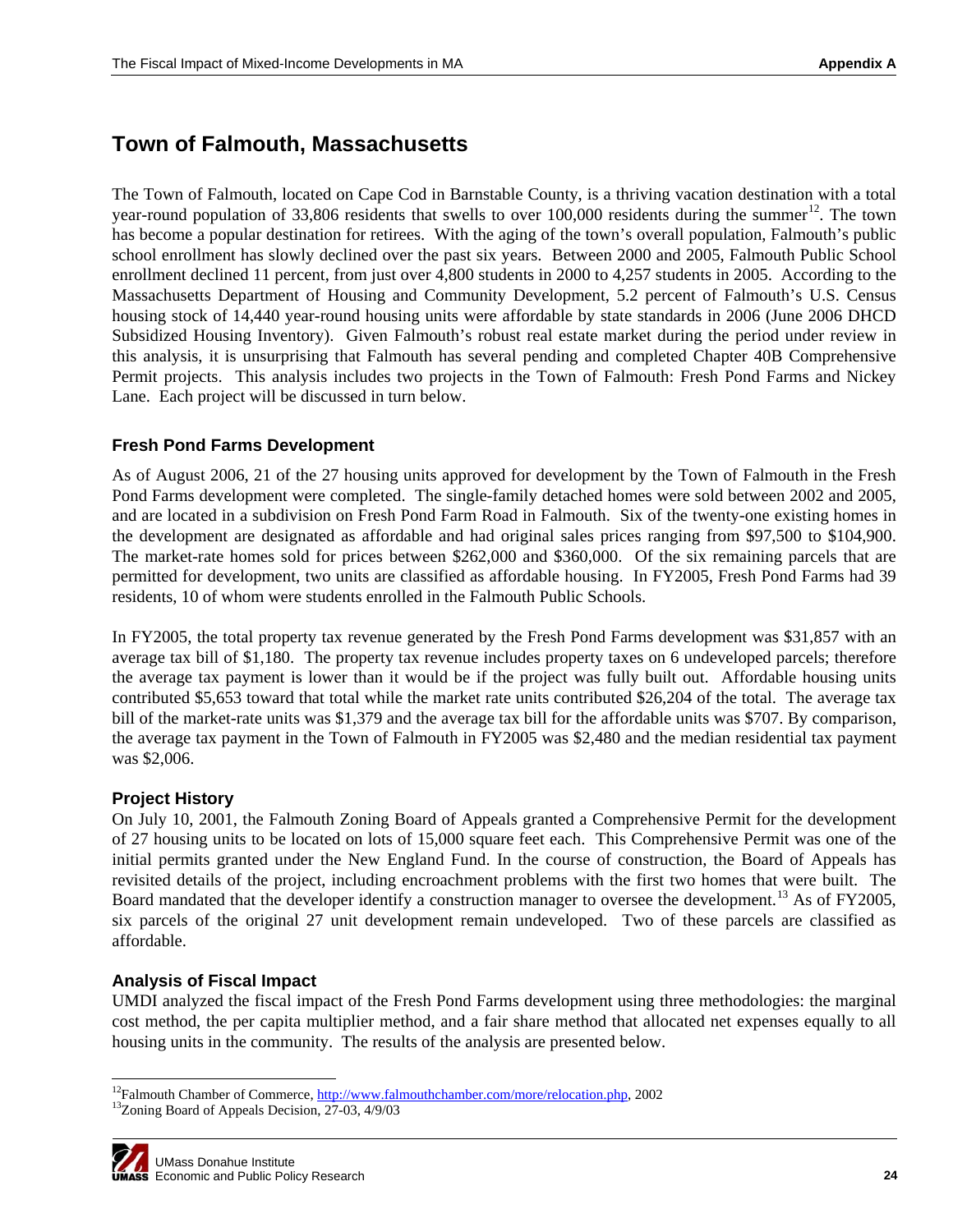## Town of Falmouth, Massachusetts

The Town of Falmouth, located on Cape Cod in Barnstable County, is a thriving vacation destination with a total year-round population of 33,806 residents that swells to over 100,000 residents during the summer[12]. The town has become a popular destination for retirees. With the aging of the town's overall population, Falmouth's public school enrollment has slowly declined over the past six years. Between 2000 and 2005, Falmouth Public School enrollment declined 11 percent, from just over 4,800 students in 2000 to 4,257 students in 2005. According to the Massachusetts Department of Housing and Community Development, 5.2 percent of Falmouth's U.S. Census housing stock of 14,440 year-round housing units were affordable by state standards in 2006 (June 2006 DHCD Subsidized Housing Inventory). Given Falmouth's robust real estate market during the period under review in this analysis, it is unsurprising that Falmouth has several pending and completed Chapter 40B Comprehensive Permit projects. This analysis includes two projects in the Town of Falmouth: Fresh Pond Farms and Nickey Lane. Each project will be discussed in turn below.

### Fresh Pond Farms Development

As of August 2006, 21 of the 27 housing units approved for development by the Town of Falmouth in the Fresh Pond Farms development were completed. The single-family detached homes were sold between 2002 and 2005, and are located in a subdivision on Fresh Pond Farm Road in Falmouth. Six of the twenty-one existing homes in the development are designated as affordable and had original sales prices ranging from $97,500 to $104,900. The market-rate homes sold for prices between $262,000 and $360,000. Of the six remaining parcels that are permitted for development, two units are classified as affordable housing. In FY2005, Fresh Pond Farms had 39 residents, 10 of whom were students enrolled in the Falmouth Public Schools.

In FY2005, the total property tax revenue generated by the Fresh Pond Farms development was $31,857 with an average tax bill of $1,180. The property tax revenue includes property taxes on 6 undeveloped parcels; therefore the average tax payment is lower than it would be if the project was fully built out. Affordable housing units contributed $5,653 toward that total while the market rate units contributed $26,204 of the total. The average tax bill of the market-rate units was $1,379 and the average tax bill for the affordable units was $707. By comparison, the average tax payment in the Town of Falmouth in FY2005 was $2,480 and the median residential tax payment was $2,006.

### Project History

On July 10, 2001, the Falmouth Zoning Board of Appeals granted a Comprehensive Permit for the development of 27 housing units to be located on lots of 15,000 square feet each. This Comprehensive Permit was one of the initial permits granted under the New England Fund. In the course of construction, the Board of Appeals has revisited details of the project, including encroachment problems with the first two homes that were built. The Board mandated that the developer identify a construction manager to oversee the development.[13] As of FY2005, six parcels of the original 27 unit development remain undeveloped. Two of these parcels are classified as affordable.

### Analysis of Fiscal Impact

UMDI analyzed the fiscal impact of the Fresh Pond Farms development using three methodologies: the marginal cost method, the per capita multiplier method, and a fair share method that allocated net expenses equally to all housing units in the community. The results of the analysis are presented below.

---

[12] Falmouth Chamber of Commerce, http://www.falmouthchamber.com/more/relocation.php, 2002

[13] Zoning Board of Appeals Decision, 27-03, 4/9/03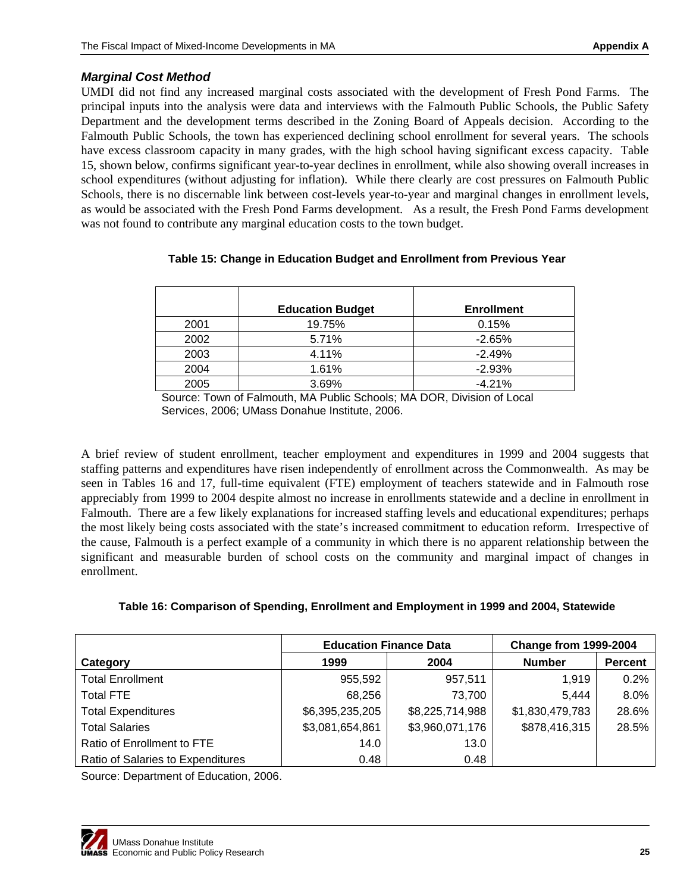### *Marginal Cost Method*

UMDI did not find any increased marginal costs associated with the development of Fresh Pond Farms. The principal inputs into the analysis were data and interviews with the Falmouth Public Schools, the Public Safety Department and the development terms described in the Zoning Board of Appeals decision. According to the Falmouth Public Schools, the town has experienced declining school enrollment for several years. The schools have excess classroom capacity in many grades, with the high school having significant excess capacity. Table 15, shown below, confirms significant year-to-year declines in enrollment, while also showing overall increases in school expenditures (without adjusting for inflation). While there clearly are cost pressures on Falmouth Public Schools, there is no discernable link between cost-levels year-to-year and marginal changes in enrollment levels, as would be associated with the Fresh Pond Farms development. As a result, the Fresh Pond Farms development was not found to contribute any marginal education costs to the town budget.

**Table 15: Change in Education Budget and Enrollment from Previous Year**

| | Education Budget | Enrollment |
|---|---|---|
| 2001 | 19.75% | 0.15% |
| 2002 | 5.71% | -2.65% |
| 2003 | 4.11% | -2.49% |
| 2004 | 1.61% | -2.93% |
| 2005 | 3.69% | -4.21% |

Source: Town of Falmouth, MA Public Schools; MA DOR, Division of Local Services, 2006; UMass Donahue Institute, 2006.

A brief review of student enrollment, teacher employment and expenditures in 1999 and 2004 suggests that staffing patterns and expenditures have risen independently of enrollment across the Commonwealth. As may be seen in Tables 16 and 17, full-time equivalent (FTE) employment of teachers statewide and in Falmouth rose appreciably from 1999 to 2004 despite almost no increase in enrollments statewide and a decline in enrollment in Falmouth. There are a few likely explanations for increased staffing levels and educational expenditures; perhaps the most likely being costs associated with the state's increased commitment to education reform. Irrespective of the cause, Falmouth is a perfect example of a community in which there is no apparent relationship between the significant and measurable burden of school costs on the community and marginal impact of changes in enrollment.

**Table 16: Comparison of Spending, Enrollment and Employment in 1999 and 2004, Statewide**

| | Education Finance Data | | Change from 1999-2004 | |
|---|---|---|---|---|
| **Category** | **1999** | **2004** | **Number** | **Percent** |
| Total Enrollment | 955,592 | 957,511 | 1,919 | 0.2% |
| Total FTE | 68,256 | 73,700 | 5,444 | 8.0% |
| Total Expenditures | $6,395,235,205 | $8,225,714,988 | $1,830,479,783 | 28.6% |
| Total Salaries | $3,081,654,861 | $3,960,071,176 | $878,416,315 | 28.5% |
| Ratio of Enrollment to FTE | 14.0 | 13.0 | | |
| Ratio of Salaries to Expenditures | 0.48 | 0.48 | | |

Source: Department of Education, 2006.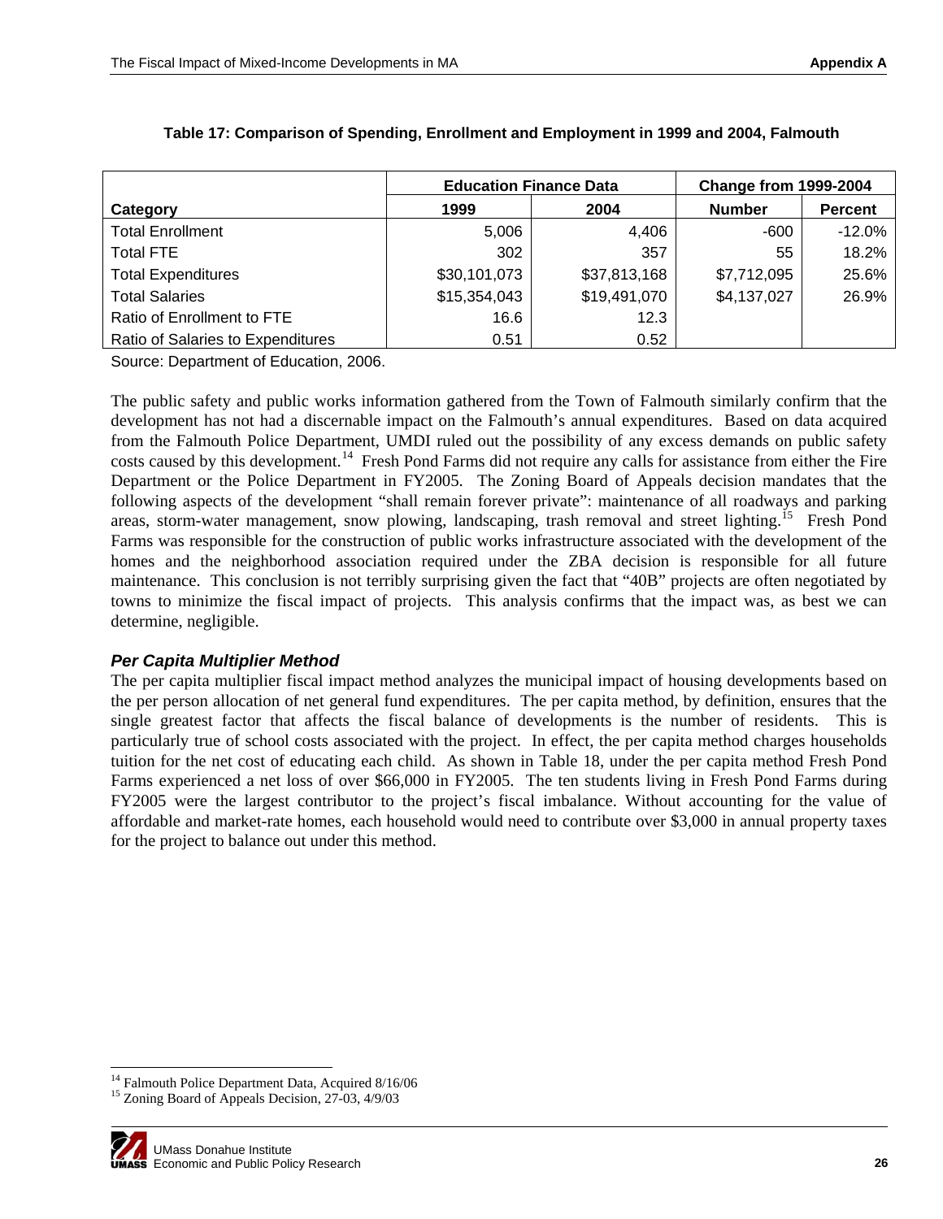**Table 17: Comparison of Spending, Enrollment and Employment in 1999 and 2004, Falmouth**

| | Education Finance Data | | Change from 1999-2004 | |
|---|---|---|---|---|
| Category | 1999 | 2004 | Number | Percent |
| Total Enrollment | 5,006 | 4,406 | -600 | -12.0% |
| Total FTE | 302 | 357 | 55 | 18.2% |
| Total Expenditures | $30,101,073 | $37,813,168 | $7,712,095 | 25.6% |
| Total Salaries | $15,354,043 | $19,491,070 | $4,137,027 | 26.9% |
| Ratio of Enrollment to FTE | 16.6 | 12.3 | | |
| Ratio of Salaries to Expenditures | 0.51 | 0.52 | | |

Source: Department of Education, 2006.

The public safety and public works information gathered from the Town of Falmouth similarly confirm that the development has not had a discernable impact on the Falmouth's annual expenditures. Based on data acquired from the Falmouth Police Department, UMDI ruled out the possibility of any excess demands on public safety costs caused by this development.[14] Fresh Pond Farms did not require any calls for assistance from either the Fire Department or the Police Department in FY2005. The Zoning Board of Appeals decision mandates that the following aspects of the development "shall remain forever private": maintenance of all roadways and parking areas, storm-water management, snow plowing, landscaping, trash removal and street lighting.[15] Fresh Pond Farms was responsible for the construction of public works infrastructure associated with the development of the homes and the neighborhood association required under the ZBA decision is responsible for all future maintenance. This conclusion is not terribly surprising given the fact that "40B" projects are often negotiated by towns to minimize the fiscal impact of projects. This analysis confirms that the impact was, as best we can determine, negligible.

### *Per Capita Multiplier Method*

The per capita multiplier fiscal impact method analyzes the municipal impact of housing developments based on the per person allocation of net general fund expenditures. The per capita method, by definition, ensures that the single greatest factor that affects the fiscal balance of developments is the number of residents. This is particularly true of school costs associated with the project. In effect, the per capita method charges households tuition for the net cost of educating each child. As shown in Table 18, under the per capita method Fresh Pond Farms experienced a net loss of over $66,000 in FY2005. The ten students living in Fresh Pond Farms during FY2005 were the largest contributor to the project's fiscal imbalance. Without accounting for the value of affordable and market-rate homes, each household would need to contribute over $3,000 in annual property taxes for the project to balance out under this method.

[14] Falmouth Police Department Data, Acquired 8/16/06

[15] Zoning Board of Appeals Decision, 27-03, 4/9/03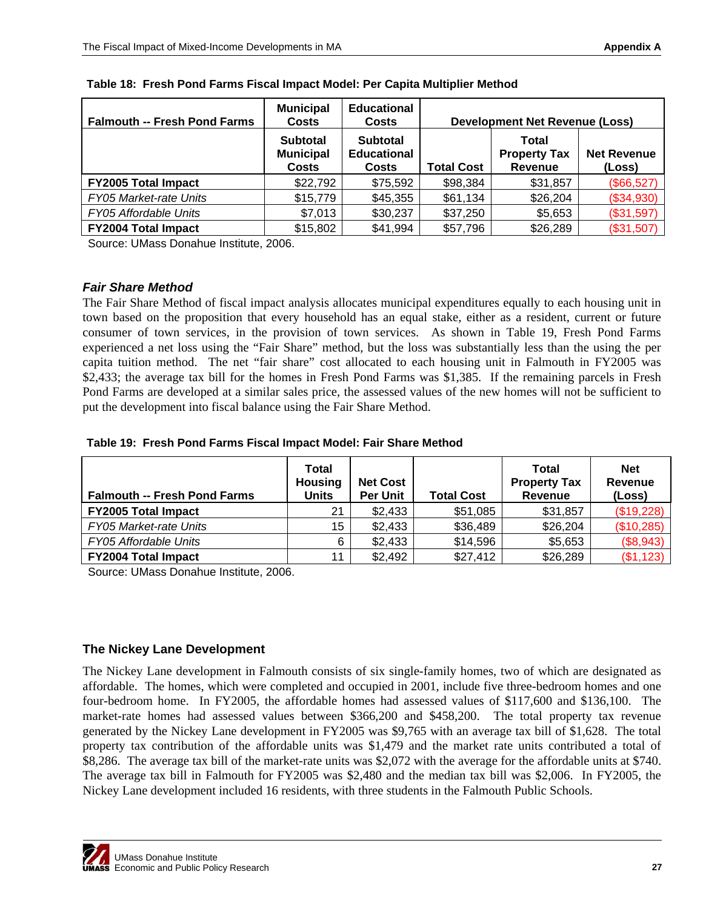**Table 18: Fresh Pond Farms Fiscal Impact Model: Per Capita Multiplier Method**

| Falmouth -- Fresh Pond Farms | Municipal Costs | Educational Costs | Development Net Revenue (Loss) | | |
|---|---|---|---|---|---|
| | Subtotal Municipal Costs | Subtotal Educational Costs | Total Cost | Total Property Tax Revenue | Net Revenue (Loss) |
| **FY2005 Total Impact** | $22,792 | $75,592 | $98,384 | $31,857 | ($66,527) |
| *FY05 Market-rate Units* | $15,779 | $45,355 | $61,134 | $26,204 | ($34,930) |
| *FY05 Affordable Units* | $7,013 | $30,237 | $37,250 | $5,653 | ($31,597) |
| **FY2004 Total Impact** | $15,802 | $41,994 | $57,796 | $26,289 | ($31,507) |

Source: UMass Donahue Institute, 2006.

### *Fair Share Method*

The Fair Share Method of fiscal impact analysis allocates municipal expenditures equally to each housing unit in town based on the proposition that every household has an equal stake, either as a resident, current or future consumer of town services, in the provision of town services. As shown in Table 19, Fresh Pond Farms experienced a net loss using the "Fair Share" method, but the loss was substantially less than the using the per capita tuition method. The net "fair share" cost allocated to each housing unit in Falmouth in FY2005 was $2,433; the average tax bill for the homes in Fresh Pond Farms was $1,385. If the remaining parcels in Fresh Pond Farms are developed at a similar sales price, the assessed values of the new homes will not be sufficient to put the development into fiscal balance using the Fair Share Method.

**Table 19: Fresh Pond Farms Fiscal Impact Model: Fair Share Method**

| Falmouth -- Fresh Pond Farms | Total Housing Units | Net Cost Per Unit | Total Cost | Total Property Tax Revenue | Net Revenue (Loss) |
|---|---|---|---|---|---|
| **FY2005 Total Impact** | 21 | $2,433 | $51,085 | $31,857 | ($19,228) |
| *FY05 Market-rate Units* | 15 | $2,433 | $36,489 | $26,204 | ($10,285) |
| *FY05 Affordable Units* | 6 | $2,433 | $14,596 | $5,653 | ($8,943) |
| **FY2004 Total Impact** | 11 | $2,492 | $27,412 | $26,289 | ($1,123) |

Source: UMass Donahue Institute, 2006.

### The Nickey Lane Development

The Nickey Lane development in Falmouth consists of six single-family homes, two of which are designated as affordable. The homes, which were completed and occupied in 2001, include five three-bedroom homes and one four-bedroom home. In FY2005, the affordable homes had assessed values of $117,600 and $136,100. The market-rate homes had assessed values between $366,200 and $458,200. The total property tax revenue generated by the Nickey Lane development in FY2005 was $9,765 with an average tax bill of $1,628. The total property tax contribution of the affordable units was $1,479 and the market rate units contributed a total of $8,286. The average tax bill of the market-rate units was $2,072 with the average for the affordable units at $740. The average tax bill in Falmouth for FY2005 was $2,480 and the median tax bill was $2,006. In FY2005, the Nickey Lane development included 16 residents, with three students in the Falmouth Public Schools.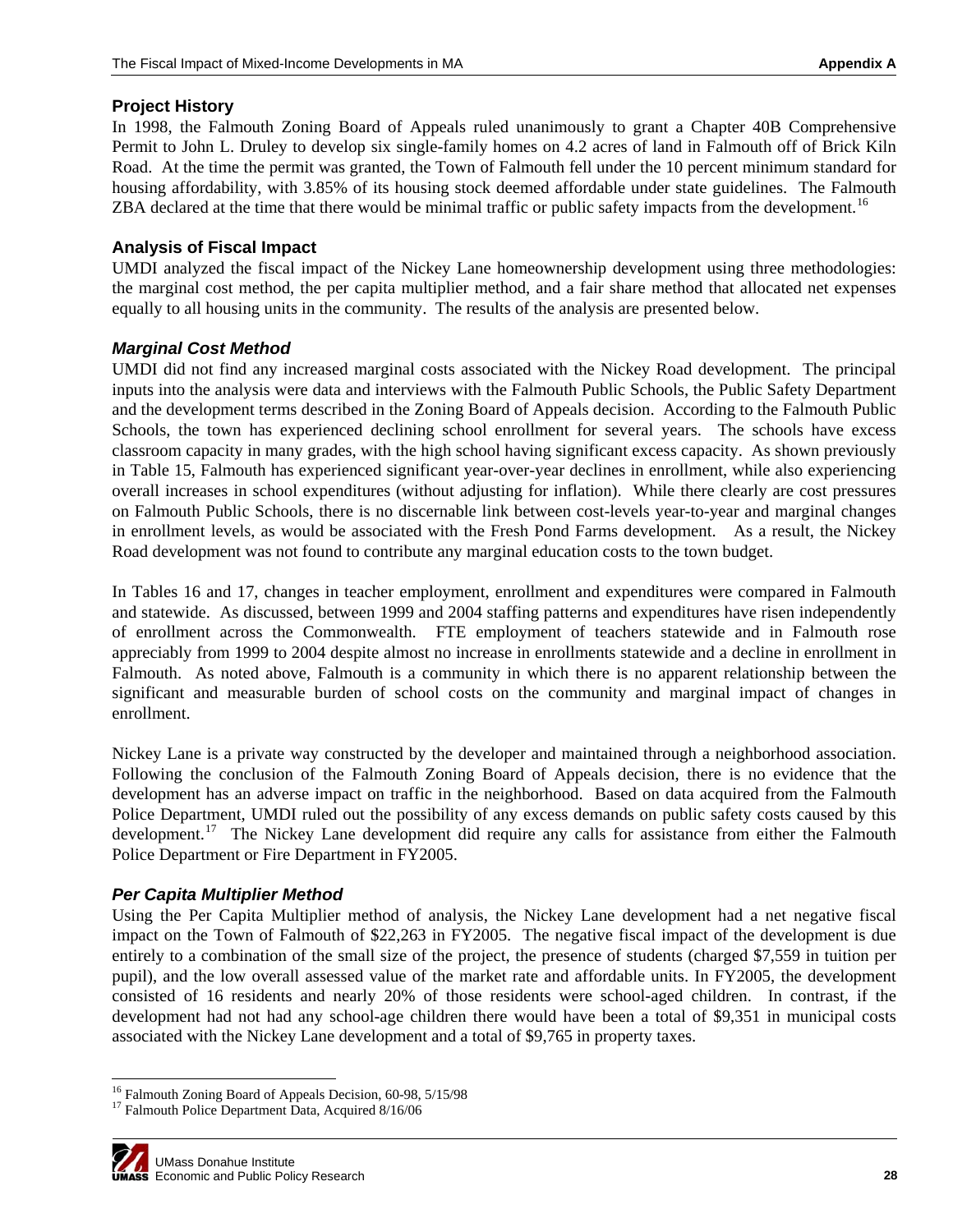### Project History

In 1998, the Falmouth Zoning Board of Appeals ruled unanimously to grant a Chapter 40B Comprehensive Permit to John L. Druley to develop six single-family homes on 4.2 acres of land in Falmouth off of Brick Kiln Road. At the time the permit was granted, the Town of Falmouth fell under the 10 percent minimum standard for housing affordability, with 3.85% of its housing stock deemed affordable under state guidelines. The Falmouth ZBA declared at the time that there would be minimal traffic or public safety impacts from the development.[16]

### Analysis of Fiscal Impact

UMDI analyzed the fiscal impact of the Nickey Lane homeownership development using three methodologies: the marginal cost method, the per capita multiplier method, and a fair share method that allocated net expenses equally to all housing units in the community. The results of the analysis are presented below.

#### *Marginal Cost Method*

UMDI did not find any increased marginal costs associated with the Nickey Road development. The principal inputs into the analysis were data and interviews with the Falmouth Public Schools, the Public Safety Department and the development terms described in the Zoning Board of Appeals decision. According to the Falmouth Public Schools, the town has experienced declining school enrollment for several years. The schools have excess classroom capacity in many grades, with the high school having significant excess capacity. As shown previously in Table 15, Falmouth has experienced significant year-over-year declines in enrollment, while also experiencing overall increases in school expenditures (without adjusting for inflation). While there clearly are cost pressures on Falmouth Public Schools, there is no discernable link between cost-levels year-to-year and marginal changes in enrollment levels, as would be associated with the Fresh Pond Farms development. As a result, the Nickey Road development was not found to contribute any marginal education costs to the town budget.

In Tables 16 and 17, changes in teacher employment, enrollment and expenditures were compared in Falmouth and statewide. As discussed, between 1999 and 2004 staffing patterns and expenditures have risen independently of enrollment across the Commonwealth. FTE employment of teachers statewide and in Falmouth rose appreciably from 1999 to 2004 despite almost no increase in enrollments statewide and a decline in enrollment in Falmouth. As noted above, Falmouth is a community in which there is no apparent relationship between the significant and measurable burden of school costs on the community and marginal impact of changes in enrollment.

Nickey Lane is a private way constructed by the developer and maintained through a neighborhood association. Following the conclusion of the Falmouth Zoning Board of Appeals decision, there is no evidence that the development has an adverse impact on traffic in the neighborhood. Based on data acquired from the Falmouth Police Department, UMDI ruled out the possibility of any excess demands on public safety costs caused by this development.[17] The Nickey Lane development did require any calls for assistance from either the Falmouth Police Department or Fire Department in FY2005.

#### *Per Capita Multiplier Method*

Using the Per Capita Multiplier method of analysis, the Nickey Lane development had a net negative fiscal impact on the Town of Falmouth of $22,263 in FY2005. The negative fiscal impact of the development is due entirely to a combination of the small size of the project, the presence of students (charged $7,559 in tuition per pupil), and the low overall assessed value of the market rate and affordable units. In FY2005, the development consisted of 16 residents and nearly 20% of those residents were school-aged children. In contrast, if the development had not had any school-age children there would have been a total of $9,351 in municipal costs associated with the Nickey Lane development and a total of $9,765 in property taxes.

---

[16] Falmouth Zoning Board of Appeals Decision, 60-98, 5/15/98

[17] Falmouth Police Department Data, Acquired 8/16/06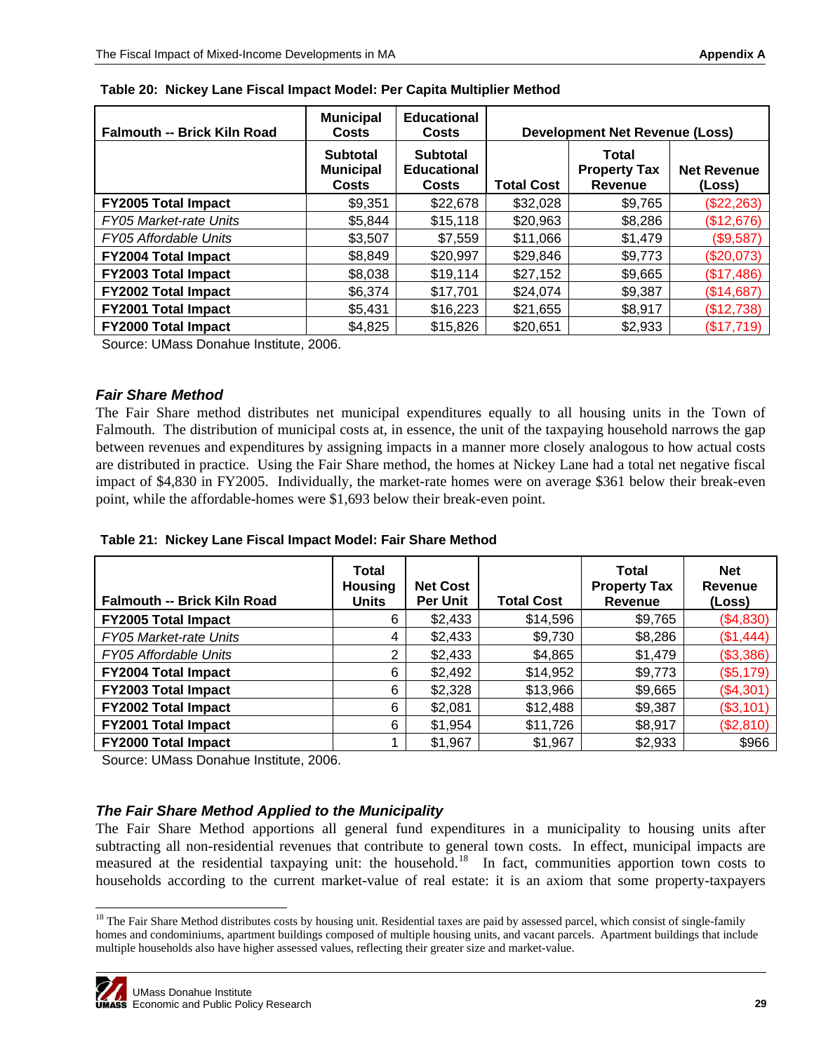**Table 20: Nickey Lane Fiscal Impact Model: Per Capita Multiplier Method**

| Falmouth -- Brick Kiln Road | Municipal Costs | Educational Costs | Development Net Revenue (Loss) | | |
|---|---|---|---|---|---|
| | Subtotal Municipal Costs | Subtotal Educational Costs | Total Cost | Total Property Tax Revenue | Net Revenue (Loss) |
| **FY2005 Total Impact** | $9,351 | $22,678 | $32,028 | $9,765 | ($22,263) |
| *FY05 Market-rate Units* | $5,844 | $15,118 | $20,963 | $8,286 | ($12,676) |
| *FY05 Affordable Units* | $3,507 | $7,559 | $11,066 | $1,479 | ($9,587) |
| **FY2004 Total Impact** | $8,849 | $20,997 | $29,846 | $9,773 | ($20,073) |
| **FY2003 Total Impact** | $8,038 | $19,114 | $27,152 | $9,665 | ($17,486) |
| **FY2002 Total Impact** | $6,374 | $17,701 | $24,074 | $9,387 | ($14,687) |
| **FY2001 Total Impact** | $5,431 | $16,223 | $21,655 | $8,917 | ($12,738) |
| **FY2000 Total Impact** | $4,825 | $15,826 | $20,651 | $2,933 | ($17,719) |

Source: UMass Donahue Institute, 2006.

### *Fair Share Method*

The Fair Share method distributes net municipal expenditures equally to all housing units in the Town of Falmouth. The distribution of municipal costs at, in essence, the unit of the taxpaying household narrows the gap between revenues and expenditures by assigning impacts in a manner more closely analogous to how actual costs are distributed in practice. Using the Fair Share method, the homes at Nickey Lane had a total net negative fiscal impact of $4,830 in FY2005. Individually, the market-rate homes were on average $361 below their break-even point, while the affordable-homes were $1,693 below their break-even point.

**Table 21: Nickey Lane Fiscal Impact Model: Fair Share Method**

| Falmouth -- Brick Kiln Road | Total Housing Units | Net Cost Per Unit | Total Cost | Total Property Tax Revenue | Net Revenue (Loss) |
|---|---|---|---|---|---|
| **FY2005 Total Impact** | 6 | $2,433 | $14,596 | $9,765 | ($4,830) |
| *FY05 Market-rate Units* | 4 | $2,433 | $9,730 | $8,286 | ($1,444) |
| *FY05 Affordable Units* | 2 | $2,433 | $4,865 | $1,479 | ($3,386) |
| **FY2004 Total Impact** | 6 | $2,492 | $14,952 | $9,773 | ($5,179) |
| **FY2003 Total Impact** | 6 | $2,328 | $13,966 | $9,665 | ($4,301) |
| **FY2002 Total Impact** | 6 | $2,081 | $12,488 | $9,387 | ($3,101) |
| **FY2001 Total Impact** | 6 | $1,954 | $11,726 | $8,917 | ($2,810) |
| **FY2000 Total Impact** | 1 | $1,967 | $1,967 | $2,933 | $966 |

Source: UMass Donahue Institute, 2006.

### *The Fair Share Method Applied to the Municipality*

The Fair Share Method apportions all general fund expenditures in a municipality to housing units after subtracting all non-residential revenues that contribute to general town costs. In effect, municipal impacts are measured at the residential taxpaying unit: the household.[18] In fact, communities apportion town costs to households according to the current market-value of real estate: it is an axiom that some property-taxpayers

[18] The Fair Share Method distributes costs by housing unit. Residential taxes are paid by assessed parcel, which consist of single-family homes and condominiums, apartment buildings composed of multiple housing units, and vacant parcels. Apartment buildings that include multiple households also have higher assessed values, reflecting their greater size and market-value.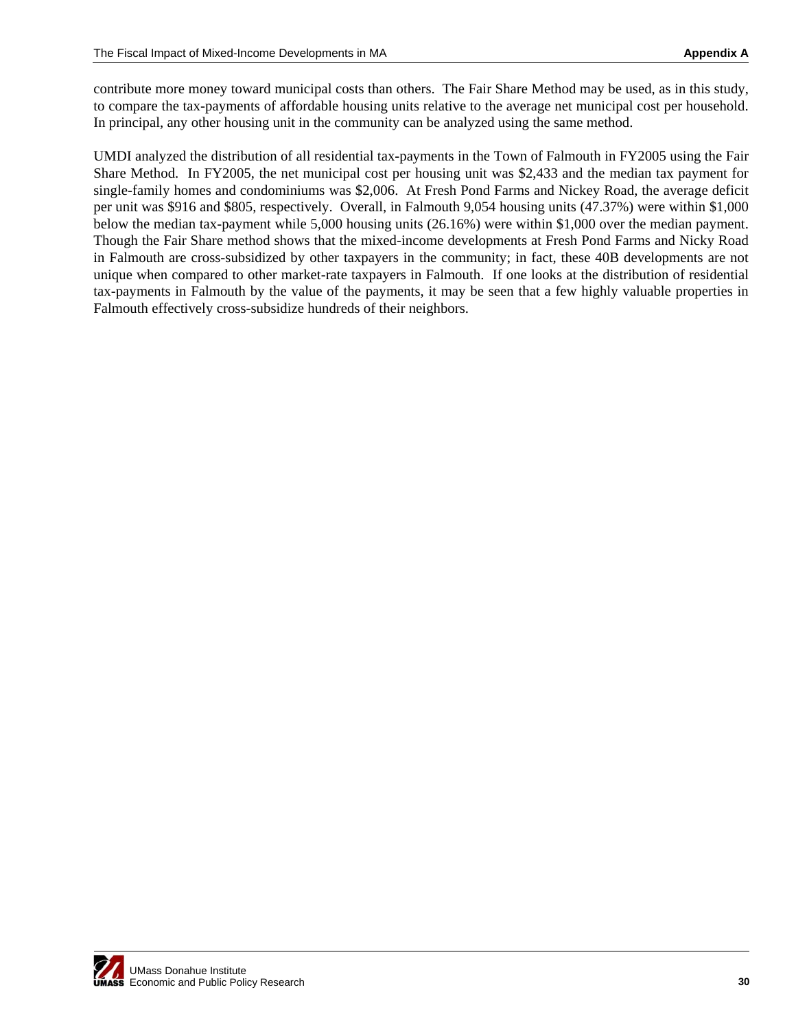contribute more money toward municipal costs than others. The Fair Share Method may be used, as in this study, to compare the tax-payments of affordable housing units relative to the average net municipal cost per household. In principal, any other housing unit in the community can be analyzed using the same method.

UMDI analyzed the distribution of all residential tax-payments in the Town of Falmouth in FY2005 using the Fair Share Method. In FY2005, the net municipal cost per housing unit was $2,433 and the median tax payment for single-family homes and condominiums was $2,006. At Fresh Pond Farms and Nickey Road, the average deficit per unit was $916 and $805, respectively. Overall, in Falmouth 9,054 housing units (47.37%) were within $1,000 below the median tax-payment while 5,000 housing units (26.16%) were within $1,000 over the median payment. Though the Fair Share method shows that the mixed-income developments at Fresh Pond Farms and Nicky Road in Falmouth are cross-subsidized by other taxpayers in the community; in fact, these 40B developments are not unique when compared to other market-rate taxpayers in Falmouth. If one looks at the distribution of residential tax-payments in Falmouth by the value of the payments, it may be seen that a few highly valuable properties in Falmouth effectively cross-subsidize hundreds of their neighbors.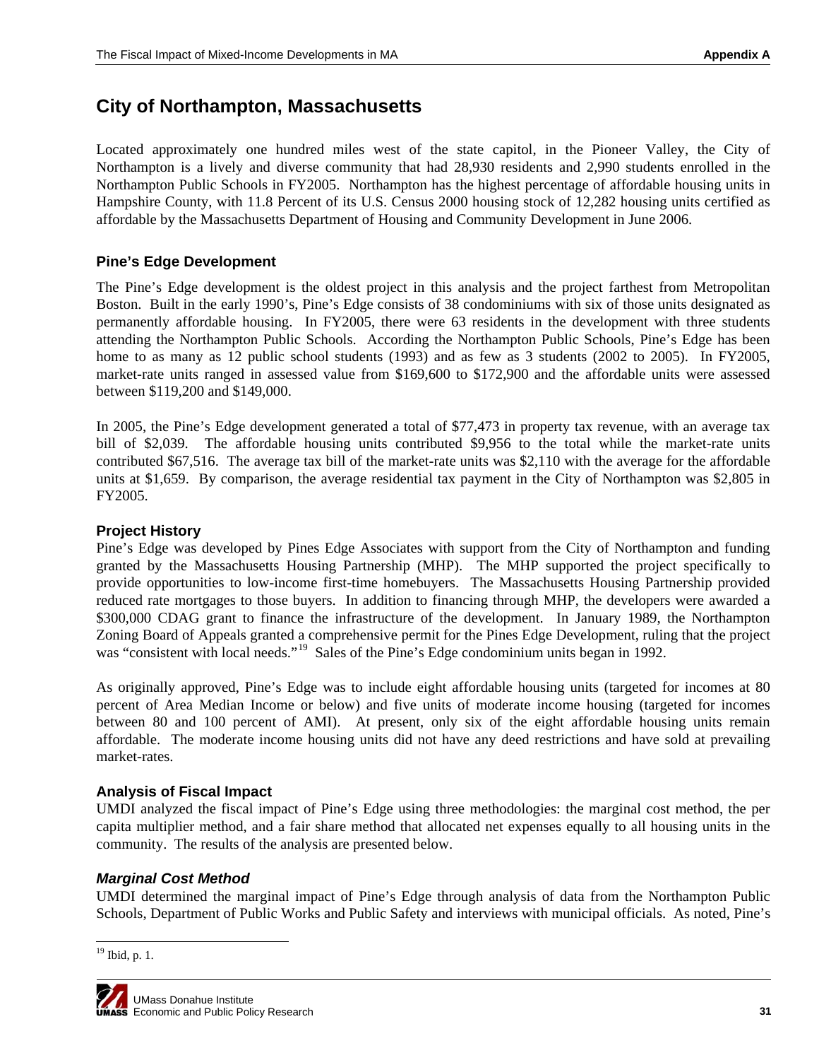## City of Northampton, Massachusetts

Located approximately one hundred miles west of the state capitol, in the Pioneer Valley, the City of Northampton is a lively and diverse community that had 28,930 residents and 2,990 students enrolled in the Northampton Public Schools in FY2005. Northampton has the highest percentage of affordable housing units in Hampshire County, with 11.8 Percent of its U.S. Census 2000 housing stock of 12,282 housing units certified as affordable by the Massachusetts Department of Housing and Community Development in June 2006.

### Pine's Edge Development

The Pine's Edge development is the oldest project in this analysis and the project farthest from Metropolitan Boston. Built in the early 1990's, Pine's Edge consists of 38 condominiums with six of those units designated as permanently affordable housing. In FY2005, there were 63 residents in the development with three students attending the Northampton Public Schools. According the Northampton Public Schools, Pine's Edge has been home to as many as 12 public school students (1993) and as few as 3 students (2002 to 2005). In FY2005, market-rate units ranged in assessed value from $169,600 to $172,900 and the affordable units were assessed between $119,200 and $149,000.

In 2005, the Pine's Edge development generated a total of $77,473 in property tax revenue, with an average tax bill of $2,039. The affordable housing units contributed $9,956 to the total while the market-rate units contributed $67,516. The average tax bill of the market-rate units was $2,110 with the average for the affordable units at $1,659. By comparison, the average residential tax payment in the City of Northampton was $2,805 in FY2005.

### Project History

Pine's Edge was developed by Pines Edge Associates with support from the City of Northampton and funding granted by the Massachusetts Housing Partnership (MHP). The MHP supported the project specifically to provide opportunities to low-income first-time homebuyers. The Massachusetts Housing Partnership provided reduced rate mortgages to those buyers. In addition to financing through MHP, the developers were awarded a $300,000 CDAG grant to finance the infrastructure of the development. In January 1989, the Northampton Zoning Board of Appeals granted a comprehensive permit for the Pines Edge Development, ruling that the project was "consistent with local needs."[19] Sales of the Pine's Edge condominium units began in 1992.

As originally approved, Pine's Edge was to include eight affordable housing units (targeted for incomes at 80 percent of Area Median Income or below) and five units of moderate income housing (targeted for incomes between 80 and 100 percent of AMI). At present, only six of the eight affordable housing units remain affordable. The moderate income housing units did not have any deed restrictions and have sold at prevailing market-rates.

### Analysis of Fiscal Impact

UMDI analyzed the fiscal impact of Pine's Edge using three methodologies: the marginal cost method, the per capita multiplier method, and a fair share method that allocated net expenses equally to all housing units in the community. The results of the analysis are presented below.

#### *Marginal Cost Method*

UMDI determined the marginal impact of Pine's Edge through analysis of data from the Northampton Public Schools, Department of Public Works and Public Safety and interviews with municipal officials. As noted, Pine's

[19] Ibid, p. 1.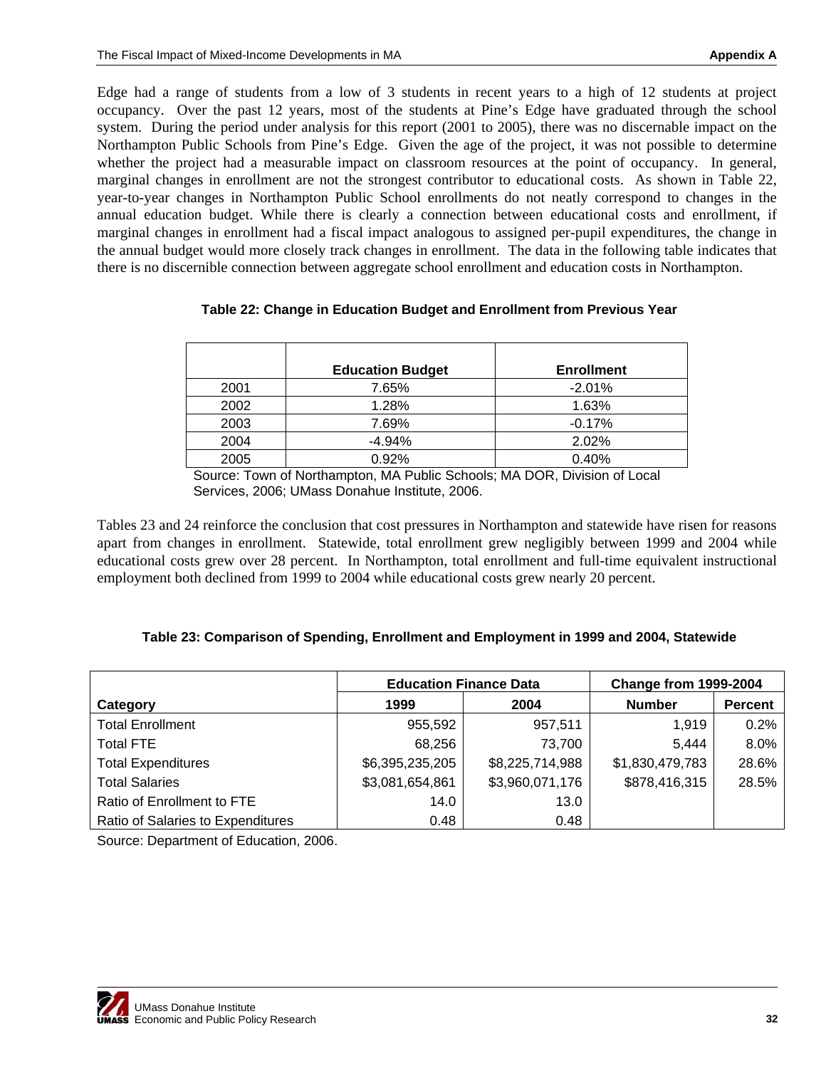Edge had a range of students from a low of 3 students in recent years to a high of 12 students at project occupancy. Over the past 12 years, most of the students at Pine's Edge have graduated through the school system. During the period under analysis for this report (2001 to 2005), there was no discernable impact on the Northampton Public Schools from Pine's Edge. Given the age of the project, it was not possible to determine whether the project had a measurable impact on classroom resources at the point of occupancy. In general, marginal changes in enrollment are not the strongest contributor to educational costs. As shown in Table 22, year-to-year changes in Northampton Public School enrollments do not neatly correspond to changes in the annual education budget. While there is clearly a connection between educational costs and enrollment, if marginal changes in enrollment had a fiscal impact analogous to assigned per-pupil expenditures, the change in the annual budget would more closely track changes in enrollment. The data in the following table indicates that there is no discernible connection between aggregate school enrollment and education costs in Northampton.

**Table 22: Change in Education Budget and Enrollment from Previous Year**

| | Education Budget | Enrollment |
|---|---|---|
| 2001 | 7.65% | -2.01% |
| 2002 | 1.28% | 1.63% |
| 2003 | 7.69% | -0.17% |
| 2004 | -4.94% | 2.02% |
| 2005 | 0.92% | 0.40% |

Source: Town of Northampton, MA Public Schools; MA DOR, Division of Local Services, 2006; UMass Donahue Institute, 2006.

Tables 23 and 24 reinforce the conclusion that cost pressures in Northampton and statewide have risen for reasons apart from changes in enrollment. Statewide, total enrollment grew negligibly between 1999 and 2004 while educational costs grew over 28 percent. In Northampton, total enrollment and full-time equivalent instructional employment both declined from 1999 to 2004 while educational costs grew nearly 20 percent.

**Table 23: Comparison of Spending, Enrollment and Employment in 1999 and 2004, Statewide**

| | Education Finance Data | | Change from 1999-2004 | |
|---|---|---|---|---|
| Category | 1999 | 2004 | Number | Percent |
| Total Enrollment | 955,592 | 957,511 | 1,919 | 0.2% |
| Total FTE | 68,256 | 73,700 | 5,444 | 8.0% |
| Total Expenditures | $6,395,235,205 | $8,225,714,988 | $1,830,479,783 | 28.6% |
| Total Salaries | $3,081,654,861 | $3,960,071,176 | $878,416,315 | 28.5% |
| Ratio of Enrollment to FTE | 14.0 | 13.0 | | |
| Ratio of Salaries to Expenditures | 0.48 | 0.48 | | |

Source: Department of Education, 2006.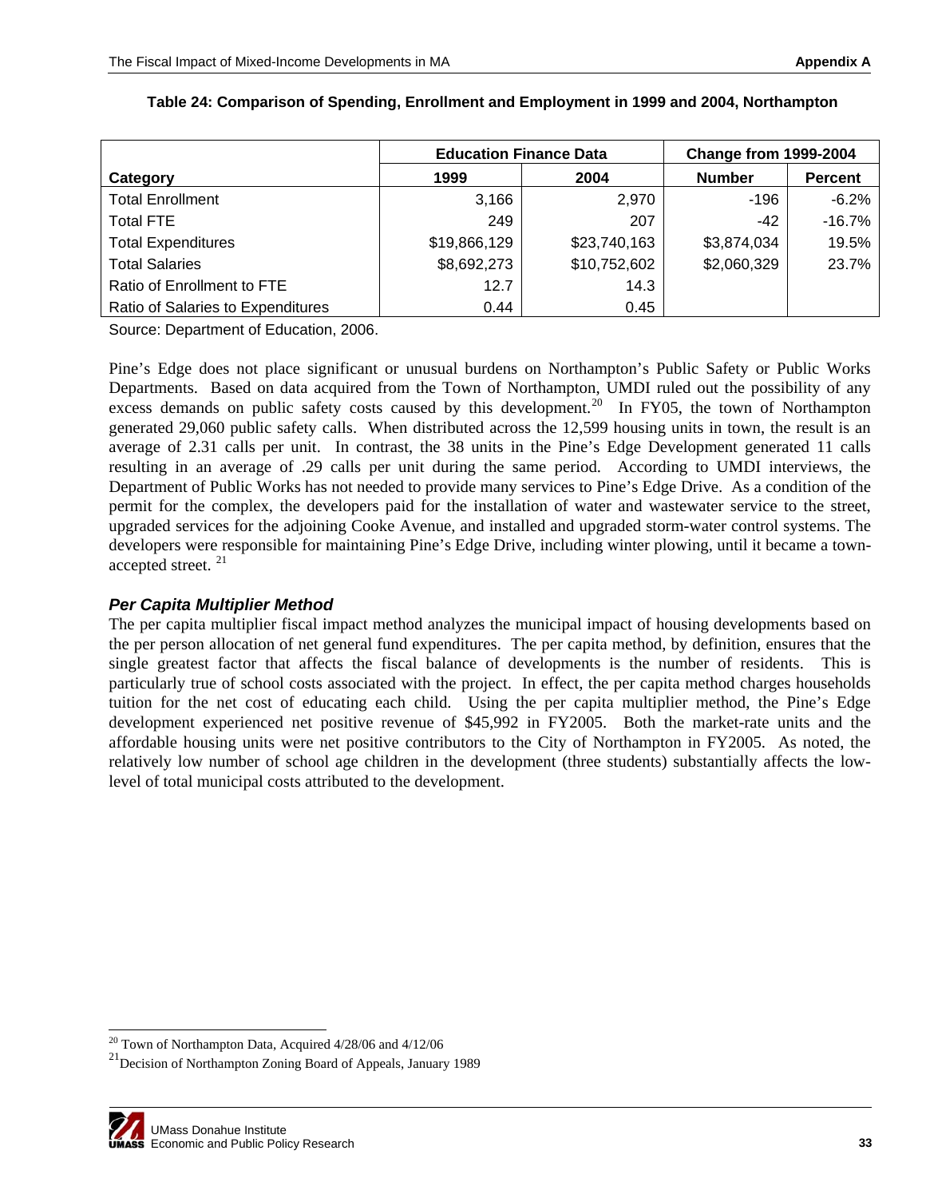**Table 24: Comparison of Spending, Enrollment and Employment in 1999 and 2004, Northampton**

| | Education Finance Data | | Change from 1999-2004 | |
|---|---|---|---|---|
| Category | 1999 | 2004 | Number | Percent |
| Total Enrollment | 3,166 | 2,970 | -196 | -6.2% |
| Total FTE | 249 | 207 | -42 | -16.7% |
| Total Expenditures | $19,866,129 | $23,740,163 | $3,874,034 | 19.5% |
| Total Salaries | $8,692,273 | $10,752,602 | $2,060,329 | 23.7% |
| Ratio of Enrollment to FTE | 12.7 | 14.3 | | |
| Ratio of Salaries to Expenditures | 0.44 | 0.45 | | |

Source: Department of Education, 2006.

Pine's Edge does not place significant or unusual burdens on Northampton's Public Safety or Public Works Departments. Based on data acquired from the Town of Northampton, UMDI ruled out the possibility of any excess demands on public safety costs caused by this development.[20] In FY05, the town of Northampton generated 29,060 public safety calls. When distributed across the 12,599 housing units in town, the result is an average of 2.31 calls per unit. In contrast, the 38 units in the Pine's Edge Development generated 11 calls resulting in an average of .29 calls per unit during the same period. According to UMDI interviews, the Department of Public Works has not needed to provide many services to Pine's Edge Drive. As a condition of the permit for the complex, the developers paid for the installation of water and wastewater service to the street, upgraded services for the adjoining Cooke Avenue, and installed and upgraded storm-water control systems. The developers were responsible for maintaining Pine's Edge Drive, including winter plowing, until it became a town-accepted street. [21]

### *Per Capita Multiplier Method*

The per capita multiplier fiscal impact method analyzes the municipal impact of housing developments based on the per person allocation of net general fund expenditures. The per capita method, by definition, ensures that the single greatest factor that affects the fiscal balance of developments is the number of residents. This is particularly true of school costs associated with the project. In effect, the per capita method charges households tuition for the net cost of educating each child. Using the per capita multiplier method, the Pine's Edge development experienced net positive revenue of $45,992 in FY2005. Both the market-rate units and the affordable housing units were net positive contributors to the City of Northampton in FY2005. As noted, the relatively low number of school age children in the development (three students) substantially affects the low-level of total municipal costs attributed to the development.

[20] Town of Northampton Data, Acquired 4/28/06 and 4/12/06

[21] Decision of Northampton Zoning Board of Appeals, January 1989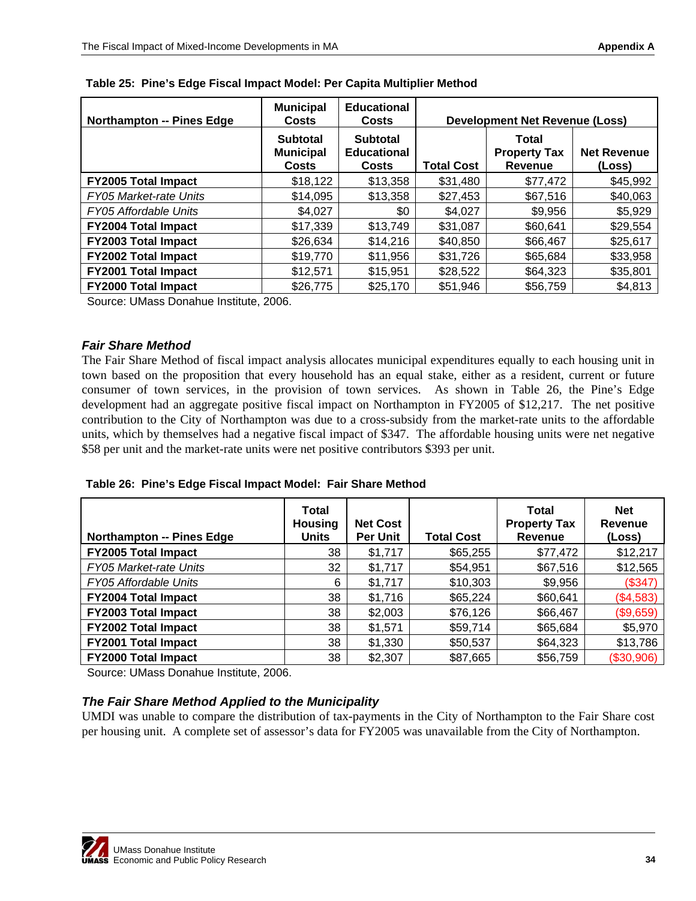**Table 25: Pine's Edge Fiscal Impact Model: Per Capita Multiplier Method**

| Northampton -- Pines Edge | Municipal Costs | Educational Costs | Development Net Revenue (Loss) | | |
|---|---|---|---|---|---|
| | Subtotal Municipal Costs | Subtotal Educational Costs | Total Cost | Total Property Tax Revenue | Net Revenue (Loss) |
| **FY2005 Total Impact** | $18,122 | $13,358 | $31,480 | $77,472 | $45,992 |
| *FY05 Market-rate Units* | $14,095 | $13,358 | $27,453 | $67,516 | $40,063 |
| *FY05 Affordable Units* | $4,027 | $0 | $4,027 | $9,956 | $5,929 |
| **FY2004 Total Impact** | $17,339 | $13,749 | $31,087 | $60,641 | $29,554 |
| **FY2003 Total Impact** | $26,634 | $14,216 | $40,850 | $66,467 | $25,617 |
| **FY2002 Total Impact** | $19,770 | $11,956 | $31,726 | $65,684 | $33,958 |
| **FY2001 Total Impact** | $12,571 | $15,951 | $28,522 | $64,323 | $35,801 |
| **FY2000 Total Impact** | $26,775 | $25,170 | $51,946 | $56,759 | $4,813 |

Source: UMass Donahue Institute, 2006.

### *Fair Share Method*

The Fair Share Method of fiscal impact analysis allocates municipal expenditures equally to each housing unit in town based on the proposition that every household has an equal stake, either as a resident, current or future consumer of town services, in the provision of town services. As shown in Table 26, the Pine's Edge development had an aggregate positive fiscal impact on Northampton in FY2005 of $12,217. The net positive contribution to the City of Northampton was due to a cross-subsidy from the market-rate units to the affordable units, which by themselves had a negative fiscal impact of $347. The affordable housing units were net negative $58 per unit and the market-rate units were net positive contributors $393 per unit.

**Table 26: Pine's Edge Fiscal Impact Model: Fair Share Method**

| Northampton -- Pines Edge | Total Housing Units | Net Cost Per Unit | Total Cost | Total Property Tax Revenue | Net Revenue (Loss) |
|---|---|---|---|---|---|
| **FY2005 Total Impact** | 38 | $1,717 | $65,255 | $77,472 | $12,217 |
| *FY05 Market-rate Units* | 32 | $1,717 | $54,951 | $67,516 | $12,565 |
| *FY05 Affordable Units* | 6 | $1,717 | $10,303 | $9,956 | ($347) |
| **FY2004 Total Impact** | 38 | $1,716 | $65,224 | $60,641 | ($4,583) |
| **FY2003 Total Impact** | 38 | $2,003 | $76,126 | $66,467 | ($9,659) |
| **FY2002 Total Impact** | 38 | $1,571 | $59,714 | $65,684 | $5,970 |
| **FY2001 Total Impact** | 38 | $1,330 | $50,537 | $64,323 | $13,786 |
| **FY2000 Total Impact** | 38 | $2,307 | $87,665 | $56,759 | ($30,906) |

Source: UMass Donahue Institute, 2006.

### *The Fair Share Method Applied to the Municipality*

UMDI was unable to compare the distribution of tax-payments in the City of Northampton to the Fair Share cost per housing unit. A complete set of assessor's data for FY2005 was unavailable from the City of Northampton.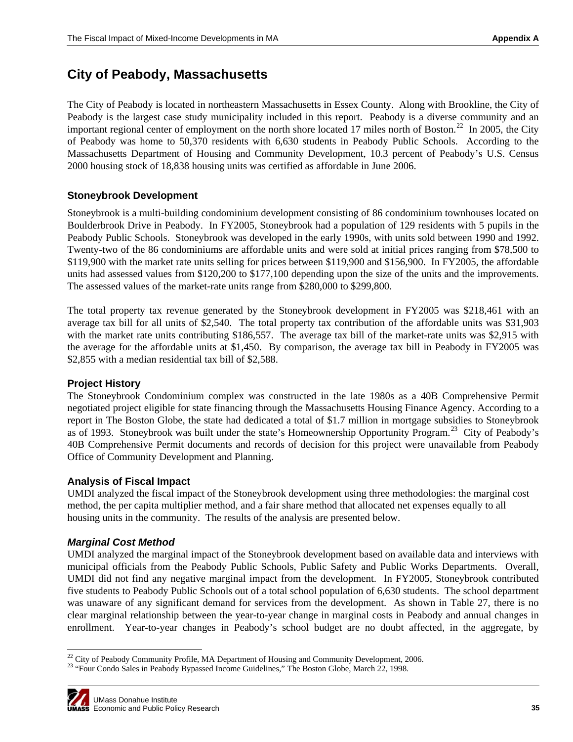# City of Peabody, Massachusetts

The City of Peabody is located in northeastern Massachusetts in Essex County. Along with Brookline, the City of Peabody is the largest case study municipality included in this report. Peabody is a diverse community and an important regional center of employment on the north shore located 17 miles north of Boston.[22] In 2005, the City of Peabody was home to 50,370 residents with 6,630 students in Peabody Public Schools. According to the Massachusetts Department of Housing and Community Development, 10.3 percent of Peabody's U.S. Census 2000 housing stock of 18,838 housing units was certified as affordable in June 2006.

### Stoneybrook Development

Stoneybrook is a multi-building condominium development consisting of 86 condominium townhouses located on Boulderbrook Drive in Peabody. In FY2005, Stoneybrook had a population of 129 residents with 5 pupils in the Peabody Public Schools. Stoneybrook was developed in the early 1990s, with units sold between 1990 and 1992. Twenty-two of the 86 condominiums are affordable units and were sold at initial prices ranging from $78,500 to $119,900 with the market rate units selling for prices between $119,900 and $156,900. In FY2005, the affordable units had assessed values from $120,200 to $177,100 depending upon the size of the units and the improvements. The assessed values of the market-rate units range from $280,000 to $299,800.

The total property tax revenue generated by the Stoneybrook development in FY2005 was $218,461 with an average tax bill for all units of $2,540. The total property tax contribution of the affordable units was $31,903 with the market rate units contributing $186,557. The average tax bill of the market-rate units was $2,915 with the average for the affordable units at $1,450. By comparison, the average tax bill in Peabody in FY2005 was $2,855 with a median residential tax bill of $2,588.

### Project History

The Stoneybrook Condominium complex was constructed in the late 1980s as a 40B Comprehensive Permit negotiated project eligible for state financing through the Massachusetts Housing Finance Agency. According to a report in The Boston Globe, the state had dedicated a total of $1.7 million in mortgage subsidies to Stoneybrook as of 1993. Stoneybrook was built under the state's Homeownership Opportunity Program.[23] City of Peabody's 40B Comprehensive Permit documents and records of decision for this project were unavailable from Peabody Office of Community Development and Planning.

### Analysis of Fiscal Impact

UMDI analyzed the fiscal impact of the Stoneybrook development using three methodologies: the marginal cost method, the per capita multiplier method, and a fair share method that allocated net expenses equally to all housing units in the community. The results of the analysis are presented below.

### *Marginal Cost Method*

UMDI analyzed the marginal impact of the Stoneybrook development based on available data and interviews with municipal officials from the Peabody Public Schools, Public Safety and Public Works Departments. Overall, UMDI did not find any negative marginal impact from the development. In FY2005, Stoneybrook contributed five students to Peabody Public Schools out of a total school population of 6,630 students. The school department was unaware of any significant demand for services from the development. As shown in Table 27, there is no clear marginal relationship between the year-to-year change in marginal costs in Peabody and annual changes in enrollment. Year-to-year changes in Peabody's school budget are no doubt affected, in the aggregate, by

[22] City of Peabody Community Profile, MA Department of Housing and Community Development, 2006.

[23] "Four Condo Sales in Peabody Bypassed Income Guidelines," The Boston Globe, March 22, 1998.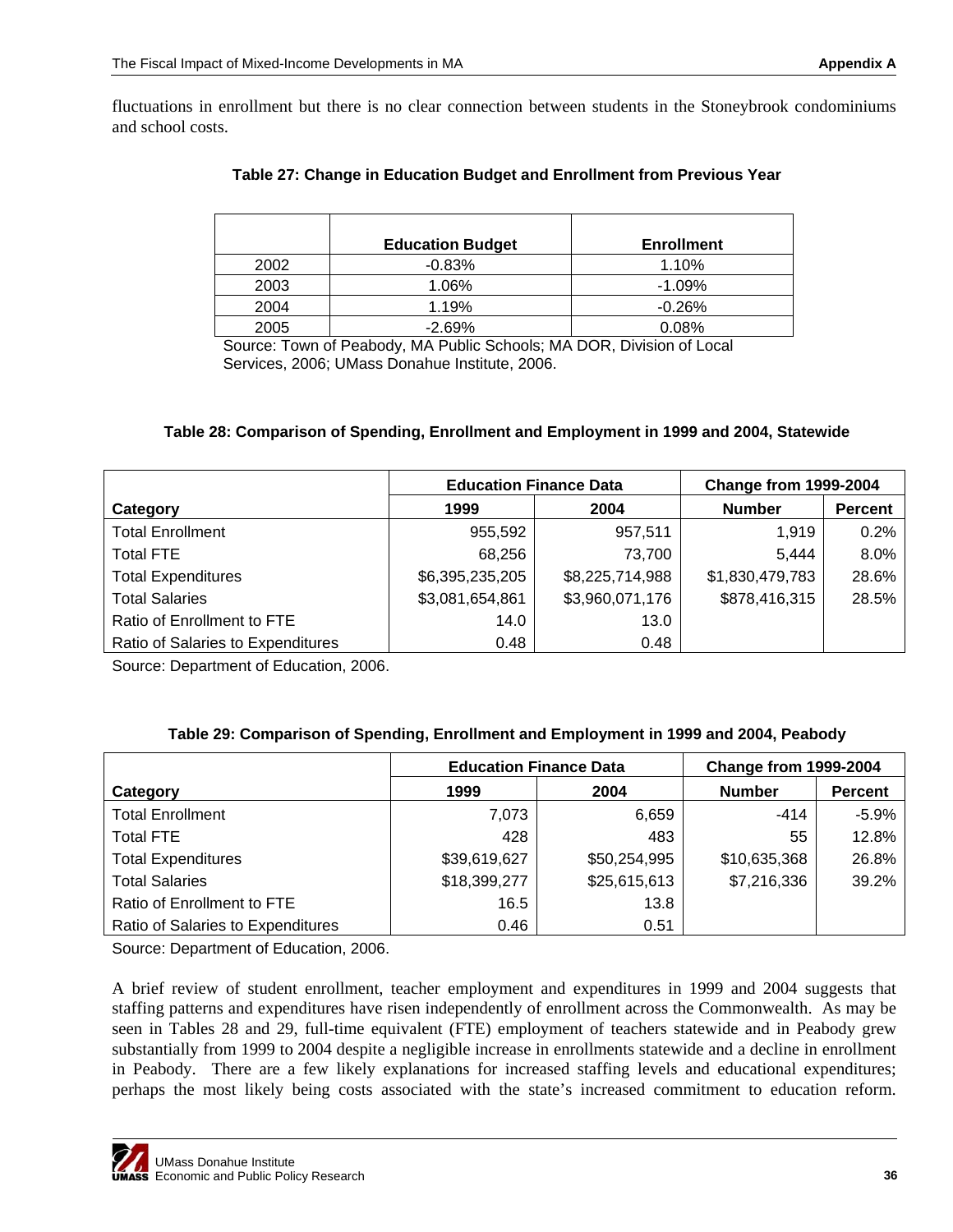fluctuations in enrollment but there is no clear connection between students in the Stoneybrook condominiums and school costs.

**Table 27: Change in Education Budget and Enrollment from Previous Year**

| | Education Budget | Enrollment |
|---|---|---|
| 2002 | -0.83% | 1.10% |
| 2003 | 1.06% | -1.09% |
| 2004 | 1.19% | -0.26% |
| 2005 | -2.69% | 0.08% |

Source: Town of Peabody, MA Public Schools; MA DOR, Division of Local Services, 2006; UMass Donahue Institute, 2006.

**Table 28: Comparison of Spending, Enrollment and Employment in 1999 and 2004, Statewide**

| | Education Finance Data | | Change from 1999-2004 | |
|---|---|---|---|---|
| Category | 1999 | 2004 | Number | Percent |
| Total Enrollment | 955,592 | 957,511 | 1,919 | 0.2% |
| Total FTE | 68,256 | 73,700 | 5,444 | 8.0% |
| Total Expenditures | $6,395,235,205 | $8,225,714,988 | $1,830,479,783 | 28.6% |
| Total Salaries | $3,081,654,861 | $3,960,071,176 | $878,416,315 | 28.5% |
| Ratio of Enrollment to FTE | 14.0 | 13.0 | | |
| Ratio of Salaries to Expenditures | 0.48 | 0.48 | | |

Source: Department of Education, 2006.

**Table 29: Comparison of Spending, Enrollment and Employment in 1999 and 2004, Peabody**

| | Education Finance Data | | Change from 1999-2004 | |
|---|---|---|---|---|
| Category | 1999 | 2004 | Number | Percent |
| Total Enrollment | 7,073 | 6,659 | -414 | -5.9% |
| Total FTE | 428 | 483 | 55 | 12.8% |
| Total Expenditures | $39,619,627 | $50,254,995 | $10,635,368 | 26.8% |
| Total Salaries | $18,399,277 | $25,615,613 | $7,216,336 | 39.2% |
| Ratio of Enrollment to FTE | 16.5 | 13.8 | | |
| Ratio of Salaries to Expenditures | 0.46 | 0.51 | | |

Source: Department of Education, 2006.

A brief review of student enrollment, teacher employment and expenditures in 1999 and 2004 suggests that staffing patterns and expenditures have risen independently of enrollment across the Commonwealth. As may be seen in Tables 28 and 29, full-time equivalent (FTE) employment of teachers statewide and in Peabody grew substantially from 1999 to 2004 despite a negligible increase in enrollments statewide and a decline in enrollment in Peabody. There are a few likely explanations for increased staffing levels and educational expenditures; perhaps the most likely being costs associated with the state's increased commitment to education reform.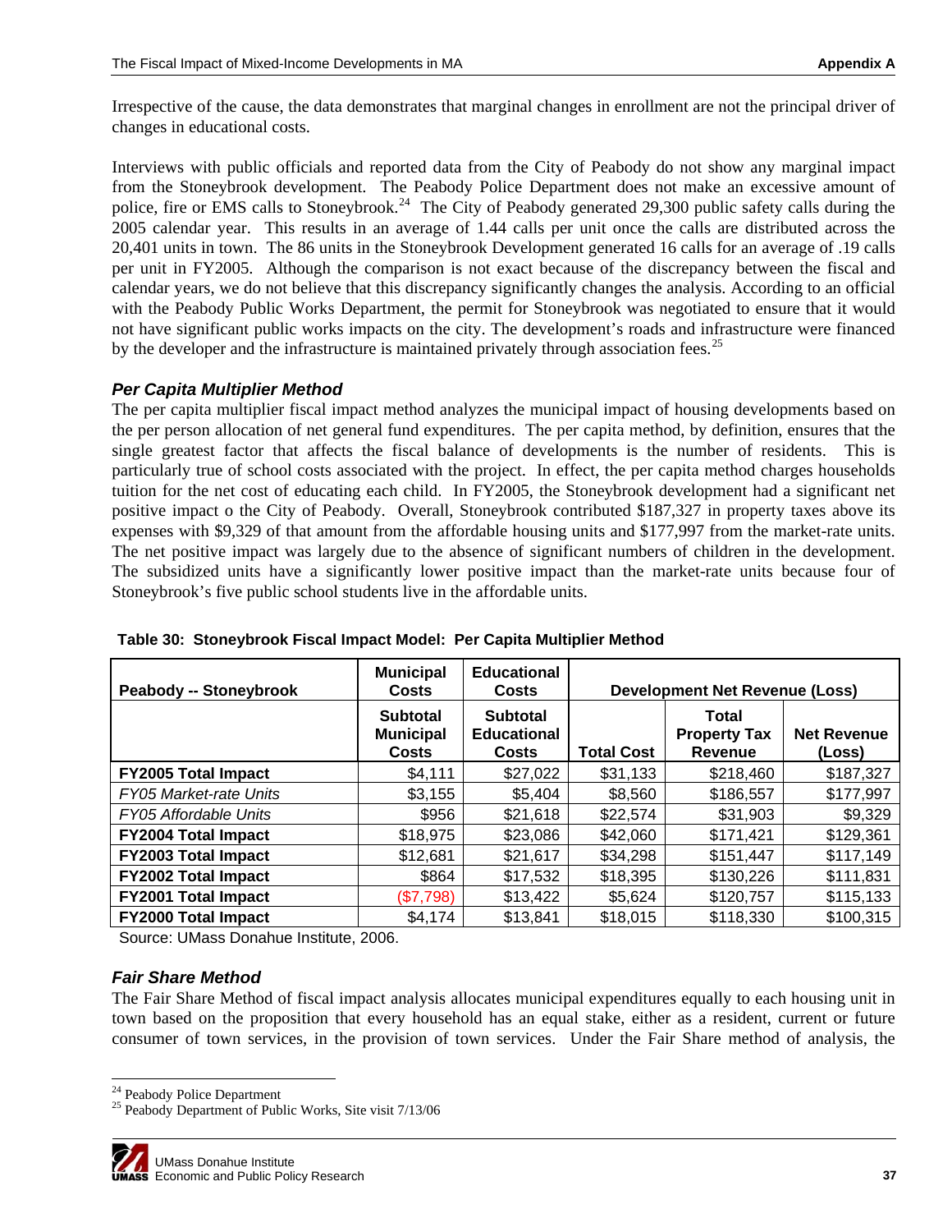Irrespective of the cause, the data demonstrates that marginal changes in enrollment are not the principal driver of changes in educational costs.

Interviews with public officials and reported data from the City of Peabody do not show any marginal impact from the Stoneybrook development. The Peabody Police Department does not make an excessive amount of police, fire or EMS calls to Stoneybrook.[24] The City of Peabody generated 29,300 public safety calls during the 2005 calendar year. This results in an average of 1.44 calls per unit once the calls are distributed across the 20,401 units in town. The 86 units in the Stoneybrook Development generated 16 calls for an average of .19 calls per unit in FY2005. Although the comparison is not exact because of the discrepancy between the fiscal and calendar years, we do not believe that this discrepancy significantly changes the analysis. According to an official with the Peabody Public Works Department, the permit for Stoneybrook was negotiated to ensure that it would not have significant public works impacts on the city. The development's roads and infrastructure were financed by the developer and the infrastructure is maintained privately through association fees.[25]

### *Per Capita Multiplier Method*

The per capita multiplier fiscal impact method analyzes the municipal impact of housing developments based on the per person allocation of net general fund expenditures. The per capita method, by definition, ensures that the single greatest factor that affects the fiscal balance of developments is the number of residents. This is particularly true of school costs associated with the project. In effect, the per capita method charges households tuition for the net cost of educating each child. In FY2005, the Stoneybrook development had a significant net positive impact o the City of Peabody. Overall, Stoneybrook contributed $187,327 in property taxes above its expenses with $9,329 of that amount from the affordable housing units and $177,997 from the market-rate units. The net positive impact was largely due to the absence of significant numbers of children in the development. The subsidized units have a significantly lower positive impact than the market-rate units because four of Stoneybrook's five public school students live in the affordable units.

**Table 30: Stoneybrook Fiscal Impact Model: Per Capita Multiplier Method**

| Peabody -- Stoneybrook | Municipal Costs | Educational Costs | Development Net Revenue (Loss) | | |
|---|---|---|---|---|---|
| | Subtotal Municipal Costs | Subtotal Educational Costs | Total Cost | Total Property Tax Revenue | Net Revenue (Loss) |
| **FY2005 Total Impact** | $4,111 | $27,022 | $31,133 | $218,460 | $187,327 |
| *FY05 Market-rate Units* | $3,155 | $5,404 | $8,560 | $186,557 | $177,997 |
| *FY05 Affordable Units* | $956 | $21,618 | $22,574 | $31,903 | $9,329 |
| **FY2004 Total Impact** | $18,975 | $23,086 | $42,060 | $171,421 | $129,361 |
| **FY2003 Total Impact** | $12,681 | $21,617 | $34,298 | $151,447 | $117,149 |
| **FY2002 Total Impact** | $864 | $17,532 | $18,395 | $130,226 | $111,831 |
| **FY2001 Total Impact** | ($7,798) | $13,422 | $5,624 | $120,757 | $115,133 |
| **FY2000 Total Impact** | $4,174 | $13,841 | $18,015 | $118,330 | $100,315 |

Source: UMass Donahue Institute, 2006.

### *Fair Share Method*

The Fair Share Method of fiscal impact analysis allocates municipal expenditures equally to each housing unit in town based on the proposition that every household has an equal stake, either as a resident, current or future consumer of town services, in the provision of town services. Under the Fair Share method of analysis, the

---

[24] Peabody Police Department

[25] Peabody Department of Public Works, Site visit 7/13/06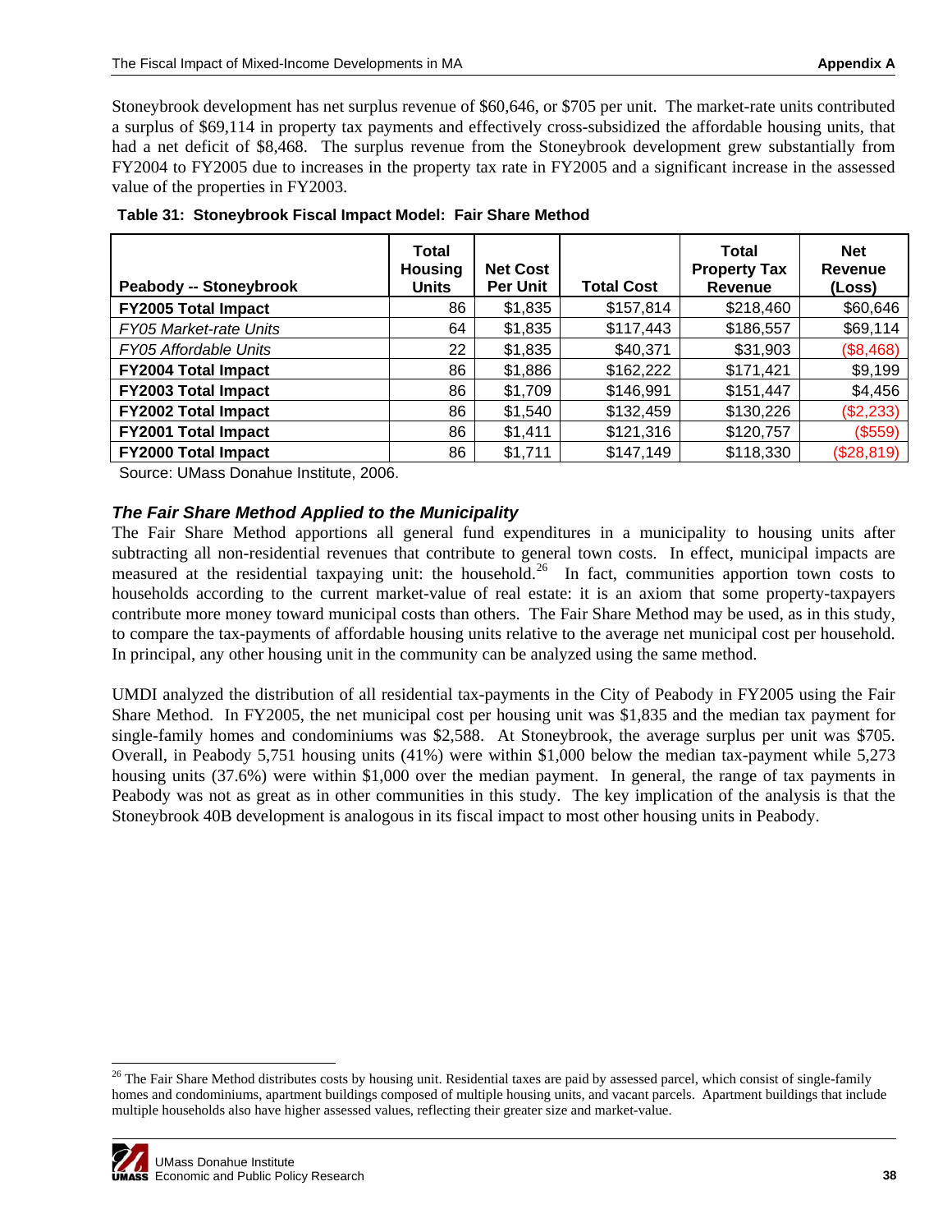Stoneybrook development has net surplus revenue of $60,646, or $705 per unit. The market-rate units contributed a surplus of $69,114 in property tax payments and effectively cross-subsidized the affordable housing units, that had a net deficit of $8,468. The surplus revenue from the Stoneybrook development grew substantially from FY2004 to FY2005 due to increases in the property tax rate in FY2005 and a significant increase in the assessed value of the properties in FY2003.

**Table 31: Stoneybrook Fiscal Impact Model: Fair Share Method**

| Peabody -- Stoneybrook | Total Housing Units | Net Cost Per Unit | Total Cost | Total Property Tax Revenue | Net Revenue (Loss) |
|---|---|---|---|---|---|
| **FY2005 Total Impact** | 86 | $1,835 | $157,814 | $218,460 | $60,646 |
| *FY05 Market-rate Units* | 64 | $1,835 | $117,443 | $186,557 | $69,114 |
| *FY05 Affordable Units* | 22 | $1,835 | $40,371 | $31,903 | ($8,468) |
| **FY2004 Total Impact** | 86 | $1,886 | $162,222 | $171,421 | $9,199 |
| **FY2003 Total Impact** | 86 | $1,709 | $146,991 | $151,447 | $4,456 |
| **FY2002 Total Impact** | 86 | $1,540 | $132,459 | $130,226 | ($2,233) |
| **FY2001 Total Impact** | 86 | $1,411 | $121,316 | $120,757 | ($559) |
| **FY2000 Total Impact** | 86 | $1,711 | $147,149 | $118,330 | ($28,819) |

Source: UMass Donahue Institute, 2006.

### *The Fair Share Method Applied to the Municipality*

The Fair Share Method apportions all general fund expenditures in a municipality to housing units after subtracting all non-residential revenues that contribute to general town costs. In effect, municipal impacts are measured at the residential taxpaying unit: the household.[26] In fact, communities apportion town costs to households according to the current market-value of real estate: it is an axiom that some property-taxpayers contribute more money toward municipal costs than others. The Fair Share Method may be used, as in this study, to compare the tax-payments of affordable housing units relative to the average net municipal cost per household. In principal, any other housing unit in the community can be analyzed using the same method.

UMDI analyzed the distribution of all residential tax-payments in the City of Peabody in FY2005 using the Fair Share Method. In FY2005, the net municipal cost per housing unit was $1,835 and the median tax payment for single-family homes and condominiums was $2,588. At Stoneybrook, the average surplus per unit was $705. Overall, in Peabody 5,751 housing units (41%) were within $1,000 below the median tax-payment while 5,273 housing units (37.6%) were within $1,000 over the median payment. In general, the range of tax payments in Peabody was not as great as in other communities in this study. The key implication of the analysis is that the Stoneybrook 40B development is analogous in its fiscal impact to most other housing units in Peabody.

[26] The Fair Share Method distributes costs by housing unit. Residential taxes are paid by assessed parcel, which consist of single-family homes and condominiums, apartment buildings composed of multiple housing units, and vacant parcels. Apartment buildings that include multiple households also have higher assessed values, reflecting their greater size and market-value.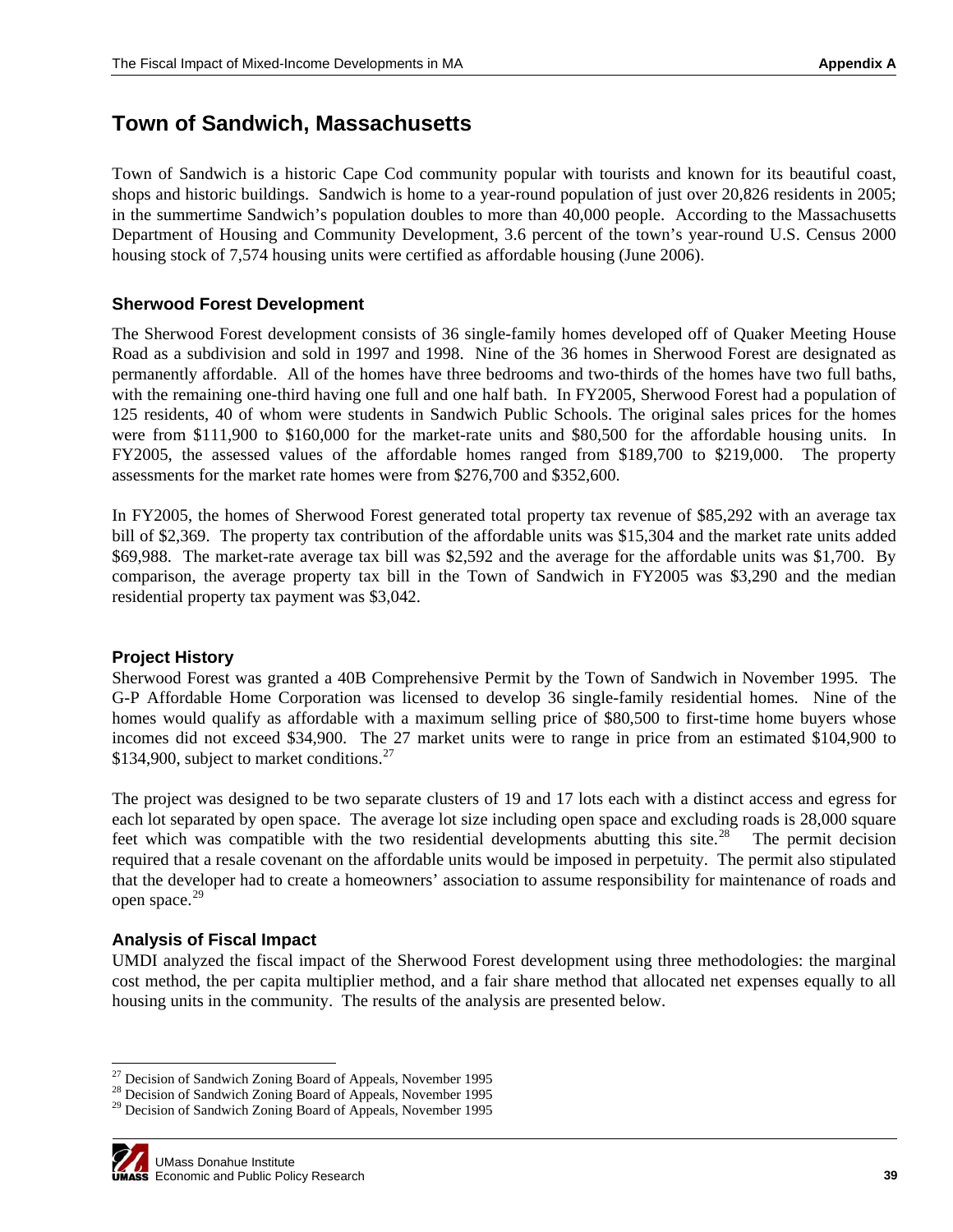# Town of Sandwich, Massachusetts

Town of Sandwich is a historic Cape Cod community popular with tourists and known for its beautiful coast, shops and historic buildings. Sandwich is home to a year-round population of just over 20,826 residents in 2005; in the summertime Sandwich's population doubles to more than 40,000 people. According to the Massachusetts Department of Housing and Community Development, 3.6 percent of the town's year-round U.S. Census 2000 housing stock of 7,574 housing units were certified as affordable housing (June 2006).

### Sherwood Forest Development

The Sherwood Forest development consists of 36 single-family homes developed off of Quaker Meeting House Road as a subdivision and sold in 1997 and 1998. Nine of the 36 homes in Sherwood Forest are designated as permanently affordable. All of the homes have three bedrooms and two-thirds of the homes have two full baths, with the remaining one-third having one full and one half bath. In FY2005, Sherwood Forest had a population of 125 residents, 40 of whom were students in Sandwich Public Schools. The original sales prices for the homes were from $111,900 to $160,000 for the market-rate units and $80,500 for the affordable housing units. In FY2005, the assessed values of the affordable homes ranged from $189,700 to $219,000. The property assessments for the market rate homes were from $276,700 and $352,600.

In FY2005, the homes of Sherwood Forest generated total property tax revenue of $85,292 with an average tax bill of $2,369. The property tax contribution of the affordable units was $15,304 and the market rate units added $69,988. The market-rate average tax bill was $2,592 and the average for the affordable units was $1,700. By comparison, the average property tax bill in the Town of Sandwich in FY2005 was $3,290 and the median residential property tax payment was $3,042.

### Project History

Sherwood Forest was granted a 40B Comprehensive Permit by the Town of Sandwich in November 1995. The G-P Affordable Home Corporation was licensed to develop 36 single-family residential homes. Nine of the homes would qualify as affordable with a maximum selling price of $80,500 to first-time home buyers whose incomes did not exceed $34,900. The 27 market units were to range in price from an estimated $104,900 to $134,900, subject to market conditions.[27]

The project was designed to be two separate clusters of 19 and 17 lots each with a distinct access and egress for each lot separated by open space. The average lot size including open space and excluding roads is 28,000 square feet which was compatible with the two residential developments abutting this site.[28] The permit decision required that a resale covenant on the affordable units would be imposed in perpetuity. The permit also stipulated that the developer had to create a homeowners' association to assume responsibility for maintenance of roads and open space.[29]

### Analysis of Fiscal Impact

UMDI analyzed the fiscal impact of the Sherwood Forest development using three methodologies: the marginal cost method, the per capita multiplier method, and a fair share method that allocated net expenses equally to all housing units in the community. The results of the analysis are presented below.

---

[27] Decision of Sandwich Zoning Board of Appeals, November 1995
[28] Decision of Sandwich Zoning Board of Appeals, November 1995
[29] Decision of Sandwich Zoning Board of Appeals, November 1995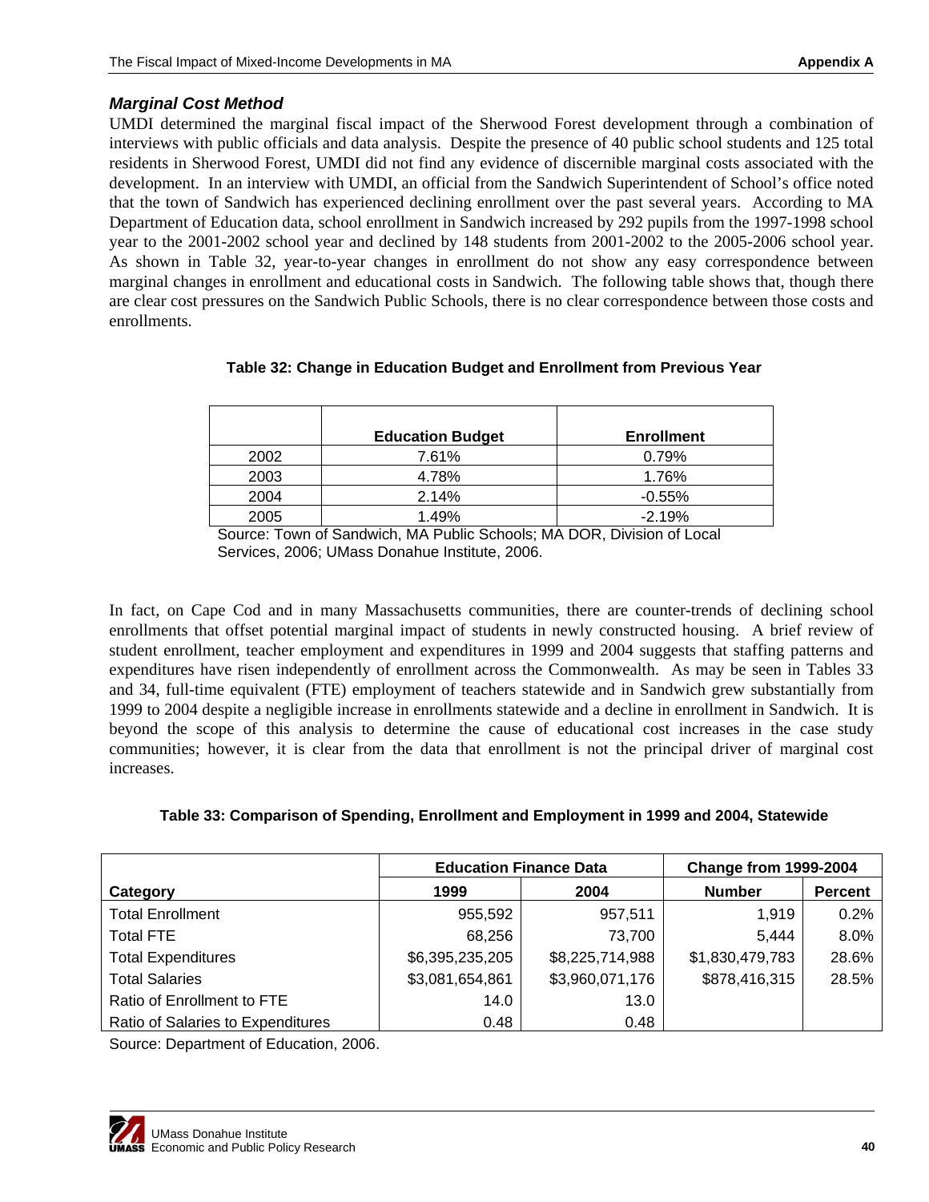### *Marginal Cost Method*

UMDI determined the marginal fiscal impact of the Sherwood Forest development through a combination of interviews with public officials and data analysis. Despite the presence of 40 public school students and 125 total residents in Sherwood Forest, UMDI did not find any evidence of discernible marginal costs associated with the development. In an interview with UMDI, an official from the Sandwich Superintendent of School's office noted that the town of Sandwich has experienced declining enrollment over the past several years. According to MA Department of Education data, school enrollment in Sandwich increased by 292 pupils from the 1997-1998 school year to the 2001-2002 school year and declined by 148 students from 2001-2002 to the 2005-2006 school year. As shown in Table 32, year-to-year changes in enrollment do not show any easy correspondence between marginal changes in enrollment and educational costs in Sandwich. The following table shows that, though there are clear cost pressures on the Sandwich Public Schools, there is no clear correspondence between those costs and enrollments.

**Table 32: Change in Education Budget and Enrollment from Previous Year**

| | Education Budget | Enrollment |
|---|---|---|
| 2002 | 7.61% | 0.79% |
| 2003 | 4.78% | 1.76% |
| 2004 | 2.14% | -0.55% |
| 2005 | 1.49% | -2.19% |

Source: Town of Sandwich, MA Public Schools; MA DOR, Division of Local Services, 2006; UMass Donahue Institute, 2006.

In fact, on Cape Cod and in many Massachusetts communities, there are counter-trends of declining school enrollments that offset potential marginal impact of students in newly constructed housing. A brief review of student enrollment, teacher employment and expenditures in 1999 and 2004 suggests that staffing patterns and expenditures have risen independently of enrollment across the Commonwealth. As may be seen in Tables 33 and 34, full-time equivalent (FTE) employment of teachers statewide and in Sandwich grew substantially from 1999 to 2004 despite a negligible increase in enrollments statewide and a decline in enrollment in Sandwich. It is beyond the scope of this analysis to determine the cause of educational cost increases in the case study communities; however, it is clear from the data that enrollment is not the principal driver of marginal cost increases.

**Table 33: Comparison of Spending, Enrollment and Employment in 1999 and 2004, Statewide**

| | Education Finance Data | | Change from 1999-2004 | |
|---|---|---|---|---|
| Category | 1999 | 2004 | Number | Percent |
| Total Enrollment | 955,592 | 957,511 | 1,919 | 0.2% |
| Total FTE | 68,256 | 73,700 | 5,444 | 8.0% |
| Total Expenditures | $6,395,235,205 | $8,225,714,988 | $1,830,479,783 | 28.6% |
| Total Salaries | $3,081,654,861 | $3,960,071,176 | $878,416,315 | 28.5% |
| Ratio of Enrollment to FTE | 14.0 | 13.0 | | |
| Ratio of Salaries to Expenditures | 0.48 | 0.48 | | |

Source: Department of Education, 2006.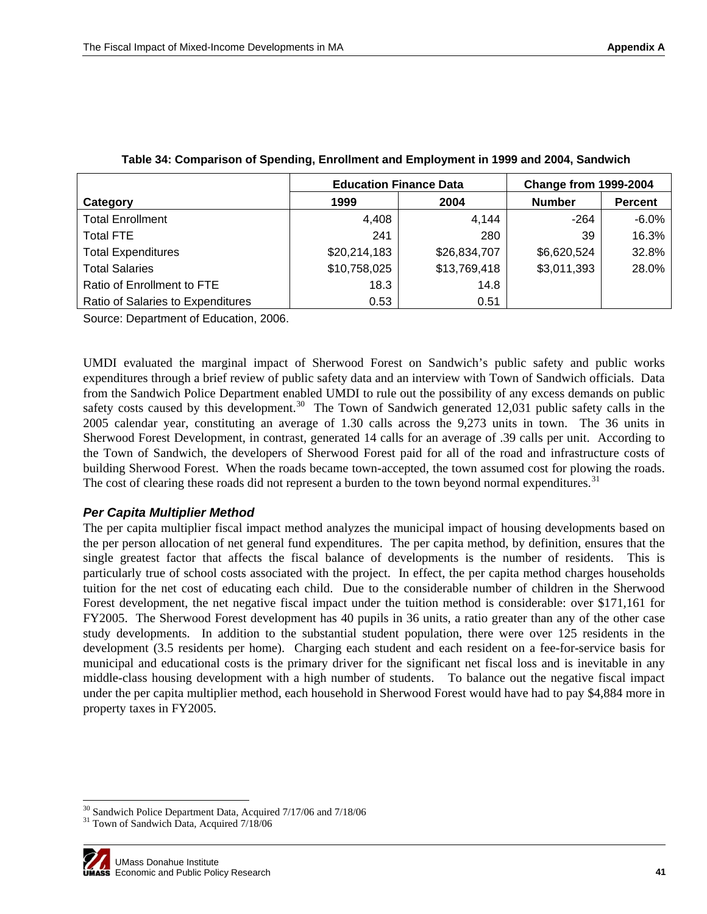**Table 34: Comparison of Spending, Enrollment and Employment in 1999 and 2004, Sandwich**

| | Education Finance Data | | Change from 1999-2004 | |
|---|---|---|---|---|
| **Category** | **1999** | **2004** | **Number** | **Percent** |
| Total Enrollment | 4,408 | 4,144 | -264 | -6.0% |
| Total FTE | 241 | 280 | 39 | 16.3% |
| Total Expenditures | $20,214,183 | $26,834,707 | $6,620,524 | 32.8% |
| Total Salaries | $10,758,025 | $13,769,418 | $3,011,393 | 28.0% |
| Ratio of Enrollment to FTE | 18.3 | 14.8 | | |
| Ratio of Salaries to Expenditures | 0.53 | 0.51 | | |

Source: Department of Education, 2006.

UMDI evaluated the marginal impact of Sherwood Forest on Sandwich's public safety and public works expenditures through a brief review of public safety data and an interview with Town of Sandwich officials. Data from the Sandwich Police Department enabled UMDI to rule out the possibility of any excess demands on public safety costs caused by this development.[30] The Town of Sandwich generated 12,031 public safety calls in the 2005 calendar year, constituting an average of 1.30 calls across the 9,273 units in town. The 36 units in Sherwood Forest Development, in contrast, generated 14 calls for an average of .39 calls per unit. According to the Town of Sandwich, the developers of Sherwood Forest paid for all of the road and infrastructure costs of building Sherwood Forest. When the roads became town-accepted, the town assumed cost for plowing the roads. The cost of clearing these roads did not represent a burden to the town beyond normal expenditures.[31]

### *Per Capita Multiplier Method*

The per capita multiplier fiscal impact method analyzes the municipal impact of housing developments based on the per person allocation of net general fund expenditures. The per capita method, by definition, ensures that the single greatest factor that affects the fiscal balance of developments is the number of residents. This is particularly true of school costs associated with the project. In effect, the per capita method charges households tuition for the net cost of educating each child. Due to the considerable number of children in the Sherwood Forest development, the net negative fiscal impact under the tuition method is considerable: over $171,161 for FY2005. The Sherwood Forest development has 40 pupils in 36 units, a ratio greater than any of the other case study developments. In addition to the substantial student population, there were over 125 residents in the development (3.5 residents per home). Charging each student and each resident on a fee-for-service basis for municipal and educational costs is the primary driver for the significant net fiscal loss and is inevitable in any middle-class housing development with a high number of students. To balance out the negative fiscal impact under the per capita multiplier method, each household in Sherwood Forest would have had to pay $4,884 more in property taxes in FY2005.

[30] Sandwich Police Department Data, Acquired 7/17/06 and 7/18/06

[31] Town of Sandwich Data, Acquired 7/18/06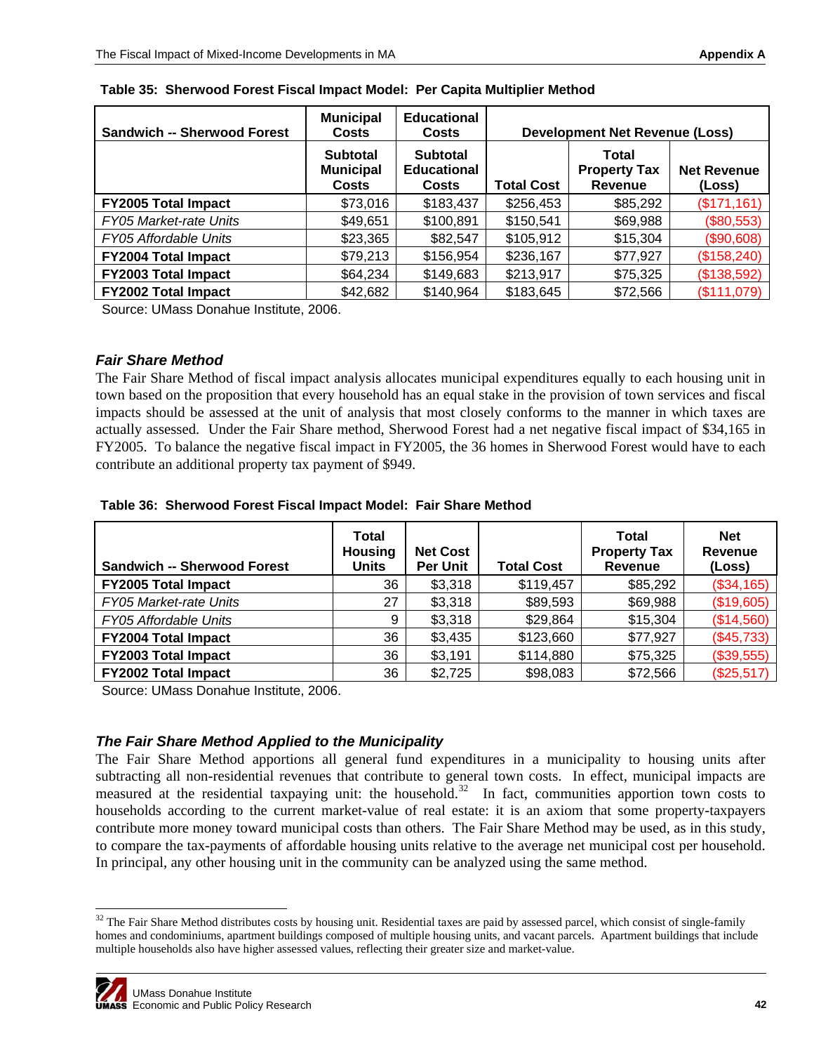**Table 35: Sherwood Forest Fiscal Impact Model: Per Capita Multiplier Method**

| Sandwich -- Sherwood Forest | Municipal Costs | Educational Costs | Development Net Revenue (Loss) | | |
|---|---|---|---|---|---|
| | Subtotal Municipal Costs | Subtotal Educational Costs | Total Cost | Total Property Tax Revenue | Net Revenue (Loss) |
| **FY2005 Total Impact** | $73,016 | $183,437 | $256,453 | $85,292 | ($171,161) |
| *FY05 Market-rate Units* | $49,651 | $100,891 | $150,541 | $69,988 | ($80,553) |
| *FY05 Affordable Units* | $23,365 | $82,547 | $105,912 | $15,304 | ($90,608) |
| **FY2004 Total Impact** | $79,213 | $156,954 | $236,167 | $77,927 | ($158,240) |
| **FY2003 Total Impact** | $64,234 | $149,683 | $213,917 | $75,325 | ($138,592) |
| **FY2002 Total Impact** | $42,682 | $140,964 | $183,645 | $72,566 | ($111,079) |

Source: UMass Donahue Institute, 2006.

### *Fair Share Method*

The Fair Share Method of fiscal impact analysis allocates municipal expenditures equally to each housing unit in town based on the proposition that every household has an equal stake in the provision of town services and fiscal impacts should be assessed at the unit of analysis that most closely conforms to the manner in which taxes are actually assessed. Under the Fair Share method, Sherwood Forest had a net negative fiscal impact of $34,165 in FY2005. To balance the negative fiscal impact in FY2005, the 36 homes in Sherwood Forest would have to each contribute an additional property tax payment of $949.

**Table 36: Sherwood Forest Fiscal Impact Model: Fair Share Method**

| Sandwich -- Sherwood Forest | Total Housing Units | Net Cost Per Unit | Total Cost | Total Property Tax Revenue | Net Revenue (Loss) |
|---|---|---|---|---|---|
| **FY2005 Total Impact** | 36 | $3,318 | $119,457 | $85,292 | ($34,165) |
| *FY05 Market-rate Units* | 27 | $3,318 | $89,593 | $69,988 | ($19,605) |
| *FY05 Affordable Units* | 9 | $3,318 | $29,864 | $15,304 | ($14,560) |
| **FY2004 Total Impact** | 36 | $3,435 | $123,660 | $77,927 | ($45,733) |
| **FY2003 Total Impact** | 36 | $3,191 | $114,880 | $75,325 | ($39,555) |
| **FY2002 Total Impact** | 36 | $2,725 | $98,083 | $72,566 | ($25,517) |

Source: UMass Donahue Institute, 2006.

### *The Fair Share Method Applied to the Municipality*

The Fair Share Method apportions all general fund expenditures in a municipality to housing units after subtracting all non-residential revenues that contribute to general town costs. In effect, municipal impacts are measured at the residential taxpaying unit: the household.[32] In fact, communities apportion town costs to households according to the current market-value of real estate: it is an axiom that some property-taxpayers contribute more money toward municipal costs than others. The Fair Share Method may be used, as in this study, to compare the tax-payments of affordable housing units relative to the average net municipal cost per household. In principal, any other housing unit in the community can be analyzed using the same method.

[32] The Fair Share Method distributes costs by housing unit. Residential taxes are paid by assessed parcel, which consist of single-family homes and condominiums, apartment buildings composed of multiple housing units, and vacant parcels. Apartment buildings that include multiple households also have higher assessed values, reflecting their greater size and market-value.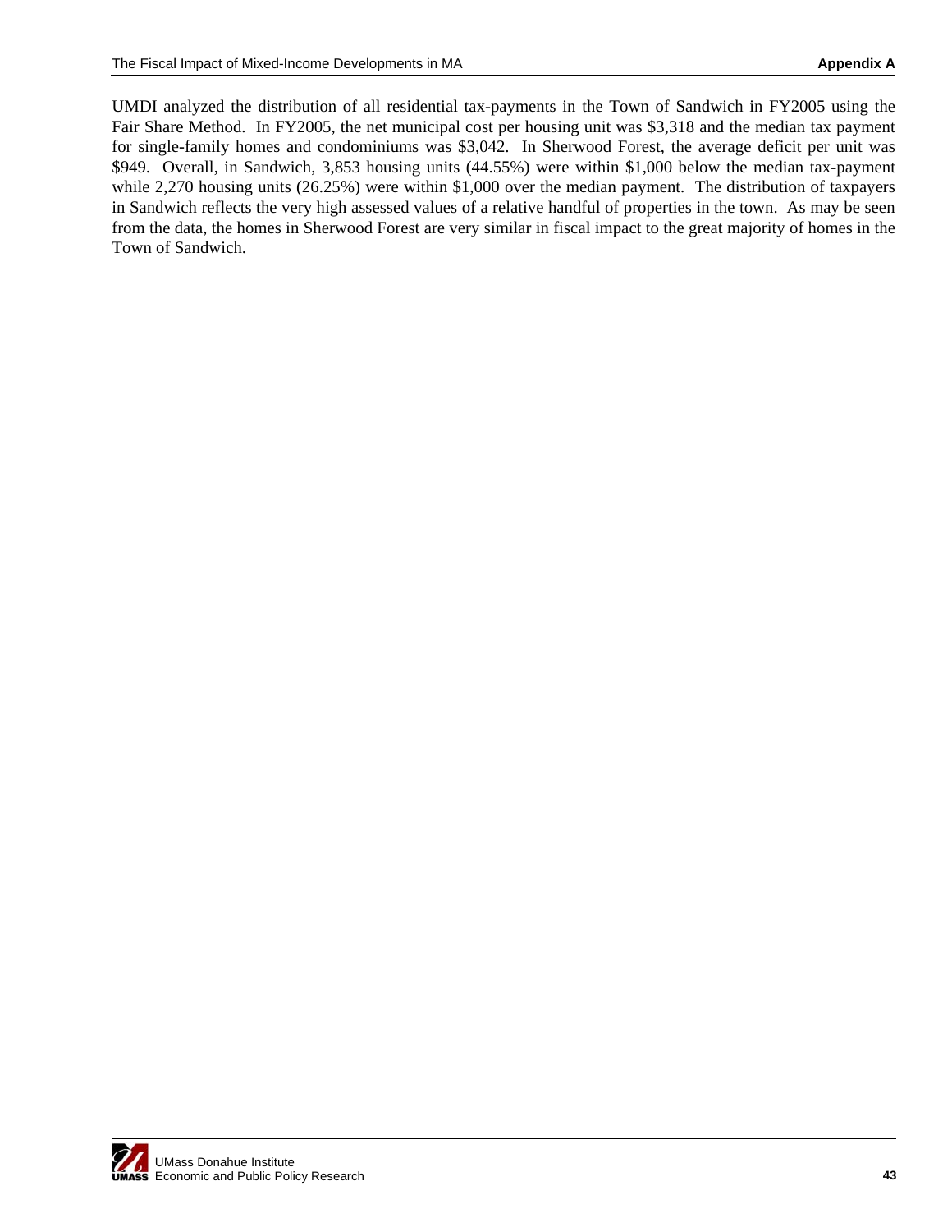UMDI analyzed the distribution of all residential tax-payments in the Town of Sandwich in FY2005 using the Fair Share Method. In FY2005, the net municipal cost per housing unit was $3,318 and the median tax payment for single-family homes and condominiums was $3,042. In Sherwood Forest, the average deficit per unit was $949. Overall, in Sandwich, 3,853 housing units (44.55%) were within $1,000 below the median tax-payment while 2,270 housing units (26.25%) were within $1,000 over the median payment. The distribution of taxpayers in Sandwich reflects the very high assessed values of a relative handful of properties in the town. As may be seen from the data, the homes in Sherwood Forest are very similar in fiscal impact to the great majority of homes in the Town of Sandwich.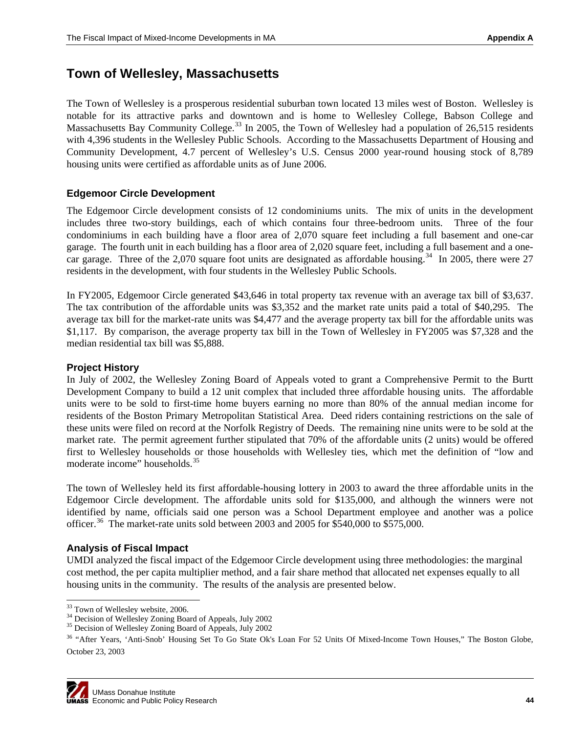# Town of Wellesley, Massachusetts

The Town of Wellesley is a prosperous residential suburban town located 13 miles west of Boston. Wellesley is notable for its attractive parks and downtown and is home to Wellesley College, Babson College and Massachusetts Bay Community College.[33] In 2005, the Town of Wellesley had a population of 26,515 residents with 4,396 students in the Wellesley Public Schools. According to the Massachusetts Department of Housing and Community Development, 4.7 percent of Wellesley's U.S. Census 2000 year-round housing stock of 8,789 housing units were certified as affordable units as of June 2006.

### Edgemoor Circle Development

The Edgemoor Circle development consists of 12 condominiums units. The mix of units in the development includes three two-story buildings, each of which contains four three-bedroom units. Three of the four condominiums in each building have a floor area of 2,070 square feet including a full basement and one-car garage. The fourth unit in each building has a floor area of 2,020 square feet, including a full basement and a one-car garage. Three of the 2,070 square foot units are designated as affordable housing.[34] In 2005, there were 27 residents in the development, with four students in the Wellesley Public Schools.

In FY2005, Edgemoor Circle generated $43,646 in total property tax revenue with an average tax bill of $3,637. The tax contribution of the affordable units was $3,352 and the market rate units paid a total of $40,295. The average tax bill for the market-rate units was $4,477 and the average property tax bill for the affordable units was $1,117. By comparison, the average property tax bill in the Town of Wellesley in FY2005 was $7,328 and the median residential tax bill was $5,888.

### Project History

In July of 2002, the Wellesley Zoning Board of Appeals voted to grant a Comprehensive Permit to the Burtt Development Company to build a 12 unit complex that included three affordable housing units. The affordable units were to be sold to first-time home buyers earning no more than 80% of the annual median income for residents of the Boston Primary Metropolitan Statistical Area. Deed riders containing restrictions on the sale of these units were filed on record at the Norfolk Registry of Deeds. The remaining nine units were to be sold at the market rate. The permit agreement further stipulated that 70% of the affordable units (2 units) would be offered first to Wellesley households or those households with Wellesley ties, which met the definition of "low and moderate income" households.[35]

The town of Wellesley held its first affordable-housing lottery in 2003 to award the three affordable units in the Edgemoor Circle development. The affordable units sold for $135,000, and although the winners were not identified by name, officials said one person was a School Department employee and another was a police officer.[36] The market-rate units sold between 2003 and 2005 for $540,000 to $575,000.

### Analysis of Fiscal Impact

UMDI analyzed the fiscal impact of the Edgemoor Circle development using three methodologies: the marginal cost method, the per capita multiplier method, and a fair share method that allocated net expenses equally to all housing units in the community. The results of the analysis are presented below.

---

[33] Town of Wellesley website, 2006.

[34] Decision of Wellesley Zoning Board of Appeals, July 2002

[35] Decision of Wellesley Zoning Board of Appeals, July 2002

[36] "After Years, 'Anti-Snob' Housing Set To Go State Ok's Loan For 52 Units Of Mixed-Income Town Houses," The Boston Globe, October 23, 2003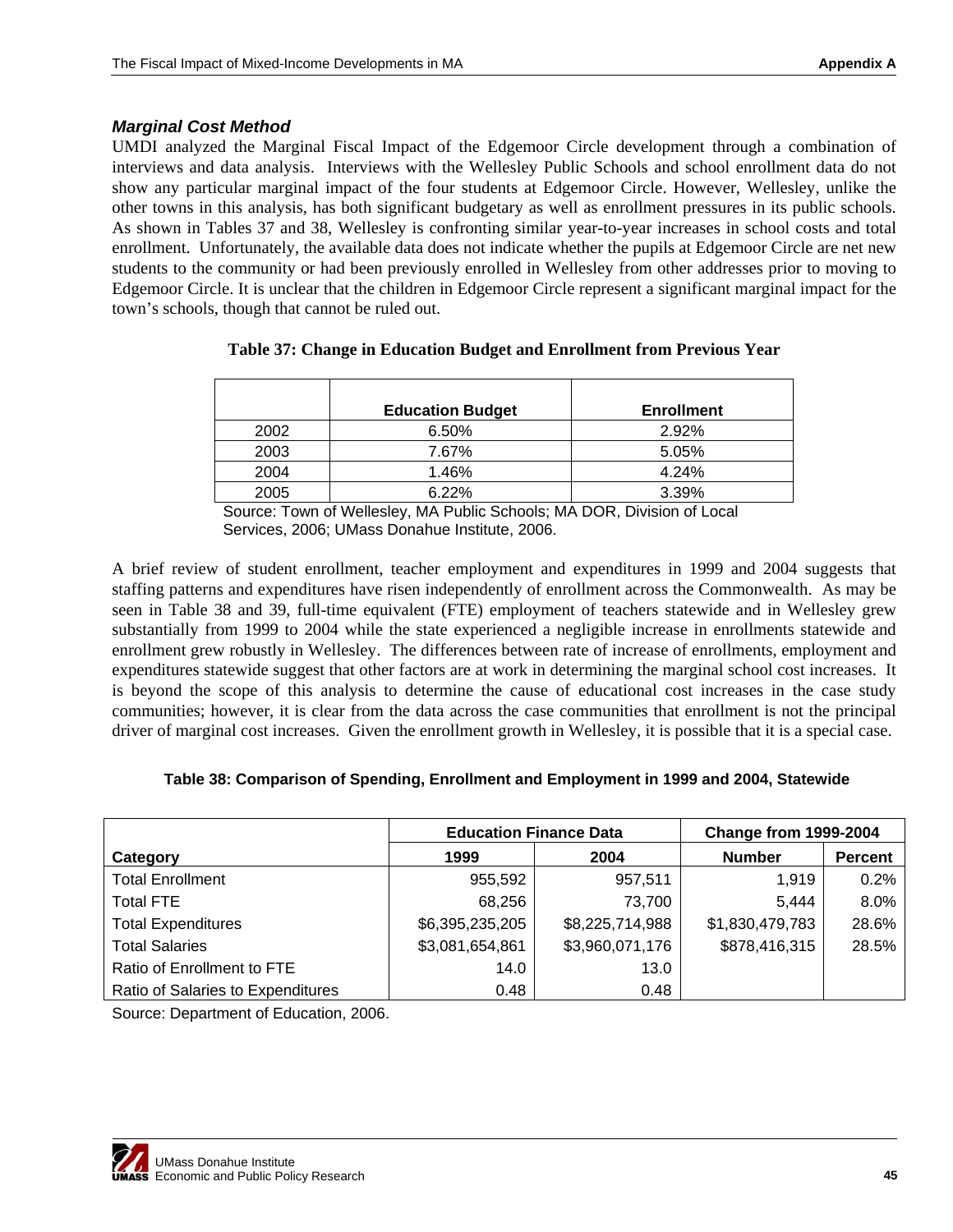### *Marginal Cost Method*

UMDI analyzed the Marginal Fiscal Impact of the Edgemoor Circle development through a combination of interviews and data analysis. Interviews with the Wellesley Public Schools and school enrollment data do not show any particular marginal impact of the four students at Edgemoor Circle. However, Wellesley, unlike the other towns in this analysis, has both significant budgetary as well as enrollment pressures in its public schools. As shown in Tables 37 and 38, Wellesley is confronting similar year-to-year increases in school costs and total enrollment. Unfortunately, the available data does not indicate whether the pupils at Edgemoor Circle are net new students to the community or had been previously enrolled in Wellesley from other addresses prior to moving to Edgemoor Circle. It is unclear that the children in Edgemoor Circle represent a significant marginal impact for the town's schools, though that cannot be ruled out.

**Table 37: Change in Education Budget and Enrollment from Previous Year**

| | Education Budget | Enrollment |
|---|---|---|
| 2002 | 6.50% | 2.92% |
| 2003 | 7.67% | 5.05% |
| 2004 | 1.46% | 4.24% |
| 2005 | 6.22% | 3.39% |

Source: Town of Wellesley, MA Public Schools; MA DOR, Division of Local Services, 2006; UMass Donahue Institute, 2006.

A brief review of student enrollment, teacher employment and expenditures in 1999 and 2004 suggests that staffing patterns and expenditures have risen independently of enrollment across the Commonwealth. As may be seen in Table 38 and 39, full-time equivalent (FTE) employment of teachers statewide and in Wellesley grew substantially from 1999 to 2004 while the state experienced a negligible increase in enrollments statewide and enrollment grew robustly in Wellesley. The differences between rate of increase of enrollments, employment and expenditures statewide suggest that other factors are at work in determining the marginal school cost increases. It is beyond the scope of this analysis to determine the cause of educational cost increases in the case study communities; however, it is clear from the data across the case communities that enrollment is not the principal driver of marginal cost increases. Given the enrollment growth in Wellesley, it is possible that it is a special case.

**Table 38: Comparison of Spending, Enrollment and Employment in 1999 and 2004, Statewide**

| | Education Finance Data | | Change from 1999-2004 | |
|---|---|---|---|---|
| **Category** | **1999** | **2004** | **Number** | **Percent** |
| Total Enrollment | 955,592 | 957,511 | 1,919 | 0.2% |
| Total FTE | 68,256 | 73,700 | 5,444 | 8.0% |
| Total Expenditures | $6,395,235,205 | $8,225,714,988 | $1,830,479,783 | 28.6% |
| Total Salaries | $3,081,654,861 | $3,960,071,176 | $878,416,315 | 28.5% |
| Ratio of Enrollment to FTE | 14.0 | 13.0 | | |
| Ratio of Salaries to Expenditures | 0.48 | 0.48 | | |

Source: Department of Education, 2006.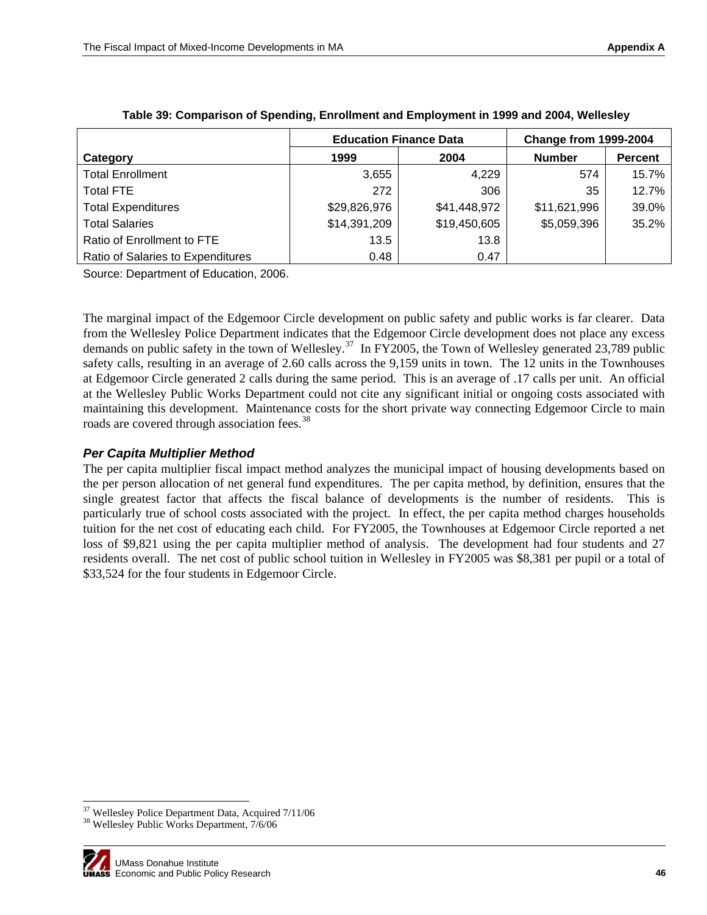**Table 39: Comparison of Spending, Enrollment and Employment in 1999 and 2004, Wellesley**

| | Education Finance Data | | Change from 1999-2004 | |
|---|---|---|---|---|
| **Category** | **1999** | **2004** | **Number** | **Percent** |
| Total Enrollment | 3,655 | 4,229 | 574 | 15.7% |
| Total FTE | 272 | 306 | 35 | 12.7% |
| Total Expenditures | $29,826,976 | $41,448,972 | $11,621,996 | 39.0% |
| Total Salaries | $14,391,209 | $19,450,605 | $5,059,396 | 35.2% |
| Ratio of Enrollment to FTE | 13.5 | 13.8 | | |
| Ratio of Salaries to Expenditures | 0.48 | 0.47 | | |

Source: Department of Education, 2006.

The marginal impact of the Edgemoor Circle development on public safety and public works is far clearer. Data from the Wellesley Police Department indicates that the Edgemoor Circle development does not place any excess demands on public safety in the town of Wellesley.[37] In FY2005, the Town of Wellesley generated 23,789 public safety calls, resulting in an average of 2.60 calls across the 9,159 units in town. The 12 units in the Townhouses at Edgemoor Circle generated 2 calls during the same period. This is an average of .17 calls per unit. An official at the Wellesley Public Works Department could not cite any significant initial or ongoing costs associated with maintaining this development. Maintenance costs for the short private way connecting Edgemoor Circle to main roads are covered through association fees.[38]

### *Per Capita Multiplier Method*

The per capita multiplier fiscal impact method analyzes the municipal impact of housing developments based on the per person allocation of net general fund expenditures. The per capita method, by definition, ensures that the single greatest factor that affects the fiscal balance of developments is the number of residents. This is particularly true of school costs associated with the project. In effect, the per capita method charges households tuition for the net cost of educating each child. For FY2005, the Townhouses at Edgemoor Circle reported a net loss of $9,821 using the per capita multiplier method of analysis. The development had four students and 27 residents overall. The net cost of public school tuition in Wellesley in FY2005 was $8,381 per pupil or a total of $33,524 for the four students in Edgemoor Circle.

[37] Wellesley Police Department Data, Acquired 7/11/06

[38] Wellesley Public Works Department, 7/6/06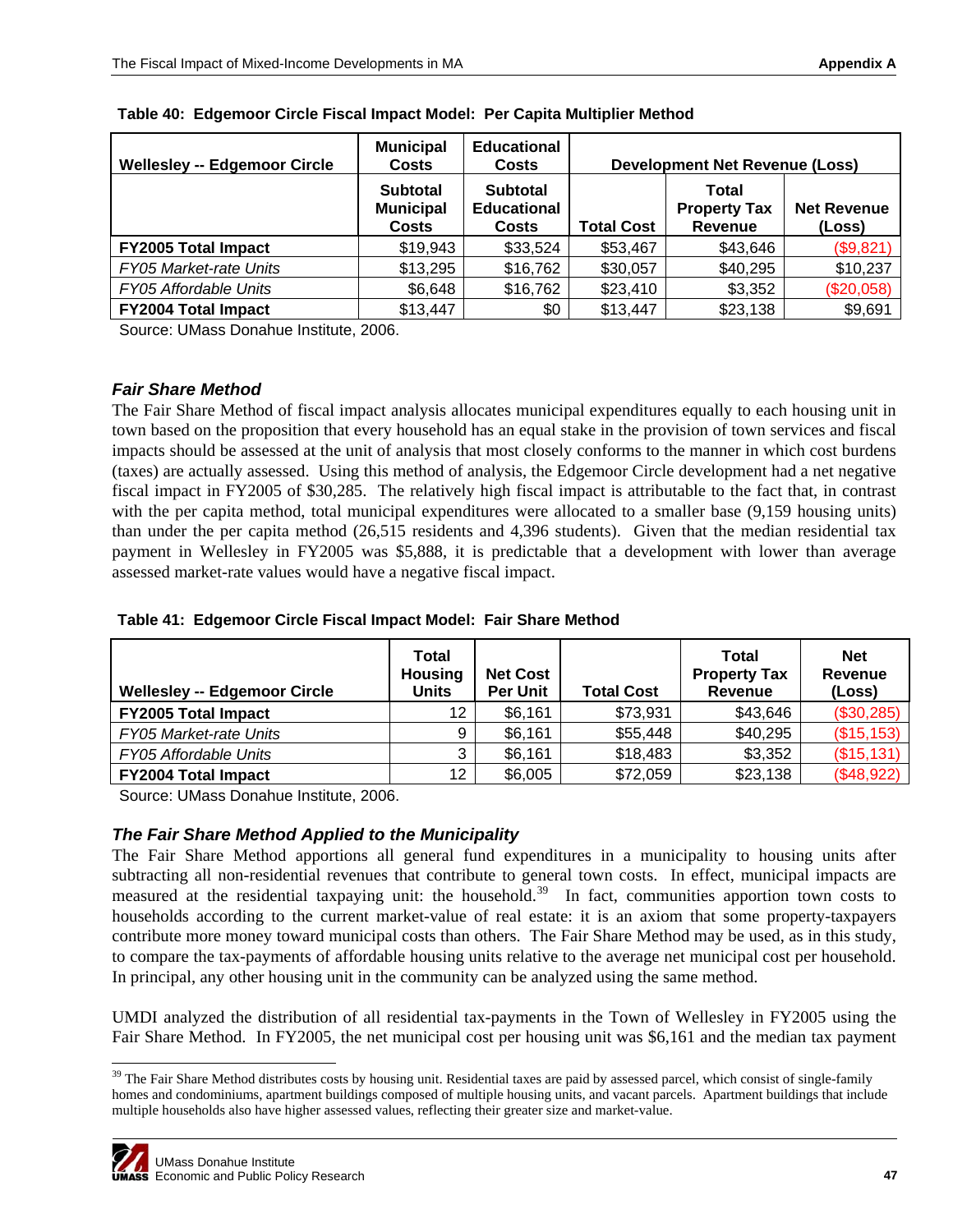**Table 40: Edgemoor Circle Fiscal Impact Model: Per Capita Multiplier Method**

| Wellesley -- Edgemoor Circle | Municipal Costs | Educational Costs | Development Net Revenue (Loss) | | |
|---|---|---|---|---|---|
| | Subtotal Municipal Costs | Subtotal Educational Costs | Total Cost | Total Property Tax Revenue | Net Revenue (Loss) |
| **FY2005 Total Impact** | $19,943 | $33,524 | $53,467 | $43,646 | ($9,821) |
| *FY05 Market-rate Units* | $13,295 | $16,762 | $30,057 | $40,295 | $10,237 |
| *FY05 Affordable Units* | $6,648 | $16,762 | $23,410 | $3,352 | ($20,058) |
| **FY2004 Total Impact** | $13,447 | $0 | $13,447 | $23,138 | $9,691 |

Source: UMass Donahue Institute, 2006.

### *Fair Share Method*

The Fair Share Method of fiscal impact analysis allocates municipal expenditures equally to each housing unit in town based on the proposition that every household has an equal stake in the provision of town services and fiscal impacts should be assessed at the unit of analysis that most closely conforms to the manner in which cost burdens (taxes) are actually assessed. Using this method of analysis, the Edgemoor Circle development had a net negative fiscal impact in FY2005 of $30,285. The relatively high fiscal impact is attributable to the fact that, in contrast with the per capita method, total municipal expenditures were allocated to a smaller base (9,159 housing units) than under the per capita method (26,515 residents and 4,396 students). Given that the median residential tax payment in Wellesley in FY2005 was $5,888, it is predictable that a development with lower than average assessed market-rate values would have a negative fiscal impact.

**Table 41: Edgemoor Circle Fiscal Impact Model: Fair Share Method**

| Wellesley -- Edgemoor Circle | Total Housing Units | Net Cost Per Unit | Total Cost | Total Property Tax Revenue | Net Revenue (Loss) |
|---|---|---|---|---|---|
| **FY2005 Total Impact** | 12 | $6,161 | $73,931 | $43,646 | ($30,285) |
| *FY05 Market-rate Units* | 9 | $6,161 | $55,448 | $40,295 | ($15,153) |
| *FY05 Affordable Units* | 3 | $6,161 | $18,483 | $3,352 | ($15,131) |
| **FY2004 Total Impact** | 12 | $6,005 | $72,059 | $23,138 | ($48,922) |

Source: UMass Donahue Institute, 2006.

### *The Fair Share Method Applied to the Municipality*

The Fair Share Method apportions all general fund expenditures in a municipality to housing units after subtracting all non-residential revenues that contribute to general town costs. In effect, municipal impacts are measured at the residential taxpaying unit: the household.[39] In fact, communities apportion town costs to households according to the current market-value of real estate: it is an axiom that some property-taxpayers contribute more money toward municipal costs than others. The Fair Share Method may be used, as in this study, to compare the tax-payments of affordable housing units relative to the average net municipal cost per household. In principal, any other housing unit in the community can be analyzed using the same method.

UMDI analyzed the distribution of all residential tax-payments in the Town of Wellesley in FY2005 using the Fair Share Method. In FY2005, the net municipal cost per housing unit was $6,161 and the median tax payment

[39] The Fair Share Method distributes costs by housing unit. Residential taxes are paid by assessed parcel, which consist of single-family homes and condominiums, apartment buildings composed of multiple housing units, and vacant parcels. Apartment buildings that include multiple households also have higher assessed values, reflecting their greater size and market-value.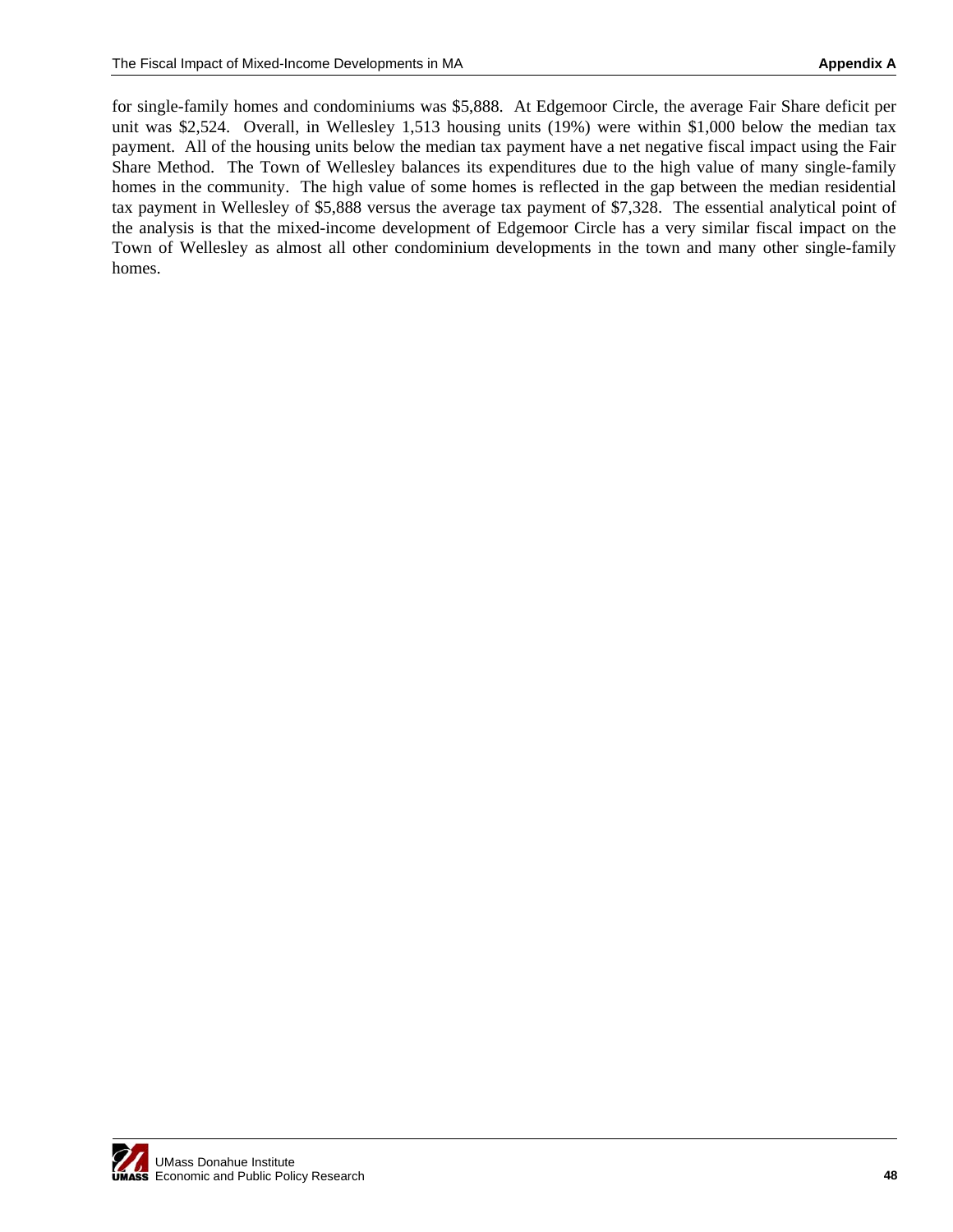for single-family homes and condominiums was $5,888. At Edgemoor Circle, the average Fair Share deficit per unit was $2,524. Overall, in Wellesley 1,513 housing units (19%) were within $1,000 below the median tax payment. All of the housing units below the median tax payment have a net negative fiscal impact using the Fair Share Method. The Town of Wellesley balances its expenditures due to the high value of many single-family homes in the community. The high value of some homes is reflected in the gap between the median residential tax payment in Wellesley of $5,888 versus the average tax payment of $7,328. The essential analytical point of the analysis is that the mixed-income development of Edgemoor Circle has a very similar fiscal impact on the Town of Wellesley as almost all other condominium developments in the town and many other single-family homes.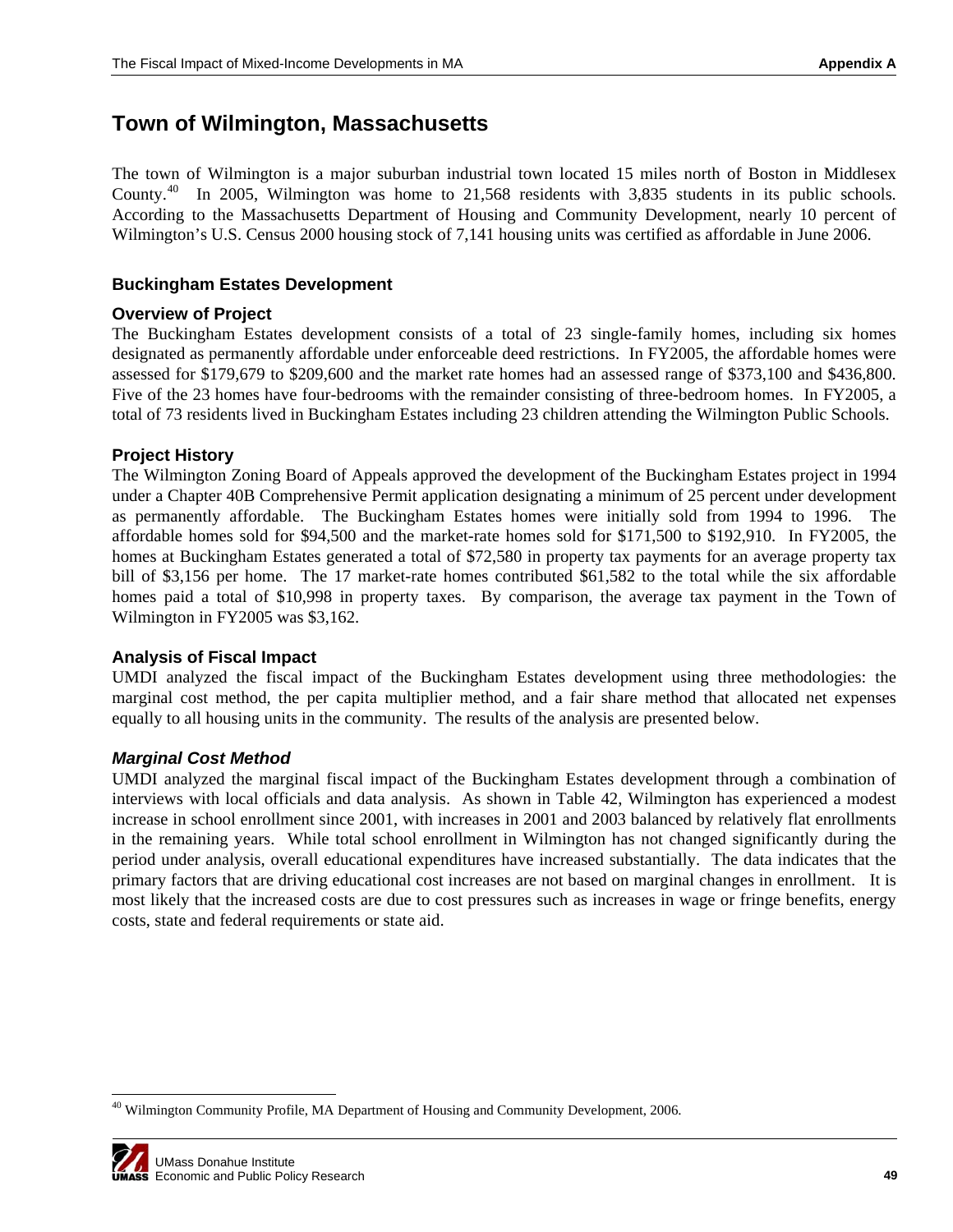# Town of Wilmington, Massachusetts

The town of Wilmington is a major suburban industrial town located 15 miles north of Boston in Middlesex County.[40] In 2005, Wilmington was home to 21,568 residents with 3,835 students in its public schools. According to the Massachusetts Department of Housing and Community Development, nearly 10 percent of Wilmington's U.S. Census 2000 housing stock of 7,141 housing units was certified as affordable in June 2006.

## Buckingham Estates Development

### Overview of Project

The Buckingham Estates development consists of a total of 23 single-family homes, including six homes designated as permanently affordable under enforceable deed restrictions. In FY2005, the affordable homes were assessed for $179,679 to $209,600 and the market rate homes had an assessed range of $373,100 and $436,800. Five of the 23 homes have four-bedrooms with the remainder consisting of three-bedroom homes. In FY2005, a total of 73 residents lived in Buckingham Estates including 23 children attending the Wilmington Public Schools.

### Project History

The Wilmington Zoning Board of Appeals approved the development of the Buckingham Estates project in 1994 under a Chapter 40B Comprehensive Permit application designating a minimum of 25 percent under development as permanently affordable. The Buckingham Estates homes were initially sold from 1994 to 1996. The affordable homes sold for $94,500 and the market-rate homes sold for $171,500 to $192,910. In FY2005, the homes at Buckingham Estates generated a total of $72,580 in property tax payments for an average property tax bill of $3,156 per home. The 17 market-rate homes contributed $61,582 to the total while the six affordable homes paid a total of $10,998 in property taxes. By comparison, the average tax payment in the Town of Wilmington in FY2005 was $3,162.

### Analysis of Fiscal Impact

UMDI analyzed the fiscal impact of the Buckingham Estates development using three methodologies: the marginal cost method, the per capita multiplier method, and a fair share method that allocated net expenses equally to all housing units in the community. The results of the analysis are presented below.

### *Marginal Cost Method*

UMDI analyzed the marginal fiscal impact of the Buckingham Estates development through a combination of interviews with local officials and data analysis. As shown in Table 42, Wilmington has experienced a modest increase in school enrollment since 2001, with increases in 2001 and 2003 balanced by relatively flat enrollments in the remaining years. While total school enrollment in Wilmington has not changed significantly during the period under analysis, overall educational expenditures have increased substantially. The data indicates that the primary factors that are driving educational cost increases are not based on marginal changes in enrollment. It is most likely that the increased costs are due to cost pressures such as increases in wage or fringe benefits, energy costs, state and federal requirements or state aid.

---

[40] Wilmington Community Profile, MA Department of Housing and Community Development, 2006.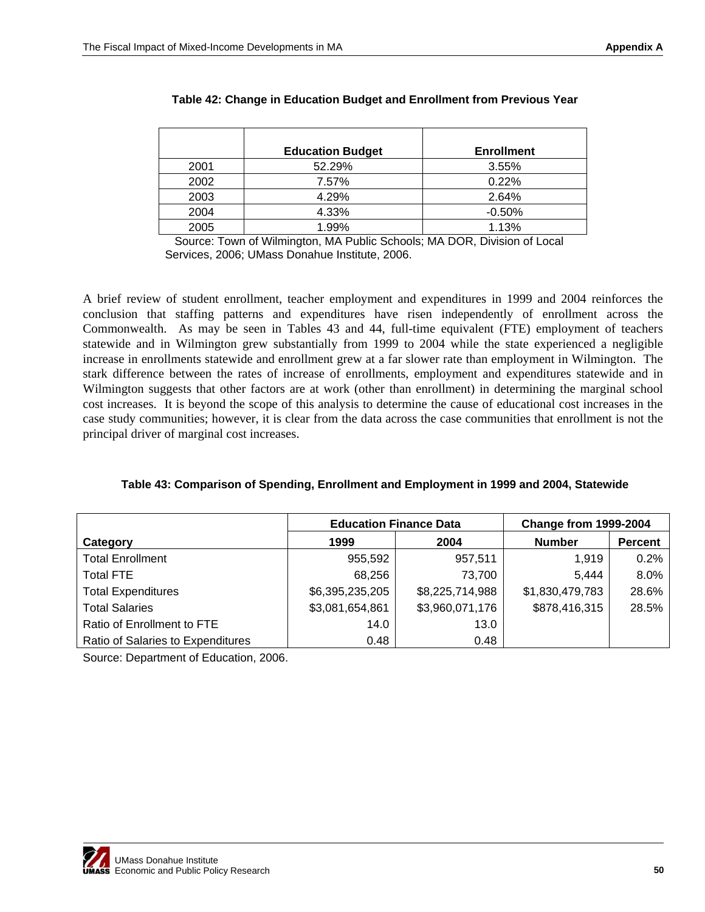**Table 42: Change in Education Budget and Enrollment from Previous Year**

| | Education Budget | Enrollment |
|---|---|---|
| 2001 | 52.29% | 3.55% |
| 2002 | 7.57% | 0.22% |
| 2003 | 4.29% | 2.64% |
| 2004 | 4.33% | -0.50% |
| 2005 | 1.99% | 1.13% |

Source: Town of Wilmington, MA Public Schools; MA DOR, Division of Local Services, 2006; UMass Donahue Institute, 2006.

A brief review of student enrollment, teacher employment and expenditures in 1999 and 2004 reinforces the conclusion that staffing patterns and expenditures have risen independently of enrollment across the Commonwealth. As may be seen in Tables 43 and 44, full-time equivalent (FTE) employment of teachers statewide and in Wilmington grew substantially from 1999 to 2004 while the state experienced a negligible increase in enrollments statewide and enrollment grew at a far slower rate than employment in Wilmington. The stark difference between the rates of increase of enrollments, employment and expenditures statewide and in Wilmington suggests that other factors are at work (other than enrollment) in determining the marginal school cost increases. It is beyond the scope of this analysis to determine the cause of educational cost increases in the case study communities; however, it is clear from the data across the case communities that enrollment is not the principal driver of marginal cost increases.

**Table 43: Comparison of Spending, Enrollment and Employment in 1999 and 2004, Statewide**

| | Education Finance Data | | Change from 1999-2004 | |
|---|---|---|---|---|
| **Category** | **1999** | **2004** | **Number** | **Percent** |
| Total Enrollment | 955,592 | 957,511 | 1,919 | 0.2% |
| Total FTE | 68,256 | 73,700 | 5,444 | 8.0% |
| Total Expenditures | $6,395,235,205 | $8,225,714,988 | $1,830,479,783 | 28.6% |
| Total Salaries | $3,081,654,861 | $3,960,071,176 | $878,416,315 | 28.5% |
| Ratio of Enrollment to FTE | 14.0 | 13.0 | | |
| Ratio of Salaries to Expenditures | 0.48 | 0.48 | | |

Source: Department of Education, 2006.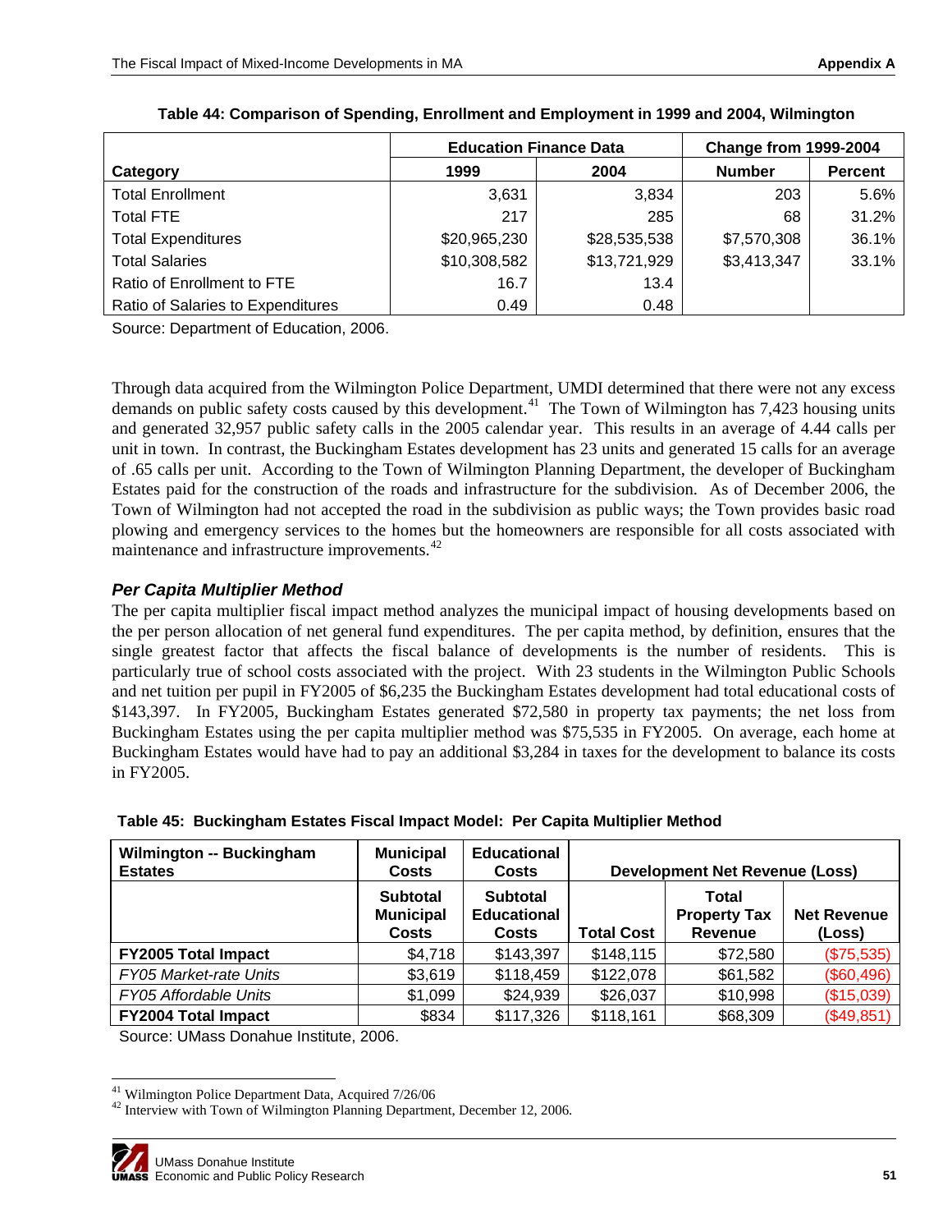**Table 44: Comparison of Spending, Enrollment and Employment in 1999 and 2004, Wilmington**

| Category | Education Finance Data | | Change from 1999-2004 | |
|---|---|---|---|---|
| | 1999 | 2004 | Number | Percent |
| Total Enrollment | 3,631 | 3,834 | 203 | 5.6% |
| Total FTE | 217 | 285 | 68 | 31.2% |
| Total Expenditures | $20,965,230 | $28,535,538 | $7,570,308 | 36.1% |
| Total Salaries | $10,308,582 | $13,721,929 | $3,413,347 | 33.1% |
| Ratio of Enrollment to FTE | 16.7 | 13.4 | | |
| Ratio of Salaries to Expenditures | 0.49 | 0.48 | | |

Source: Department of Education, 2006.

Through data acquired from the Wilmington Police Department, UMDI determined that there were not any excess demands on public safety costs caused by this development.[41] The Town of Wilmington has 7,423 housing units and generated 32,957 public safety calls in the 2005 calendar year. This results in an average of 4.44 calls per unit in town. In contrast, the Buckingham Estates development has 23 units and generated 15 calls for an average of .65 calls per unit. According to the Town of Wilmington Planning Department, the developer of Buckingham Estates paid for the construction of the roads and infrastructure for the subdivision. As of December 2006, the Town of Wilmington had not accepted the road in the subdivision as public ways; the Town provides basic road plowing and emergency services to the homes but the homeowners are responsible for all costs associated with maintenance and infrastructure improvements.[42]

### *Per Capita Multiplier Method*

The per capita multiplier fiscal impact method analyzes the municipal impact of housing developments based on the per person allocation of net general fund expenditures. The per capita method, by definition, ensures that the single greatest factor that affects the fiscal balance of developments is the number of residents. This is particularly true of school costs associated with the project. With 23 students in the Wilmington Public Schools and net tuition per pupil in FY2005 of $6,235 the Buckingham Estates development had total educational costs of $143,397. In FY2005, Buckingham Estates generated $72,580 in property tax payments; the net loss from Buckingham Estates using the per capita multiplier method was $75,535 in FY2005. On average, each home at Buckingham Estates would have had to pay an additional $3,284 in taxes for the development to balance its costs in FY2005.

**Table 45: Buckingham Estates Fiscal Impact Model: Per Capita Multiplier Method**

| Wilmington -- Buckingham Estates | Municipal Costs | Educational Costs | Development Net Revenue (Loss) | | |
|---|---|---|---|---|---|
| | Subtotal Municipal Costs | Subtotal Educational Costs | Total Cost | Total Property Tax Revenue | Net Revenue (Loss) |
| **FY2005 Total Impact** | $4,718 | $143,397 | $148,115 | $72,580 | ($75,535) |
| *FY05 Market-rate Units* | $3,619 | $118,459 | $122,078 | $61,582 | ($60,496) |
| *FY05 Affordable Units* | $1,099 | $24,939 | $26,037 | $10,998 | ($15,039) |
| **FY2004 Total Impact** | $834 | $117,326 | $118,161 | $68,309 | ($49,851) |

Source: UMass Donahue Institute, 2006.

[41] Wilmington Police Department Data, Acquired 7/26/06

[42] Interview with Town of Wilmington Planning Department, December 12, 2006.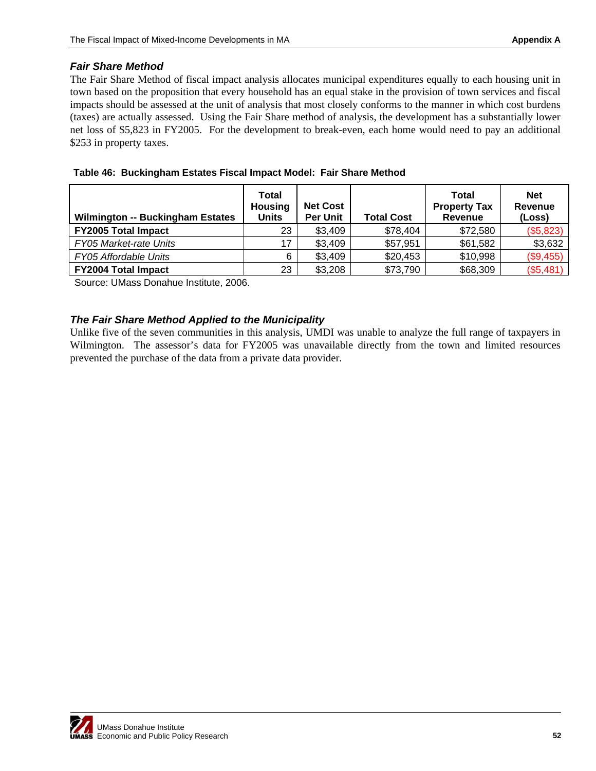### *Fair Share Method*

The Fair Share Method of fiscal impact analysis allocates municipal expenditures equally to each housing unit in town based on the proposition that every household has an equal stake in the provision of town services and fiscal impacts should be assessed at the unit of analysis that most closely conforms to the manner in which cost burdens (taxes) are actually assessed. Using the Fair Share method of analysis, the development has a substantially lower net loss of $5,823 in FY2005. For the development to break-even, each home would need to pay an additional $253 in property taxes.

**Table 46: Buckingham Estates Fiscal Impact Model: Fair Share Method**

| Wilmington -- Buckingham Estates | Total Housing Units | Net Cost Per Unit | Total Cost | Total Property Tax Revenue | Net Revenue (Loss) |
|---|---|---|---|---|---|
| **FY2005 Total Impact** | 23 | $3,409 | $78,404 | $72,580 | ($5,823) |
| *FY05 Market-rate Units* | 17 | $3,409 | $57,951 | $61,582 | $3,632 |
| *FY05 Affordable Units* | 6 | $3,409 | $20,453 | $10,998 | ($9,455) |
| **FY2004 Total Impact** | 23 | $3,208 | $73,790 | $68,309 | ($5,481) |

Source: UMass Donahue Institute, 2006.

### *The Fair Share Method Applied to the Municipality*

Unlike five of the seven communities in this analysis, UMDI was unable to analyze the full range of taxpayers in Wilmington. The assessor's data for FY2005 was unavailable directly from the town and limited resources prevented the purchase of the data from a private data provider.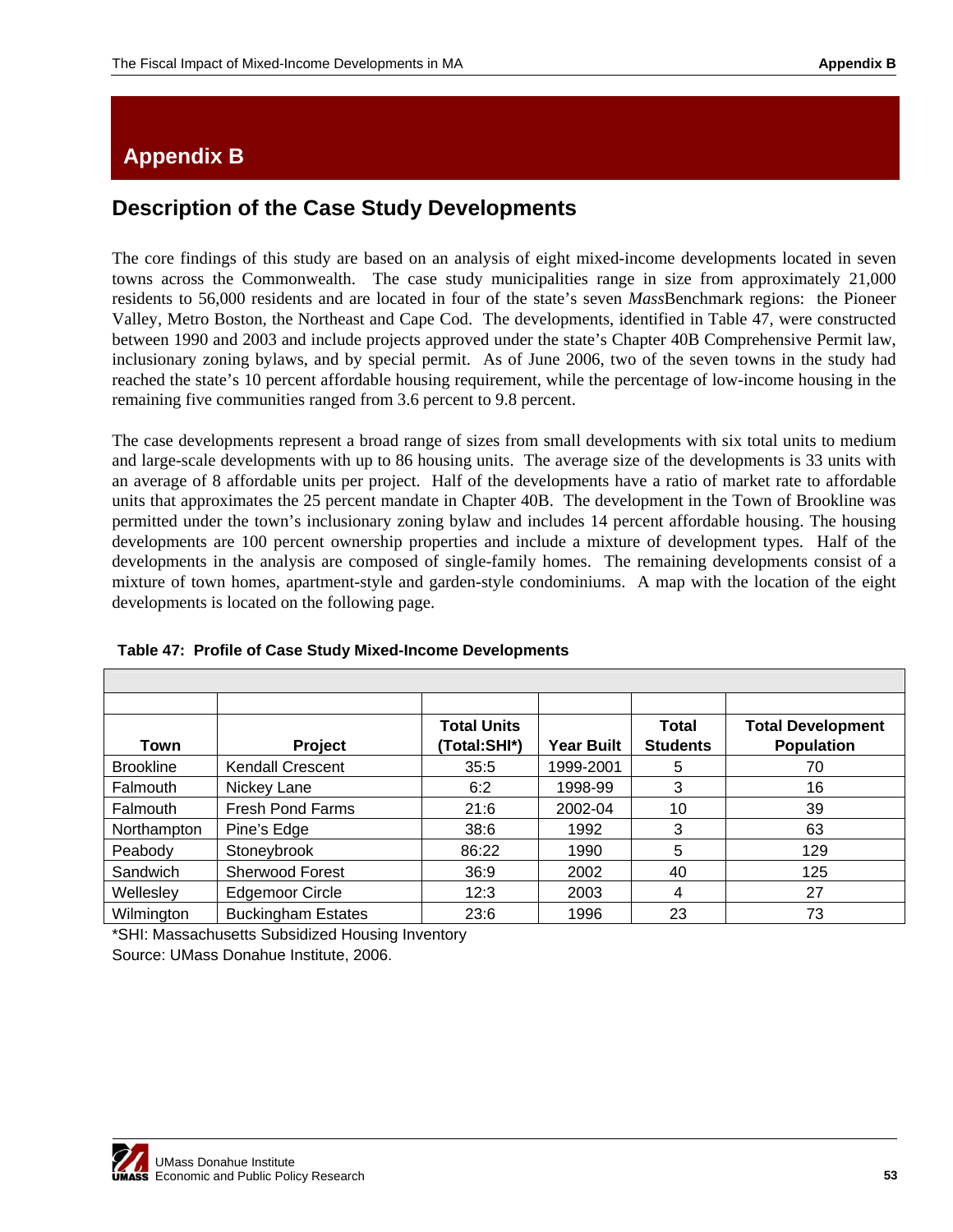# Appendix B

## Description of the Case Study Developments

The core findings of this study are based on an analysis of eight mixed-income developments located in seven towns across the Commonwealth. The case study municipalities range in size from approximately 21,000 residents to 56,000 residents and are located in four of the state's seven *Mass*Benchmark regions: the Pioneer Valley, Metro Boston, the Northeast and Cape Cod. The developments, identified in Table 47, were constructed between 1990 and 2003 and include projects approved under the state's Chapter 40B Comprehensive Permit law, inclusionary zoning bylaws, and by special permit. As of June 2006, two of the seven towns in the study had reached the state's 10 percent affordable housing requirement, while the percentage of low-income housing in the remaining five communities ranged from 3.6 percent to 9.8 percent.

The case developments represent a broad range of sizes from small developments with six total units to medium and large-scale developments with up to 86 housing units. The average size of the developments is 33 units with an average of 8 affordable units per project. Half of the developments have a ratio of market rate to affordable units that approximates the 25 percent mandate in Chapter 40B. The development in the Town of Brookline was permitted under the town's inclusionary zoning bylaw and includes 14 percent affordable housing. The housing developments are 100 percent ownership properties and include a mixture of development types. Half of the developments in the analysis are composed of single-family homes. The remaining developments consist of a mixture of town homes, apartment-style and garden-style condominiums. A map with the location of the eight developments is located on the following page.

**Table 47: Profile of Case Study Mixed-Income Developments**

| Town | Project | Total Units (Total:SHI*) | Year Built | Total Students | Total Development Population |
|---|---|---|---|---|---|
| Brookline | Kendall Crescent | 35:5 | 1999-2001 | 5 | 70 |
| Falmouth | Nickey Lane | 6:2 | 1998-99 | 3 | 16 |
| Falmouth | Fresh Pond Farms | 21:6 | 2002-04 | 10 | 39 |
| Northampton | Pine's Edge | 38:6 | 1992 | 3 | 63 |
| Peabody | Stoneybrook | 86:22 | 1990 | 5 | 129 |
| Sandwich | Sherwood Forest | 36:9 | 2002 | 40 | 125 |
| Wellesley | Edgemoor Circle | 12:3 | 2003 | 4 | 27 |
| Wilmington | Buckingham Estates | 23:6 | 1996 | 23 | 73 |

*SHI: Massachusetts Subsidized Housing Inventory

Source: UMass Donahue Institute, 2006.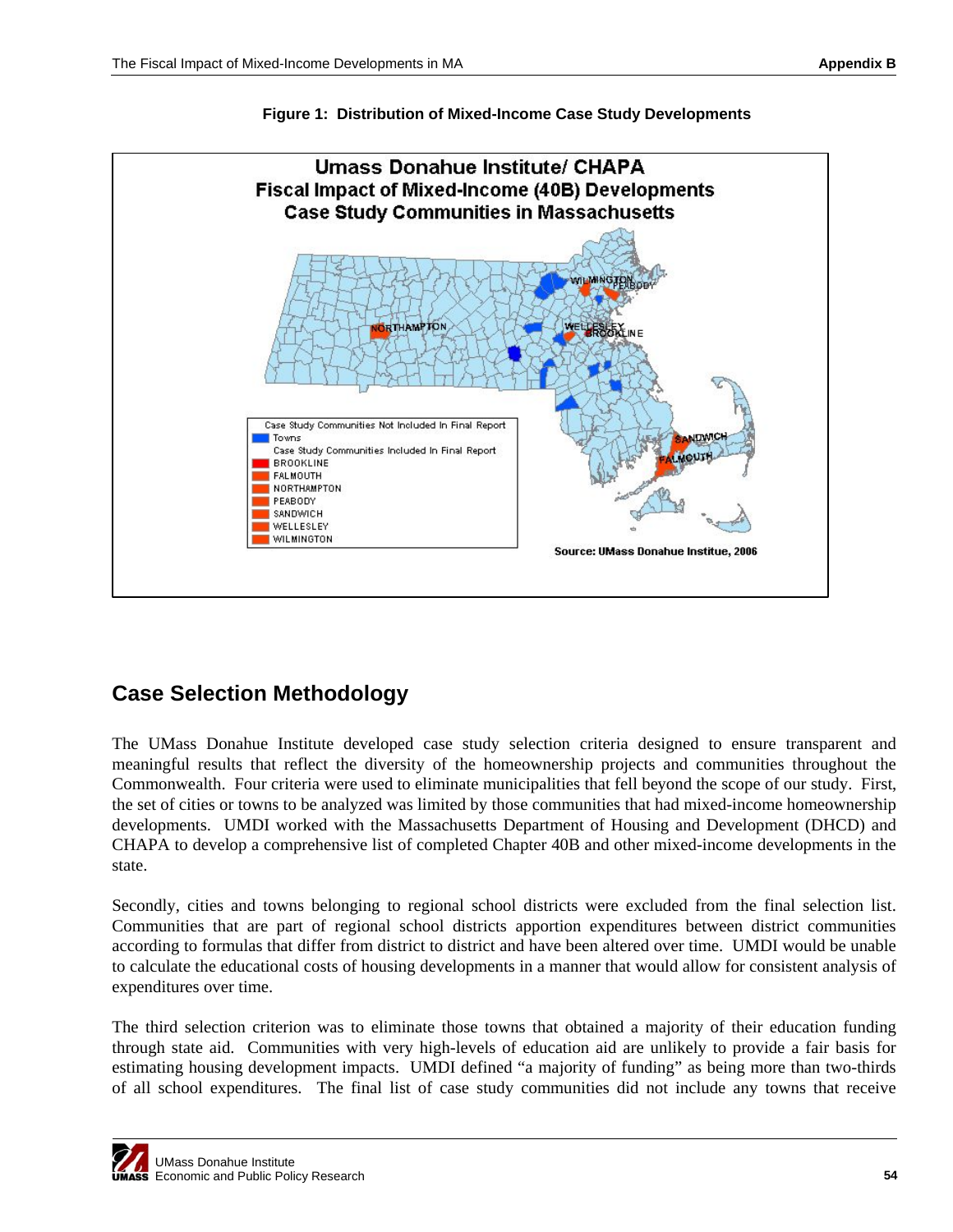**Figure 1: Distribution of Mixed-Income Case Study Developments**

Umass Donahue Institute/ CHAPA
Fiscal Impact of Mixed-Income (40B) Developments
Case Study Communities in Massachusetts

WILMINGTON
PEABODY
NORTHAMPTON
WELLESLEY
BROOKLINE
SANDWICH
FALMOUTH

Case Study Communities Not Included In Final Report
Towns
Case Study Communities Included In Final Report
BROOKLINE
FALMOUTH
NORTHAMPTON
PEABODY
SANDWICH
WELLESLEY
WILMINGTON

Source: UMass Donahue Institue, 2006

## Case Selection Methodology

The UMass Donahue Institute developed case study selection criteria designed to ensure transparent and meaningful results that reflect the diversity of the homeownership projects and communities throughout the Commonwealth. Four criteria were used to eliminate municipalities that fell beyond the scope of our study. First, the set of cities or towns to be analyzed was limited by those communities that had mixed-income homeownership developments. UMDI worked with the Massachusetts Department of Housing and Development (DHCD) and CHAPA to develop a comprehensive list of completed Chapter 40B and other mixed-income developments in the state.

Secondly, cities and towns belonging to regional school districts were excluded from the final selection list. Communities that are part of regional school districts apportion expenditures between district communities according to formulas that differ from district to district and have been altered over time. UMDI would be unable to calculate the educational costs of housing developments in a manner that would allow for consistent analysis of expenditures over time.

The third selection criterion was to eliminate those towns that obtained a majority of their education funding through state aid. Communities with very high-levels of education aid are unlikely to provide a fair basis for estimating housing development impacts. UMDI defined "a majority of funding" as being more than two-thirds of all school expenditures. The final list of case study communities did not include any towns that receive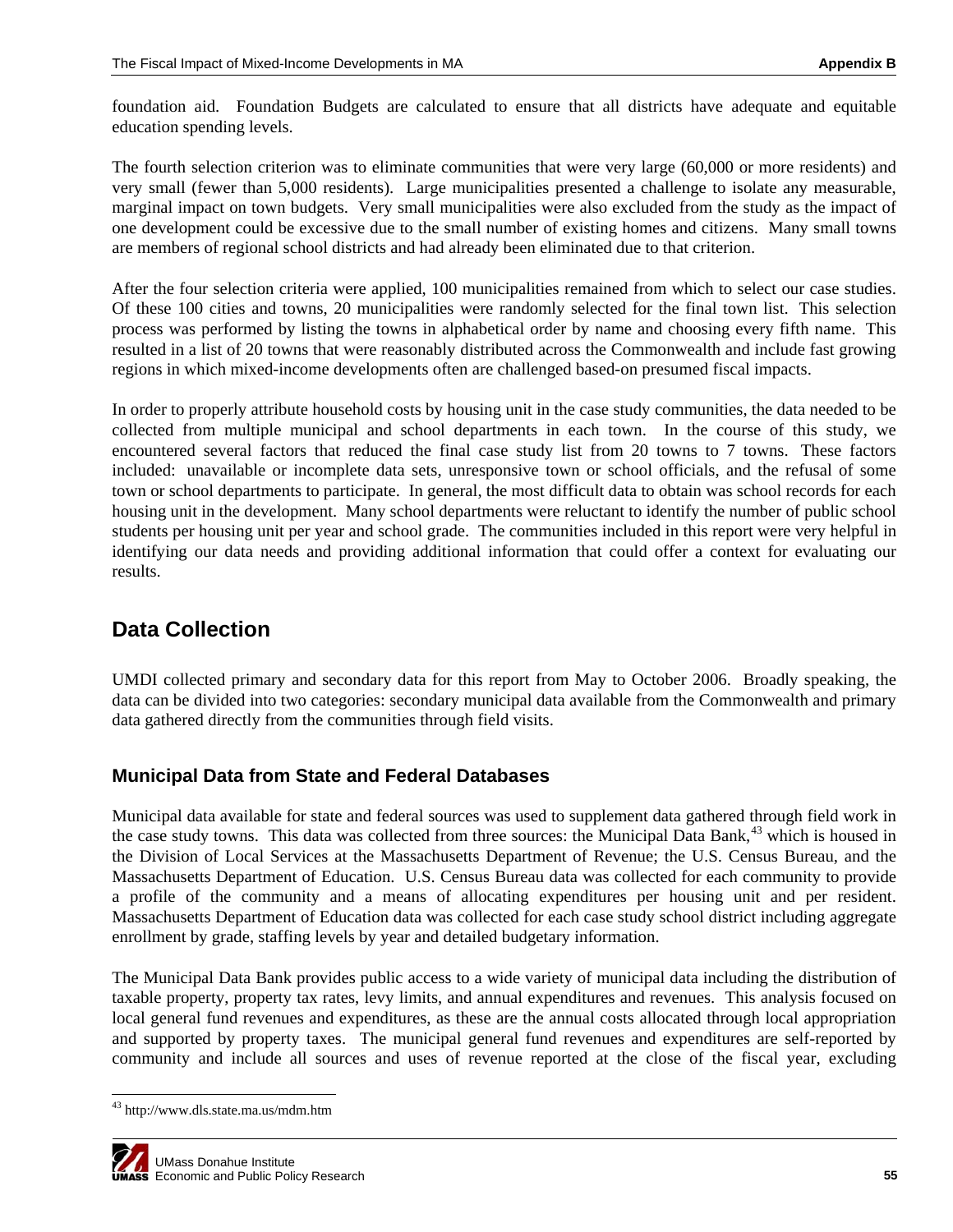foundation aid. Foundation Budgets are calculated to ensure that all districts have adequate and equitable education spending levels.

The fourth selection criterion was to eliminate communities that were very large (60,000 or more residents) and very small (fewer than 5,000 residents). Large municipalities presented a challenge to isolate any measurable, marginal impact on town budgets. Very small municipalities were also excluded from the study as the impact of one development could be excessive due to the small number of existing homes and citizens. Many small towns are members of regional school districts and had already been eliminated due to that criterion.

After the four selection criteria were applied, 100 municipalities remained from which to select our case studies. Of these 100 cities and towns, 20 municipalities were randomly selected for the final town list. This selection process was performed by listing the towns in alphabetical order by name and choosing every fifth name. This resulted in a list of 20 towns that were reasonably distributed across the Commonwealth and include fast growing regions in which mixed-income developments often are challenged based-on presumed fiscal impacts.

In order to properly attribute household costs by housing unit in the case study communities, the data needed to be collected from multiple municipal and school departments in each town. In the course of this study, we encountered several factors that reduced the final case study list from 20 towns to 7 towns. These factors included: unavailable or incomplete data sets, unresponsive town or school officials, and the refusal of some town or school departments to participate. In general, the most difficult data to obtain was school records for each housing unit in the development. Many school departments were reluctant to identify the number of public school students per housing unit per year and school grade. The communities included in this report were very helpful in identifying our data needs and providing additional information that could offer a context for evaluating our results.

## Data Collection

UMDI collected primary and secondary data for this report from May to October 2006. Broadly speaking, the data can be divided into two categories: secondary municipal data available from the Commonwealth and primary data gathered directly from the communities through field visits.

### Municipal Data from State and Federal Databases

Municipal data available for state and federal sources was used to supplement data gathered through field work in the case study towns. This data was collected from three sources: the Municipal Data Bank,[43] which is housed in the Division of Local Services at the Massachusetts Department of Revenue; the U.S. Census Bureau, and the Massachusetts Department of Education. U.S. Census Bureau data was collected for each community to provide a profile of the community and a means of allocating expenditures per housing unit and per resident. Massachusetts Department of Education data was collected for each case study school district including aggregate enrollment by grade, staffing levels by year and detailed budgetary information.

The Municipal Data Bank provides public access to a wide variety of municipal data including the distribution of taxable property, property tax rates, levy limits, and annual expenditures and revenues. This analysis focused on local general fund revenues and expenditures, as these are the annual costs allocated through local appropriation and supported by property taxes. The municipal general fund revenues and expenditures are self-reported by community and include all sources and uses of revenue reported at the close of the fiscal year, excluding

[43] http://www.dls.state.ma.us/mdm.htm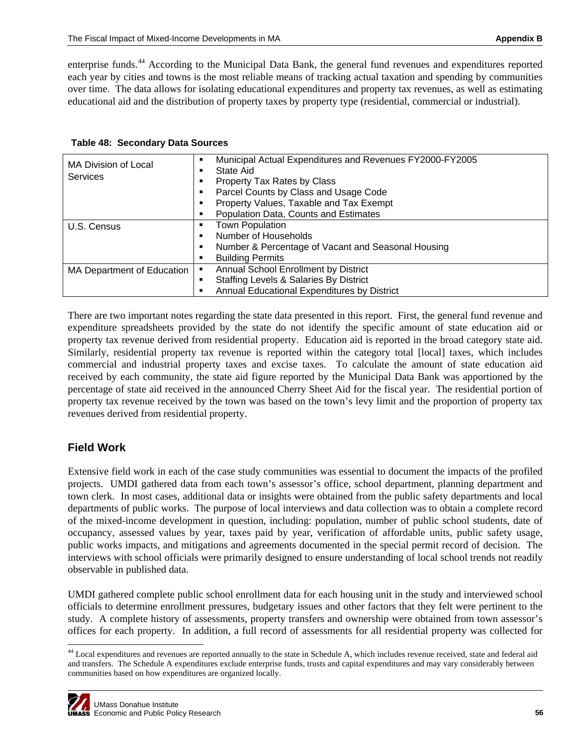enterprise funds.[44] According to the Municipal Data Bank, the general fund revenues and expenditures reported each year by cities and towns is the most reliable means of tracking actual taxation and spending by communities over time. The data allows for isolating educational expenditures and property tax revenues, as well as estimating educational aid and the distribution of property taxes by property type (residential, commercial or industrial).

**Table 48: Secondary Data Sources**

| | |
|---|---|
| MA Division of Local Services | ▪ Municipal Actual Expenditures and Revenues FY2000-FY2005<br>▪ State Aid<br>▪ Property Tax Rates by Class<br>▪ Parcel Counts by Class and Usage Code<br>▪ Property Values, Taxable and Tax Exempt<br>▪ Population Data, Counts and Estimates |
| U.S. Census | ▪ Town Population<br>▪ Number of Households<br>▪ Number & Percentage of Vacant and Seasonal Housing<br>▪ Building Permits |
| MA Department of Education | ▪ Annual School Enrollment by District<br>▪ Staffing Levels & Salaries By District<br>▪ Annual Educational Expenditures by District |

There are two important notes regarding the state data presented in this report. First, the general fund revenue and expenditure spreadsheets provided by the state do not identify the specific amount of state education aid or property tax revenue derived from residential property. Education aid is reported in the broad category state aid. Similarly, residential property tax revenue is reported within the category total [local] taxes, which includes commercial and industrial property taxes and excise taxes. To calculate the amount of state education aid received by each community, the state aid figure reported by the Municipal Data Bank was apportioned by the percentage of state aid received in the announced Cherry Sheet Aid for the fiscal year. The residential portion of property tax revenue received by the town was based on the town's levy limit and the proportion of property tax revenues derived from residential property.

## Field Work

Extensive field work in each of the case study communities was essential to document the impacts of the profiled projects. UMDI gathered data from each town's assessor's office, school department, planning department and town clerk. In most cases, additional data or insights were obtained from the public safety departments and local departments of public works. The purpose of local interviews and data collection was to obtain a complete record of the mixed-income development in question, including: population, number of public school students, date of occupancy, assessed values by year, taxes paid by year, verification of affordable units, public safety usage, public works impacts, and mitigations and agreements documented in the special permit record of decision. The interviews with school officials were primarily designed to ensure understanding of local school trends not readily observable in published data.

UMDI gathered complete public school enrollment data for each housing unit in the study and interviewed school officials to determine enrollment pressures, budgetary issues and other factors that they felt were pertinent to the study. A complete history of assessments, property transfers and ownership were obtained from town assessor's offices for each property. In addition, a full record of assessments for all residential property was collected for

[44] Local expenditures and revenues are reported annually to the state in Schedule A, which includes revenue received, state and federal aid and transfers. The Schedule A expenditures exclude enterprise funds, trusts and capital expenditures and may vary considerably between communities based on how expenditures are organized locally.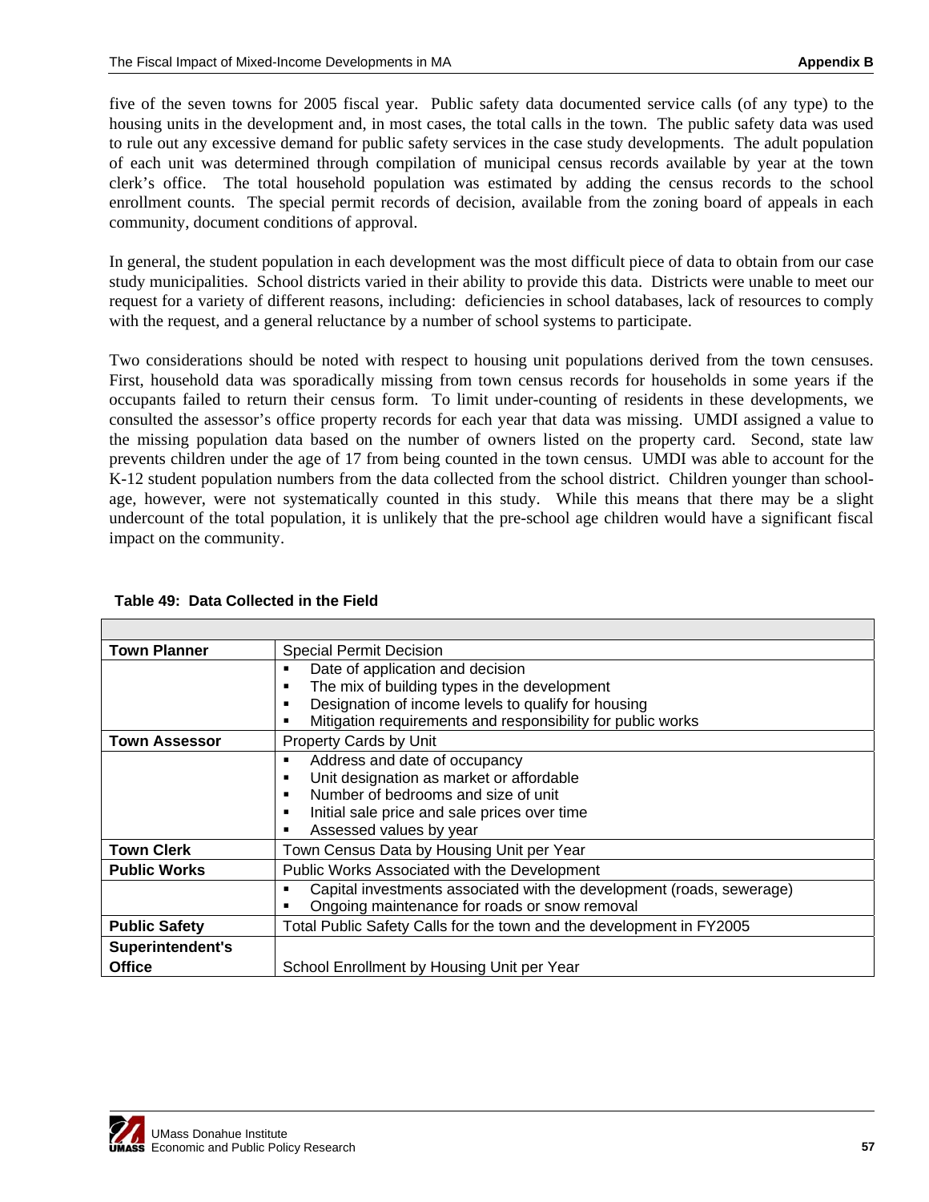five of the seven towns for 2005 fiscal year. Public safety data documented service calls (of any type) to the housing units in the development and, in most cases, the total calls in the town. The public safety data was used to rule out any excessive demand for public safety services in the case study developments. The adult population of each unit was determined through compilation of municipal census records available by year at the town clerk's office. The total household population was estimated by adding the census records to the school enrollment counts. The special permit records of decision, available from the zoning board of appeals in each community, document conditions of approval.

In general, the student population in each development was the most difficult piece of data to obtain from our case study municipalities. School districts varied in their ability to provide this data. Districts were unable to meet our request for a variety of different reasons, including: deficiencies in school databases, lack of resources to comply with the request, and a general reluctance by a number of school systems to participate.

Two considerations should be noted with respect to housing unit populations derived from the town censuses. First, household data was sporadically missing from town census records for households in some years if the occupants failed to return their census form. To limit under-counting of residents in these developments, we consulted the assessor's office property records for each year that data was missing. UMDI assigned a value to the missing population data based on the number of owners listed on the property card. Second, state law prevents children under the age of 17 from being counted in the town census. UMDI was able to account for the K-12 student population numbers from the data collected from the school district. Children younger than school-age, however, were not systematically counted in this study. While this means that there may be a slight undercount of the total population, it is unlikely that the pre-school age children would have a significant fiscal impact on the community.

**Table 49: Data Collected in the Field**

| | |
|---|---|
| **Town Planner** | Special Permit Decision |
| | ▪ Date of application and decision<br>▪ The mix of building types in the development<br>▪ Designation of income levels to qualify for housing<br>▪ Mitigation requirements and responsibility for public works |
| **Town Assessor** | Property Cards by Unit |
| | ▪ Address and date of occupancy<br>▪ Unit designation as market or affordable<br>▪ Number of bedrooms and size of unit<br>▪ Initial sale price and sale prices over time<br>▪ Assessed values by year |
| **Town Clerk** | Town Census Data by Housing Unit per Year |
| **Public Works** | Public Works Associated with the Development |
| | ▪ Capital investments associated with the development (roads, sewerage)<br>▪ Ongoing maintenance for roads or snow removal |
| **Public Safety** | Total Public Safety Calls for the town and the development in FY2005 |
| **Superintendent's Office** | School Enrollment by Housing Unit per Year |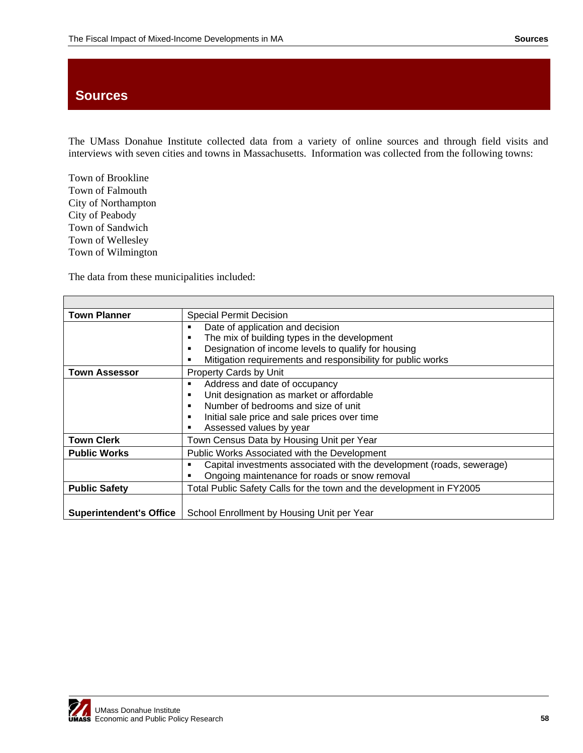# Sources

The UMass Donahue Institute collected data from a variety of online sources and through field visits and interviews with seven cities and towns in Massachusetts. Information was collected from the following towns:

Town of Brookline
Town of Falmouth
City of Northampton
City of Peabody
Town of Sandwich
Town of Wellesley
Town of Wilmington

The data from these municipalities included:

| | |
|---|---|
| **Town Planner** | Special Permit Decision |
| | ▪ Date of application and decision<br>▪ The mix of building types in the development<br>▪ Designation of income levels to qualify for housing<br>▪ Mitigation requirements and responsibility for public works |
| **Town Assessor** | Property Cards by Unit |
| | ▪ Address and date of occupancy<br>▪ Unit designation as market or affordable<br>▪ Number of bedrooms and size of unit<br>▪ Initial sale price and sale prices over time<br>▪ Assessed values by year |
| **Town Clerk** | Town Census Data by Housing Unit per Year |
| **Public Works** | Public Works Associated with the Development |
| | ▪ Capital investments associated with the development (roads, sewerage)<br>▪ Ongoing maintenance for roads or snow removal |
| **Public Safety** | Total Public Safety Calls for the town and the development in FY2005 |
| **Superintendent's Office** | School Enrollment by Housing Unit per Year |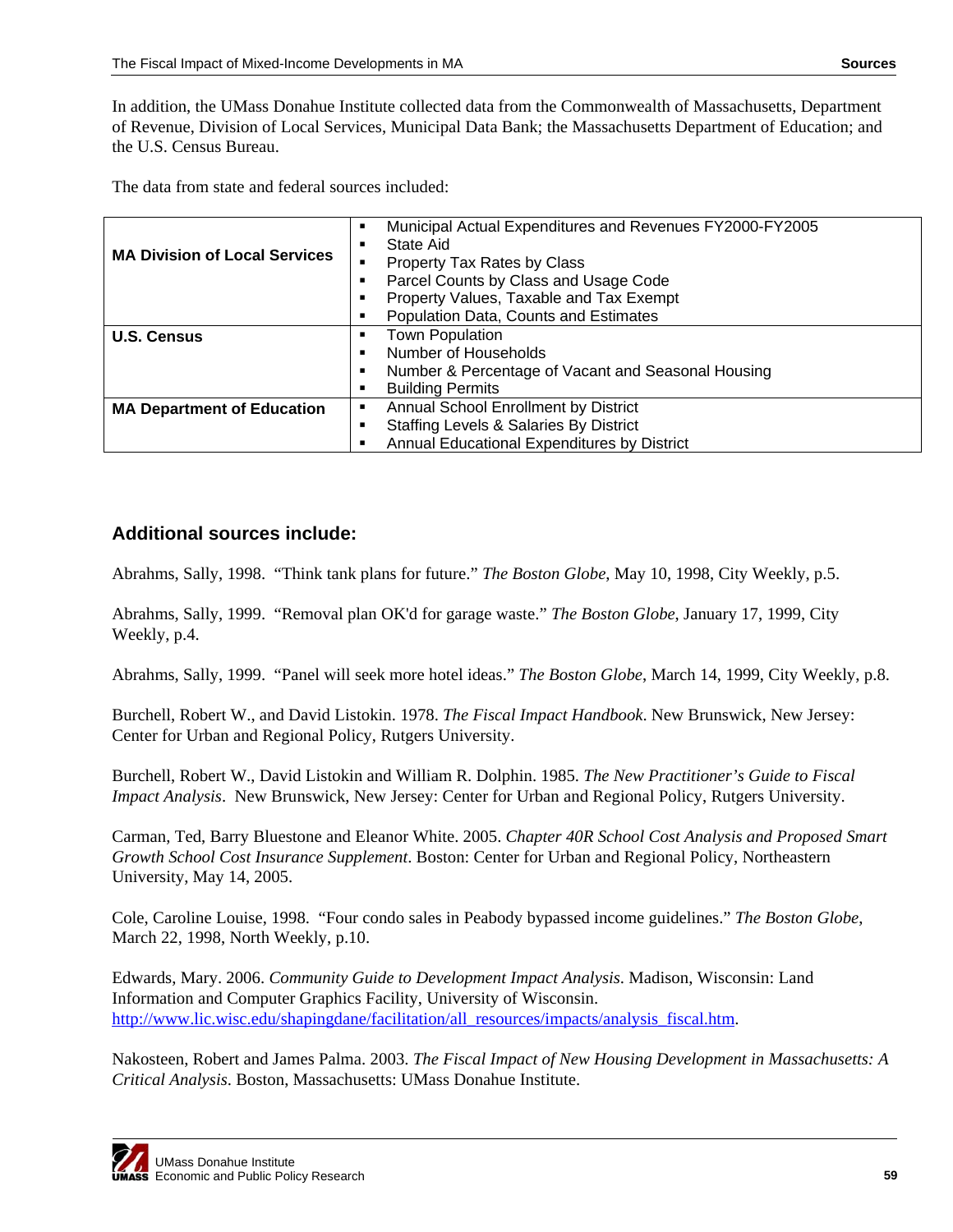In addition, the UMass Donahue Institute collected data from the Commonwealth of Massachusetts, Department of Revenue, Division of Local Services, Municipal Data Bank; the Massachusetts Department of Education; and the U.S. Census Bureau.

The data from state and federal sources included:

| | |
|---|---|
| **MA Division of Local Services** | ▪ Municipal Actual Expenditures and Revenues FY2000-FY2005<br>▪ State Aid<br>▪ Property Tax Rates by Class<br>▪ Parcel Counts by Class and Usage Code<br>▪ Property Values, Taxable and Tax Exempt<br>▪ Population Data, Counts and Estimates |
| **U.S. Census** | ▪ Town Population<br>▪ Number of Households<br>▪ Number & Percentage of Vacant and Seasonal Housing<br>▪ Building Permits |
| **MA Department of Education** | ▪ Annual School Enrollment by District<br>▪ Staffing Levels & Salaries By District<br>▪ Annual Educational Expenditures by District |

### Additional sources include:

Abrahms, Sally, 1998. "Think tank plans for future." *The Boston Globe*, May 10, 1998, City Weekly, p.5.

Abrahms, Sally, 1999. "Removal plan OK'd for garage waste." *The Boston Globe*, January 17, 1999, City Weekly, p.4.

Abrahms, Sally, 1999. "Panel will seek more hotel ideas." *The Boston Globe*, March 14, 1999, City Weekly, p.8.

Burchell, Robert W., and David Listokin. 1978. *The Fiscal Impact Handbook*. New Brunswick, New Jersey: Center for Urban and Regional Policy, Rutgers University.

Burchell, Robert W., David Listokin and William R. Dolphin. 1985. *The New Practitioner's Guide to Fiscal Impact Analysis*. New Brunswick, New Jersey: Center for Urban and Regional Policy, Rutgers University.

Carman, Ted, Barry Bluestone and Eleanor White. 2005. *Chapter 40R School Cost Analysis and Proposed Smart Growth School Cost Insurance Supplement*. Boston: Center for Urban and Regional Policy, Northeastern University, May 14, 2005.

Cole, Caroline Louise, 1998. "Four condo sales in Peabody bypassed income guidelines." *The Boston Globe*, March 22, 1998, North Weekly, p.10.

Edwards, Mary. 2006. *Community Guide to Development Impact Analysis*. Madison, Wisconsin: Land Information and Computer Graphics Facility, University of Wisconsin. http://www.lic.wisc.edu/shapingdane/facilitation/all_resources/impacts/analysis_fiscal.htm.

Nakosteen, Robert and James Palma. 2003. *The Fiscal Impact of New Housing Development in Massachusetts: A Critical Analysis*. Boston, Massachusetts: UMass Donahue Institute.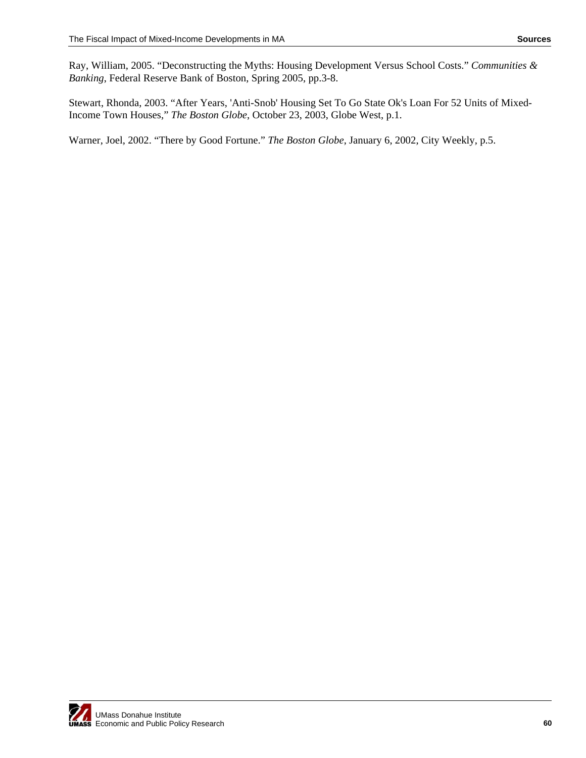Ray, William, 2005. "Deconstructing the Myths: Housing Development Versus School Costs." *Communities & Banking*, Federal Reserve Bank of Boston, Spring 2005, pp.3-8.

Stewart, Rhonda, 2003. "After Years, 'Anti-Snob' Housing Set To Go State Ok's Loan For 52 Units of Mixed-Income Town Houses," *The Boston Globe*, October 23, 2003, Globe West, p.1.

Warner, Joel, 2002. "There by Good Fortune." *The Boston Globe*, January 6, 2002, City Weekly, p.5.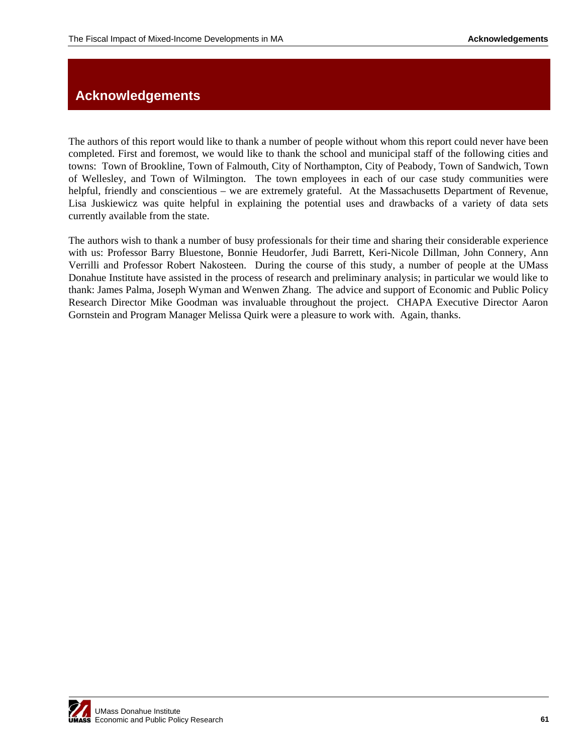# Acknowledgements

The authors of this report would like to thank a number of people without whom this report could never have been completed. First and foremost, we would like to thank the school and municipal staff of the following cities and towns: Town of Brookline, Town of Falmouth, City of Northampton, City of Peabody, Town of Sandwich, Town of Wellesley, and Town of Wilmington. The town employees in each of our case study communities were helpful, friendly and conscientious – we are extremely grateful. At the Massachusetts Department of Revenue, Lisa Juskiewicz was quite helpful in explaining the potential uses and drawbacks of a variety of data sets currently available from the state.

The authors wish to thank a number of busy professionals for their time and sharing their considerable experience with us: Professor Barry Bluestone, Bonnie Heudorfer, Judi Barrett, Keri-Nicole Dillman, John Connery, Ann Verrilli and Professor Robert Nakosteen. During the course of this study, a number of people at the UMass Donahue Institute have assisted in the process of research and preliminary analysis; in particular we would like to thank: James Palma, Joseph Wyman and Wenwen Zhang. The advice and support of Economic and Public Policy Research Director Mike Goodman was invaluable throughout the project. CHAPA Executive Director Aaron Gornstein and Program Manager Melissa Quirk were a pleasure to work with. Again, thanks.